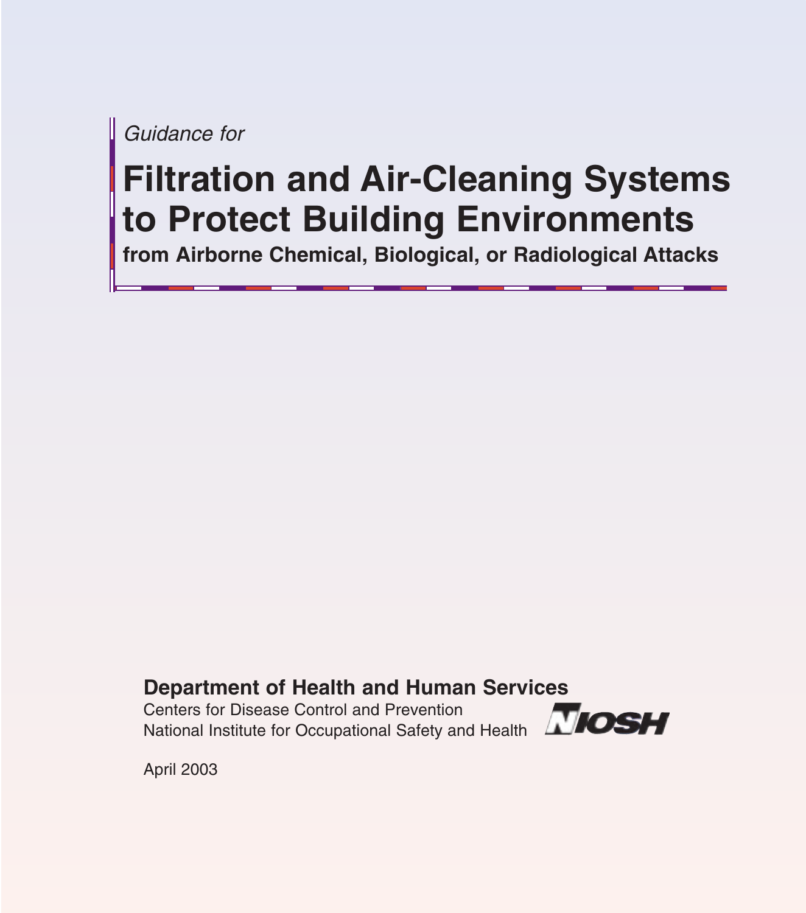*Guidance for*

# Filtration and Air-Cleaning Systems to Protect Building Environments

## from Airborne Chemical, Biological, or Radiological Attacks

**Department of Health and Human Services**

Centers for Disease Control and Prevention

National Institute for Occupational Safety and Health

NIOSH

April 2003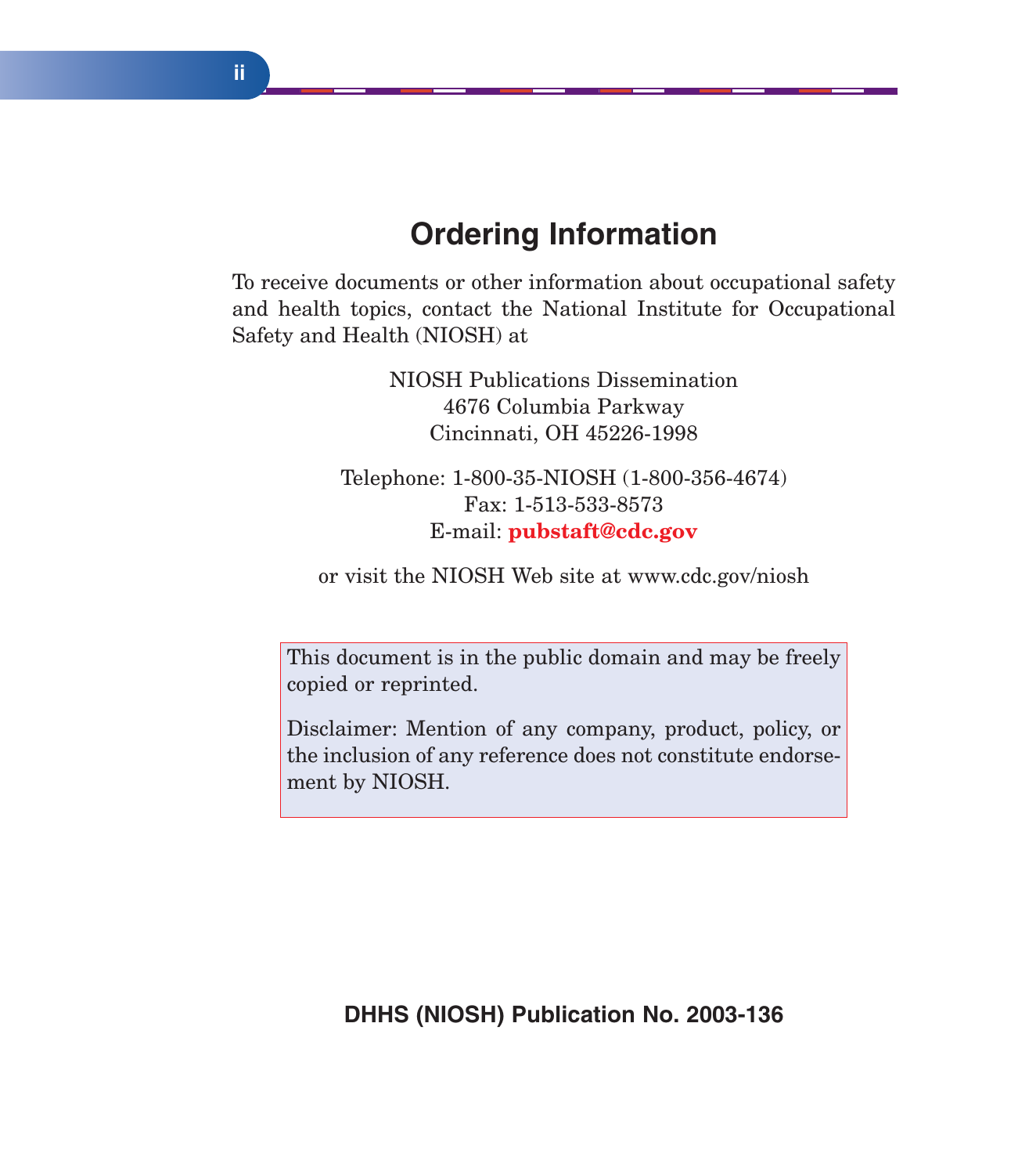## Ordering Information

To receive documents or other information about occupational safety and health topics, contact the National Institute for Occupational Safety and Health (NIOSH) at

NIOSH Publications Dissemination
4676 Columbia Parkway
Cincinnati, OH 45226-1998

Telephone: 1-800-35-NIOSH (1-800-356-4674)
Fax: 1-513-533-8573
E-mail: **pubstaft@cdc.gov**

or visit the NIOSH Web site at www.cdc.gov/niosh

This document is in the public domain and may be freely copied or reprinted.

Disclaimer: Mention of any company, product, policy, or the inclusion of any reference does not constitute endorsement by NIOSH.

**DHHS (NIOSH) Publication No. 2003-136**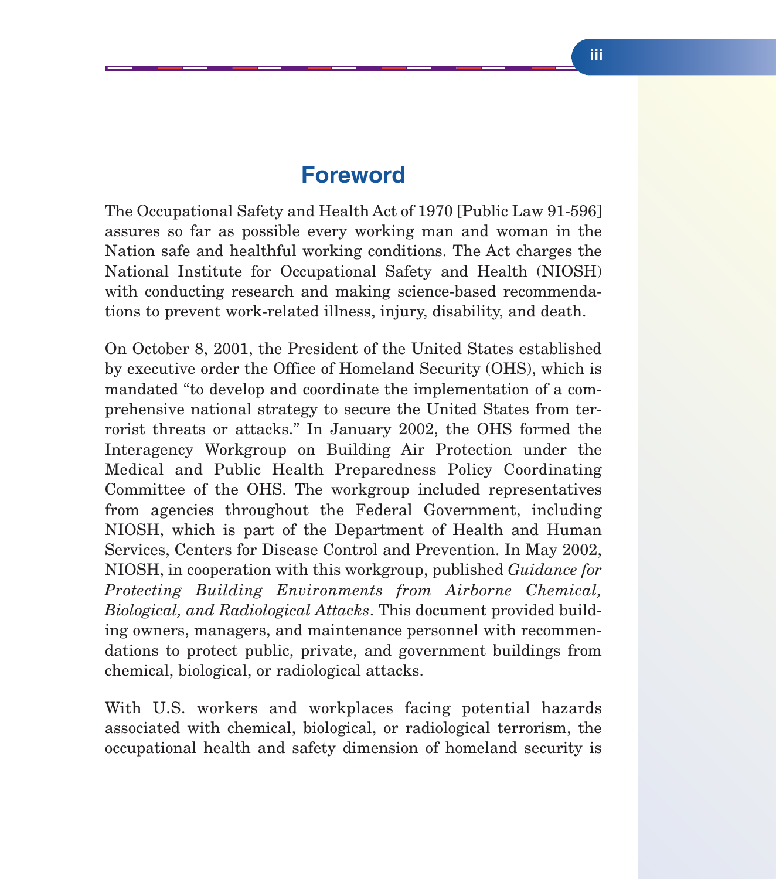# Foreword

The Occupational Safety and Health Act of 1970 [Public Law 91-596] assures so far as possible every working man and woman in the Nation safe and healthful working conditions. The Act charges the National Institute for Occupational Safety and Health (NIOSH) with conducting research and making science-based recommendations to prevent work-related illness, injury, disability, and death.

On October 8, 2001, the President of the United States established by executive order the Office of Homeland Security (OHS), which is mandated "to develop and coordinate the implementation of a comprehensive national strategy to secure the United States from terrorist threats or attacks." In January 2002, the OHS formed the Interagency Workgroup on Building Air Protection under the Medical and Public Health Preparedness Policy Coordinating Committee of the OHS. The workgroup included representatives from agencies throughout the Federal Government, including NIOSH, which is part of the Department of Health and Human Services, Centers for Disease Control and Prevention. In May 2002, NIOSH, in cooperation with this workgroup, published *Guidance for Protecting Building Environments from Airborne Chemical, Biological, and Radiological Attacks*. This document provided building owners, managers, and maintenance personnel with recommendations to protect public, private, and government buildings from chemical, biological, or radiological attacks.

With U.S. workers and workplaces facing potential hazards associated with chemical, biological, or radiological terrorism, the occupational health and safety dimension of homeland security is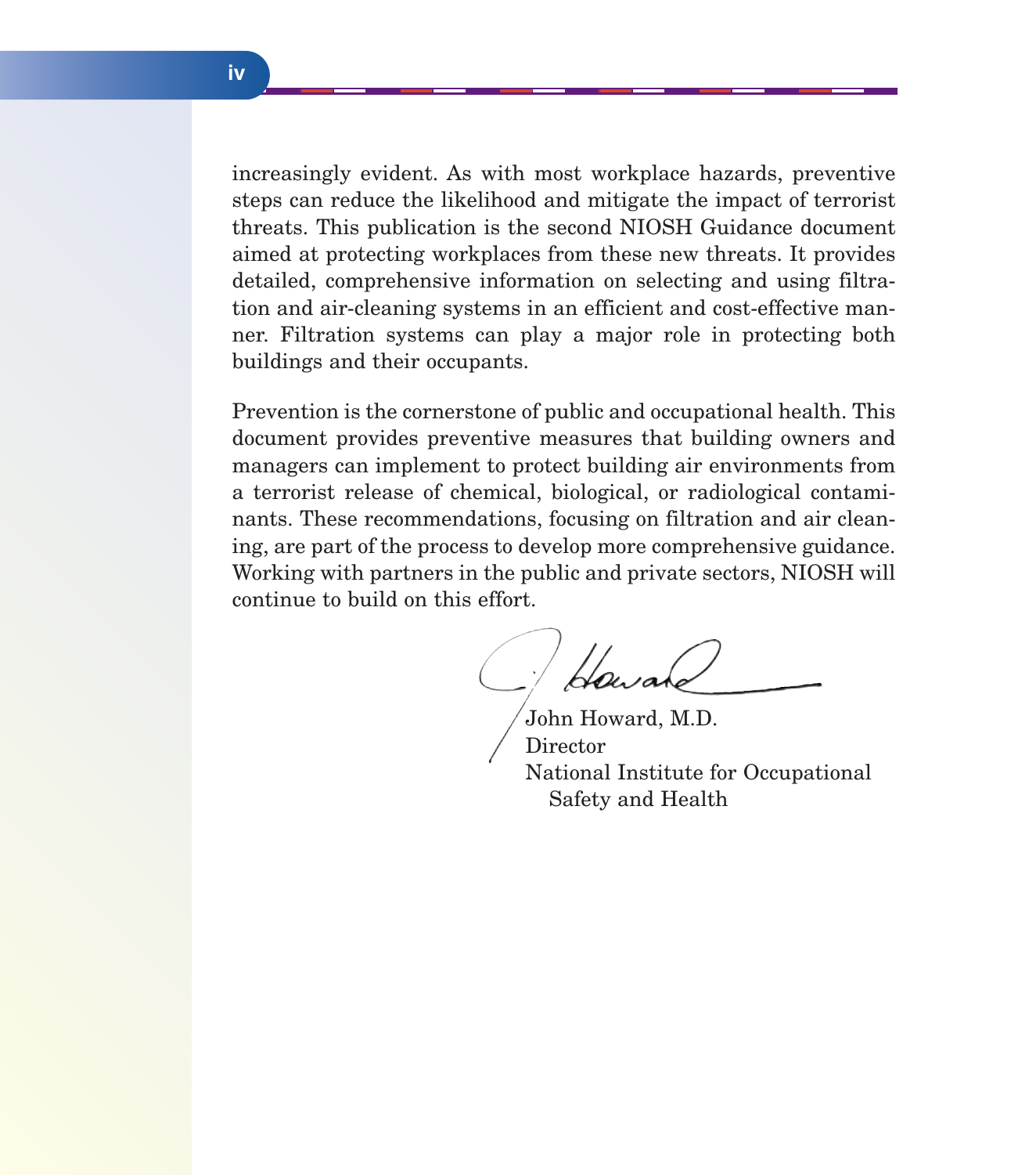increasingly evident. As with most workplace hazards, preventive steps can reduce the likelihood and mitigate the impact of terrorist threats. This publication is the second NIOSH Guidance document aimed at protecting workplaces from these new threats. It provides detailed, comprehensive information on selecting and using filtration and air-cleaning systems in an efficient and cost-effective manner. Filtration systems can play a major role in protecting both buildings and their occupants.

Prevention is the cornerstone of public and occupational health. This document provides preventive measures that building owners and managers can implement to protect building air environments from a terrorist release of chemical, biological, or radiological contaminants. These recommendations, focusing on filtration and air cleaning, are part of the process to develop more comprehensive guidance. Working with partners in the public and private sectors, NIOSH will continue to build on this effort.

John Howard, M.D.
Director
National Institute for Occupational Safety and Health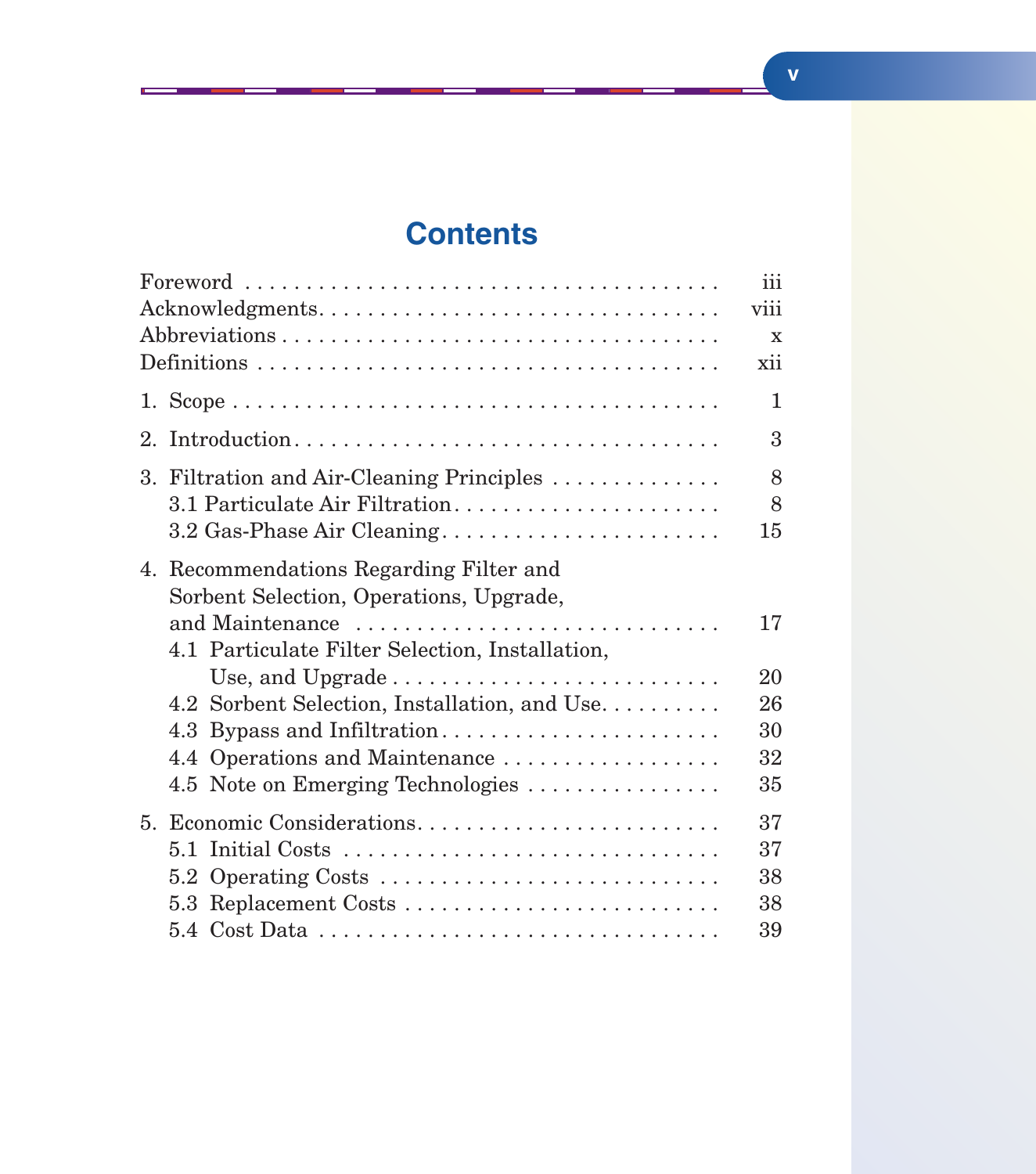# Contents

Foreword . . . . . . . . . . . . . . . . . . . . . . . . . . . . . . . . . . . . . . . . iii
Acknowledgments. . . . . . . . . . . . . . . . . . . . . . . . . . . . . . . . . . . viii
Abbreviations . . . . . . . . . . . . . . . . . . . . . . . . . . . . . . . . . . . . . x
Definitions . . . . . . . . . . . . . . . . . . . . . . . . . . . . . . . . . . . . . . . xii

1. Scope . . . . . . . . . . . . . . . . . . . . . . . . . . . . . . . . . . . . . . . . . 1

2. Introduction. . . . . . . . . . . . . . . . . . . . . . . . . . . . . . . . . . . . . 3

3. Filtration and Air-Cleaning Principles . . . . . . . . . . . . . . 8
   3.1 Particulate Air Filtration. . . . . . . . . . . . . . . . . . . . . . . 8
   3.2 Gas-Phase Air Cleaning. . . . . . . . . . . . . . . . . . . . . . . 15

4. Recommendations Regarding Filter and Sorbent Selection, Operations, Upgrade, and Maintenance . . . . . . . . . . . . . . . . . . . . . . . . . . . . . 17
   4.1 Particulate Filter Selection, Installation, Use, and Upgrade . . . . . . . . . . . . . . . . . . . . . . . . . . 20
   4.2 Sorbent Selection, Installation, and Use. . . . . . . . . . 26
   4.3 Bypass and Infiltration. . . . . . . . . . . . . . . . . . . . . . . 30
   4.4 Operations and Maintenance . . . . . . . . . . . . . . . . . . 32
   4.5 Note on Emerging Technologies . . . . . . . . . . . . . . . . 35

5. Economic Considerations. . . . . . . . . . . . . . . . . . . . . . . . . 37
   5.1 Initial Costs . . . . . . . . . . . . . . . . . . . . . . . . . . . . . . . 37
   5.2 Operating Costs . . . . . . . . . . . . . . . . . . . . . . . . . . . . 38
   5.3 Replacement Costs . . . . . . . . . . . . . . . . . . . . . . . . . 38
   5.4 Cost Data . . . . . . . . . . . . . . . . . . . . . . . . . . . . . . . . 39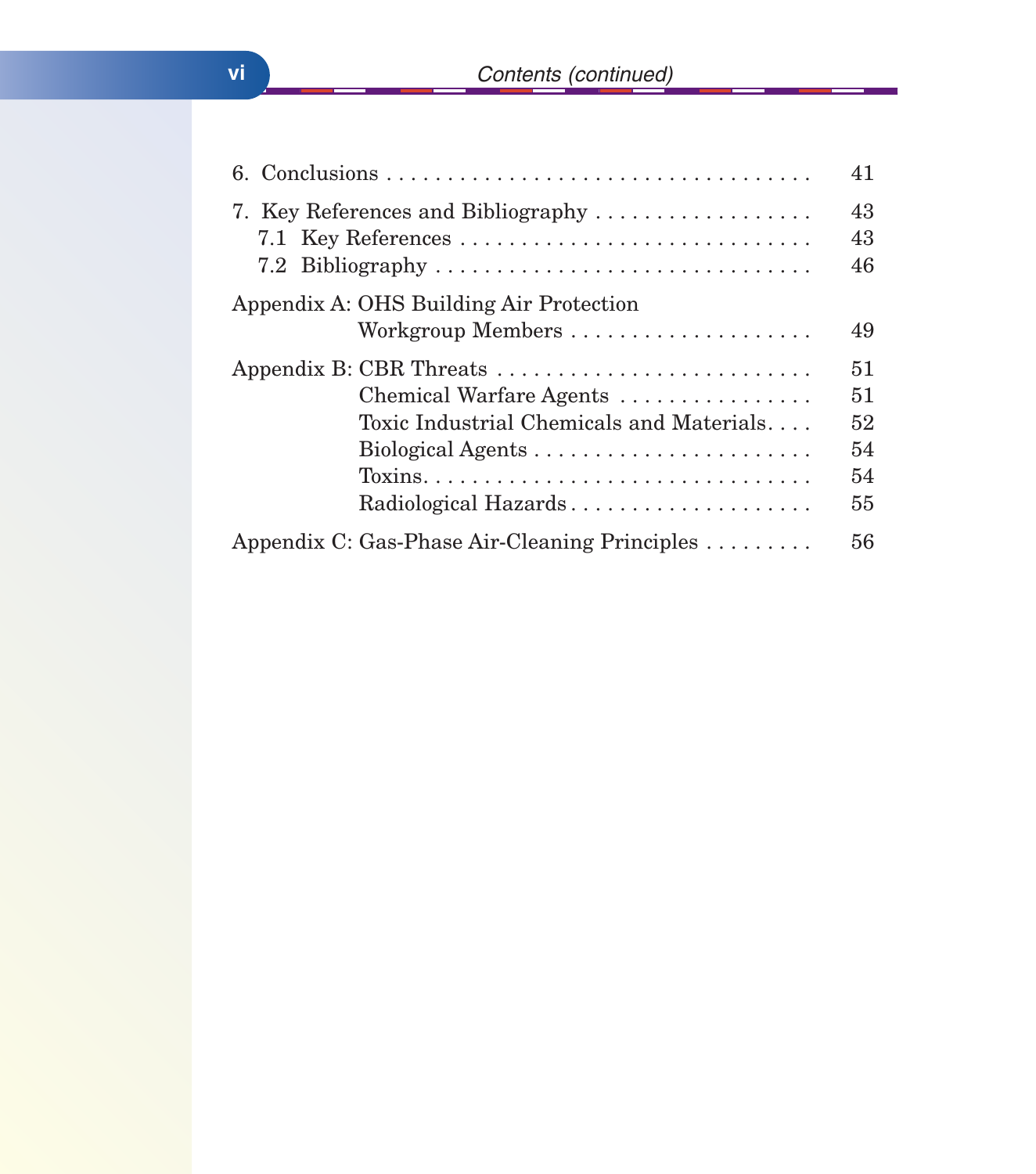6. Conclusions . . . . . . . . . . . . . . . . . . . . . . . . . . . . . . . . . . . 41

7. Key References and Bibliography . . . . . . . . . . . . . . . . . . 43
   - 7.1 Key References . . . . . . . . . . . . . . . . . . . . . . . . . . . . 43
   - 7.2 Bibliography . . . . . . . . . . . . . . . . . . . . . . . . . . . . . . 46

Appendix A: OHS Building Air Protection Workgroup Members . . . . . . . . . . . . . . . . . . . . 49

Appendix B: CBR Threats . . . . . . . . . . . . . . . . . . . . . . . . . 51
   - Chemical Warfare Agents . . . . . . . . . . . . . . . . 51
   - Toxic Industrial Chemicals and Materials. . . . 52
   - Biological Agents . . . . . . . . . . . . . . . . . . . . . . 54
   - Toxins. . . . . . . . . . . . . . . . . . . . . . . . . . . . . . . 54
   - Radiological Hazards . . . . . . . . . . . . . . . . . . . 55

Appendix C: Gas-Phase Air-Cleaning Principles . . . . . . . . . 56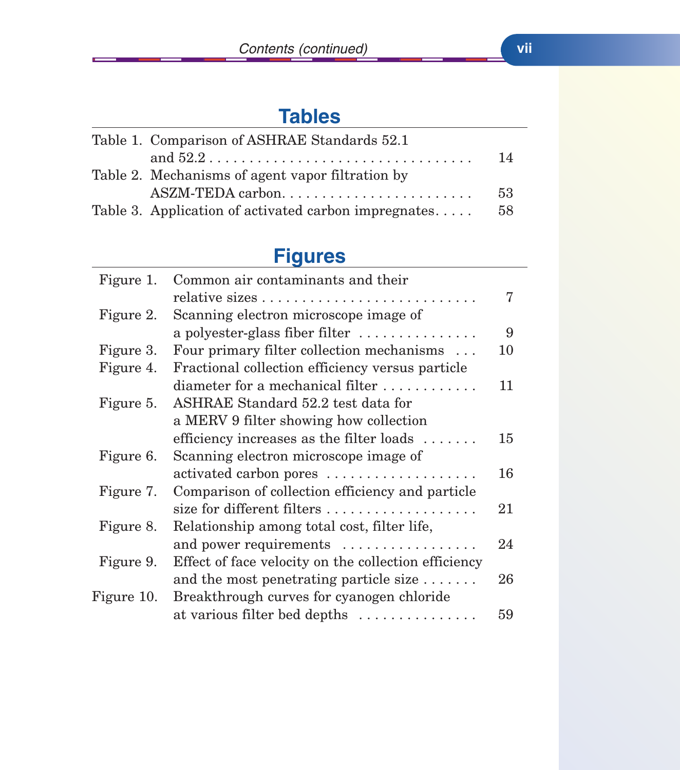## Tables

Table 1. Comparison of ASHRAE Standards 52.1 and 52.2 . . . . . . . . . . . . . . . . . . . . . . . . . . . . . . . . . 14

Table 2. Mechanisms of agent vapor filtration by ASZM-TEDA carbon. . . . . . . . . . . . . . . . . . . . . . . . 53

Table 3. Application of activated carbon impregnates. . . . . 58

## Figures

Figure 1. Common air contaminants and their relative sizes . . . . . . . . . . . . . . . . . . . . . . . . . . . 7

Figure 2. Scanning electron microscope image of a polyester-glass fiber filter . . . . . . . . . . . . . . . 9

Figure 3. Four primary filter collection mechanisms . . . 10

Figure 4. Fractional collection efficiency versus particle diameter for a mechanical filter . . . . . . . . . . . . 11

Figure 5. ASHRAE Standard 52.2 test data for a MERV 9 filter showing how collection efficiency increases as the filter loads . . . . . . . 15

Figure 6. Scanning electron microscope image of activated carbon pores . . . . . . . . . . . . . . . . . . . 16

Figure 7. Comparison of collection efficiency and particle size for different filters . . . . . . . . . . . . . . . . . . . 21

Figure 8. Relationship among total cost, filter life, and power requirements . . . . . . . . . . . . . . . . . 24

Figure 9. Effect of face velocity on the collection efficiency and the most penetrating particle size . . . . . . . 26

Figure 10. Breakthrough curves for cyanogen chloride at various filter bed depths . . . . . . . . . . . . . . . 59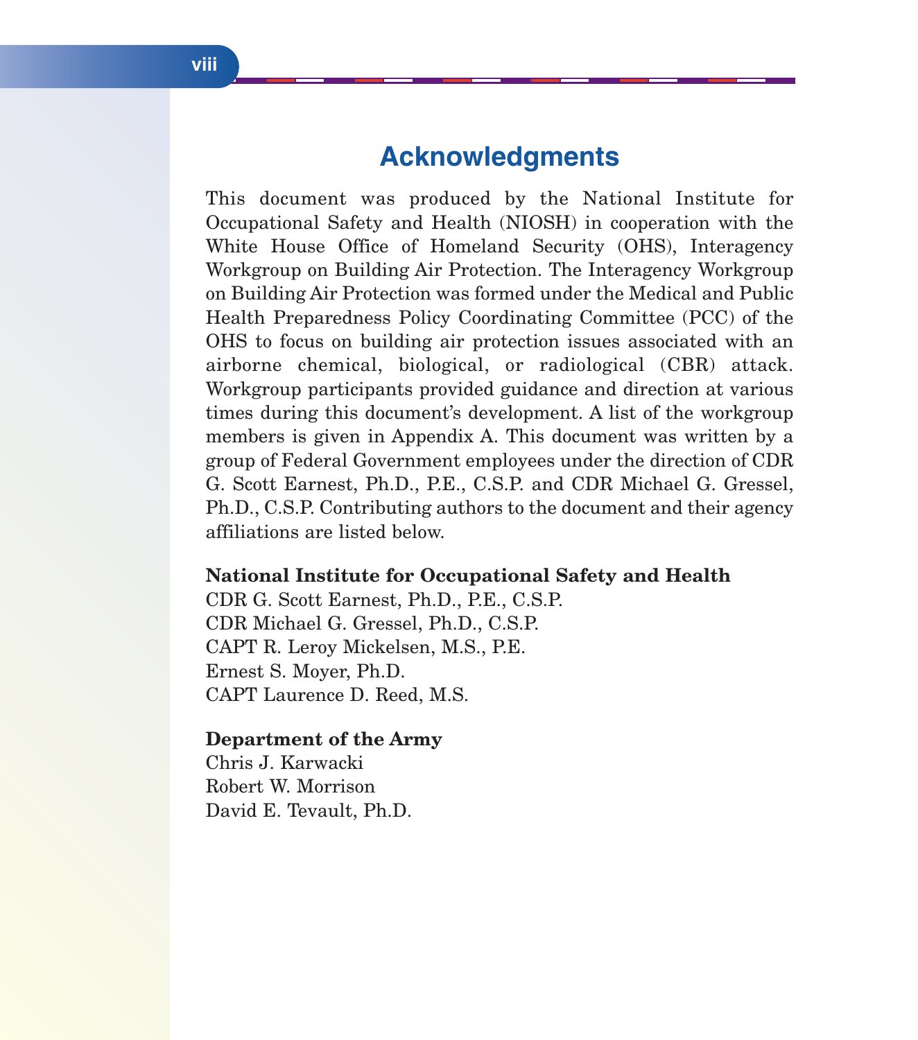# Acknowledgments

This document was produced by the National Institute for Occupational Safety and Health (NIOSH) in cooperation with the White House Office of Homeland Security (OHS), Interagency Workgroup on Building Air Protection. The Interagency Workgroup on Building Air Protection was formed under the Medical and Public Health Preparedness Policy Coordinating Committee (PCC) of the OHS to focus on building air protection issues associated with an airborne chemical, biological, or radiological (CBR) attack. Workgroup participants provided guidance and direction at various times during this document's development. A list of the workgroup members is given in Appendix A. This document was written by a group of Federal Government employees under the direction of CDR G. Scott Earnest, Ph.D., P.E., C.S.P. and CDR Michael G. Gressel, Ph.D., C.S.P. Contributing authors to the document and their agency affiliations are listed below.

**National Institute for Occupational Safety and Health**
CDR G. Scott Earnest, Ph.D., P.E., C.S.P.
CDR Michael G. Gressel, Ph.D., C.S.P.
CAPT R. Leroy Mickelsen, M.S., P.E.
Ernest S. Moyer, Ph.D.
CAPT Laurence D. Reed, M.S.

**Department of the Army**
Chris J. Karwacki
Robert W. Morrison
David E. Tevault, Ph.D.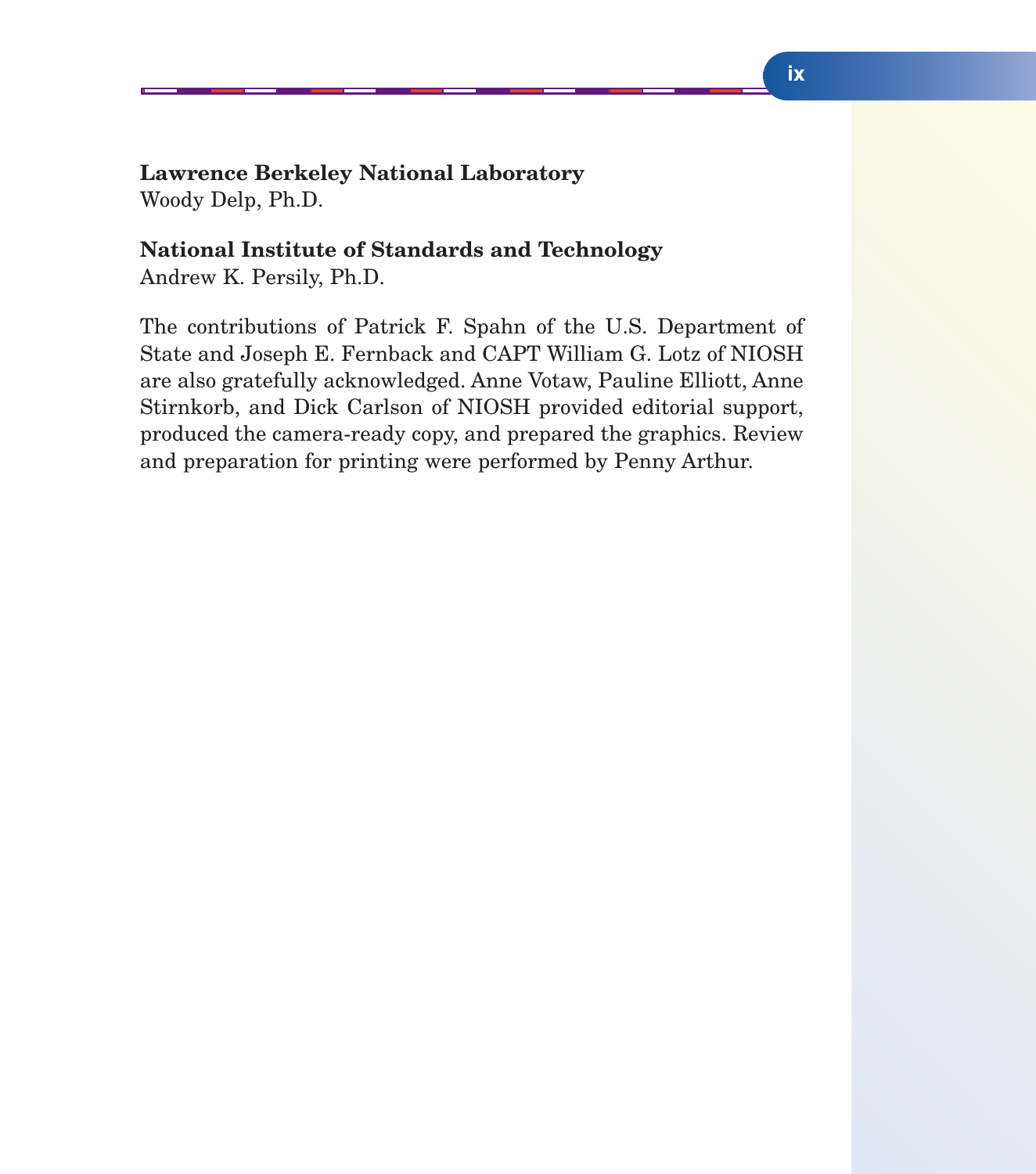**Lawrence Berkeley National Laboratory**
Woody Delp, Ph.D.

**National Institute of Standards and Technology**
Andrew K. Persily, Ph.D.

The contributions of Patrick F. Spahn of the U.S. Department of State and Joseph E. Fernback and CAPT William G. Lotz of NIOSH are also gratefully acknowledged. Anne Votaw, Pauline Elliott, Anne Stirnkorb, and Dick Carlson of NIOSH provided editorial support, produced the camera-ready copy, and prepared the graphics. Review and preparation for printing were performed by Penny Arthur.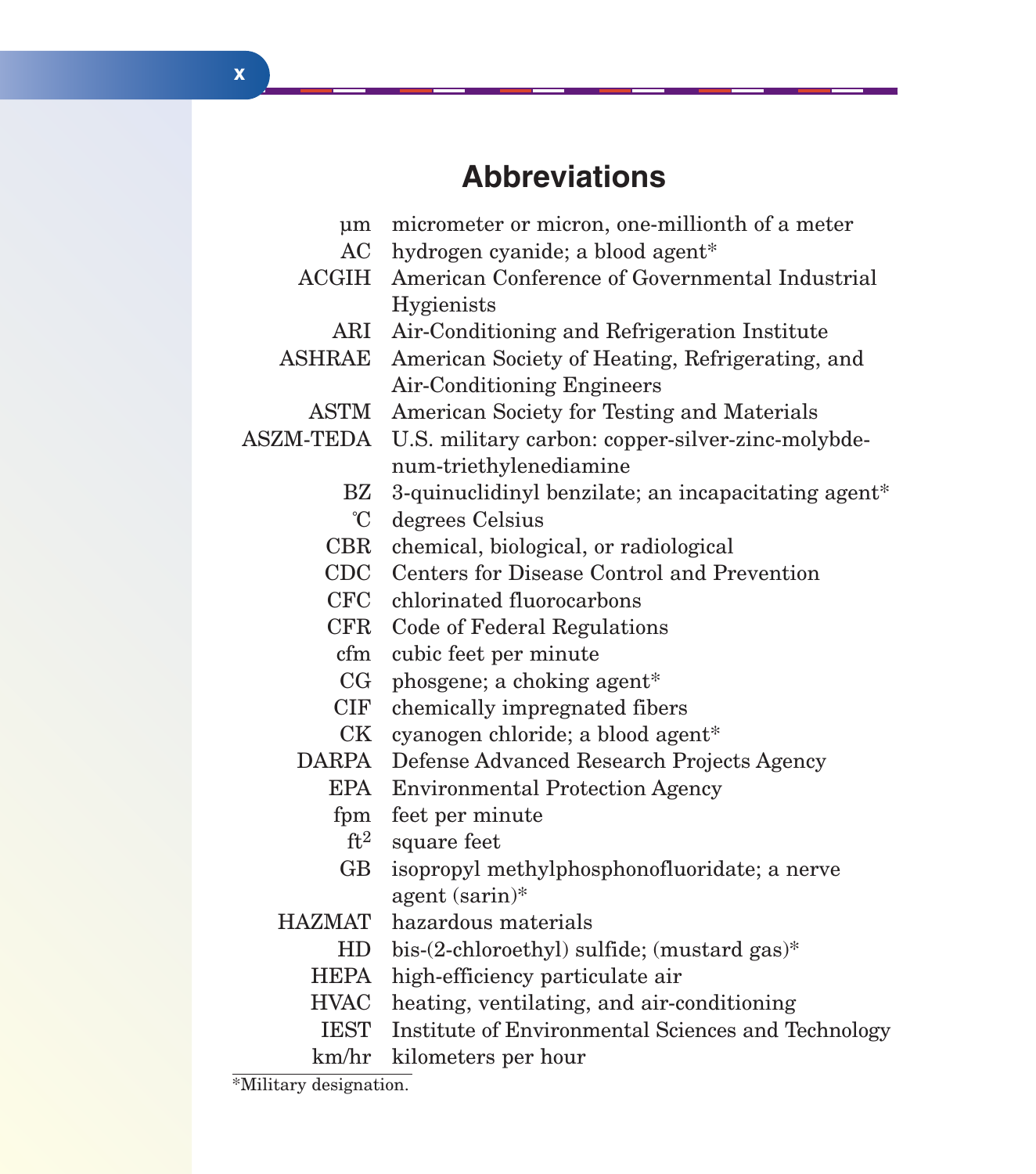# Abbreviations

| | |
|---|---|
| µm | micrometer or micron, one-millionth of a meter |
| AC | hydrogen cyanide; a blood agent* |
| ACGIH | American Conference of Governmental Industrial Hygienists |
| ARI | Air-Conditioning and Refrigeration Institute |
| ASHRAE | American Society of Heating, Refrigerating, and Air-Conditioning Engineers |
| ASTM | American Society for Testing and Materials |
| ASZM-TEDA | U.S. military carbon: copper-silver-zinc-molybdenum-triethylenediamine |
| BZ | 3-quinuclidinyl benzilate; an incapacitating agent* |
| °C | degrees Celsius |
| CBR | chemical, biological, or radiological |
| CDC | Centers for Disease Control and Prevention |
| CFC | chlorinated fluorocarbons |
| CFR | Code of Federal Regulations |
| cfm | cubic feet per minute |
| CG | phosgene; a choking agent* |
| CIF | chemically impregnated fibers |
| CK | cyanogen chloride; a blood agent* |
| DARPA | Defense Advanced Research Projects Agency |
| EPA | Environmental Protection Agency |
| fpm | feet per minute |
| $ft^2$ | square feet |
| GB | isopropyl methylphosphonofluoridate; a nerve agent (sarin)* |
| HAZMAT | hazardous materials |
| HD | bis-(2-chloroethyl) sulfide; (mustard gas)* |
| HEPA | high-efficiency particulate air |
| HVAC | heating, ventilating, and air-conditioning |
| IEST | Institute of Environmental Sciences and Technology |
| km/hr | kilometers per hour |

*Military designation.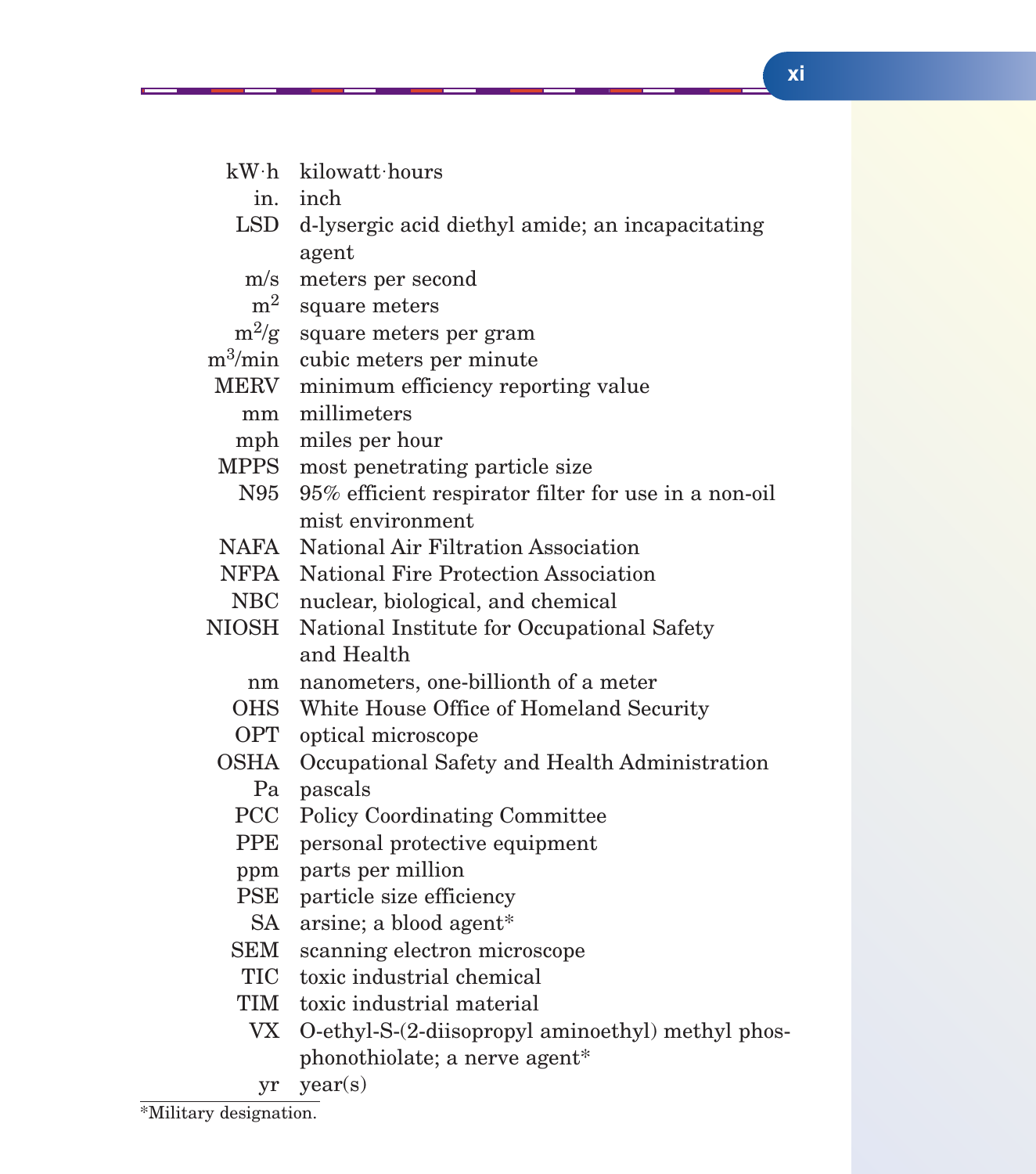| | |
|---|---|
| kW·h | kilowatt·hours |
| in. | inch |
| LSD | d-lysergic acid diethyl amide; an incapacitating agent |
| m/s | meters per second |
| $m^2$ | square meters |
| $m^2/g$ | square meters per gram |
| $m^3/min$ | cubic meters per minute |
| MERV | minimum efficiency reporting value |
| mm | millimeters |
| mph | miles per hour |
| MPPS | most penetrating particle size |
| N95 | 95% efficient respirator filter for use in a non-oil mist environment |
| NAFA | National Air Filtration Association |
| NFPA | National Fire Protection Association |
| NBC | nuclear, biological, and chemical |
| NIOSH | National Institute for Occupational Safety and Health |
| nm | nanometers, one-billionth of a meter |
| OHS | White House Office of Homeland Security |
| OPT | optical microscope |
| OSHA | Occupational Safety and Health Administration |
| Pa | pascals |
| PCC | Policy Coordinating Committee |
| PPE | personal protective equipment |
| ppm | parts per million |
| PSE | particle size efficiency |
| SA | arsine; a blood agent* |
| SEM | scanning electron microscope |
| TIC | toxic industrial chemical |
| TIM | toxic industrial material |
| VX | O-ethyl-S-(2-diisopropyl aminoethyl) methyl phosphonothiolate; a nerve agent* |
| yr | year(s) |

*Military designation.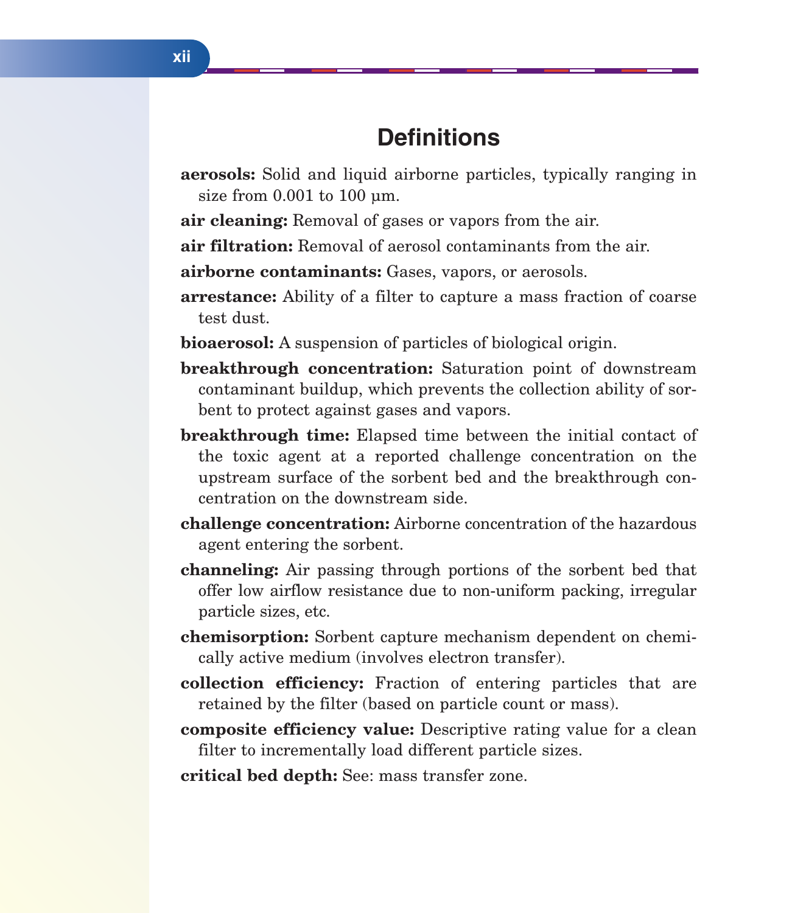# Definitions

**aerosols:** Solid and liquid airborne particles, typically ranging in size from 0.001 to 100 µm.

**air cleaning:** Removal of gases or vapors from the air.

**air filtration:** Removal of aerosol contaminants from the air.

**airborne contaminants:** Gases, vapors, or aerosols.

**arrestance:** Ability of a filter to capture a mass fraction of coarse test dust.

**bioaerosol:** A suspension of particles of biological origin.

**breakthrough concentration:** Saturation point of downstream contaminant buildup, which prevents the collection ability of sorbent to protect against gases and vapors.

**breakthrough time:** Elapsed time between the initial contact of the toxic agent at a reported challenge concentration on the upstream surface of the sorbent bed and the breakthrough concentration on the downstream side.

**challenge concentration:** Airborne concentration of the hazardous agent entering the sorbent.

**channeling:** Air passing through portions of the sorbent bed that offer low airflow resistance due to non-uniform packing, irregular particle sizes, etc.

**chemisorption:** Sorbent capture mechanism dependent on chemically active medium (involves electron transfer).

**collection efficiency:** Fraction of entering particles that are retained by the filter (based on particle count or mass).

**composite efficiency value:** Descriptive rating value for a clean filter to incrementally load different particle sizes.

**critical bed depth:** See: mass transfer zone.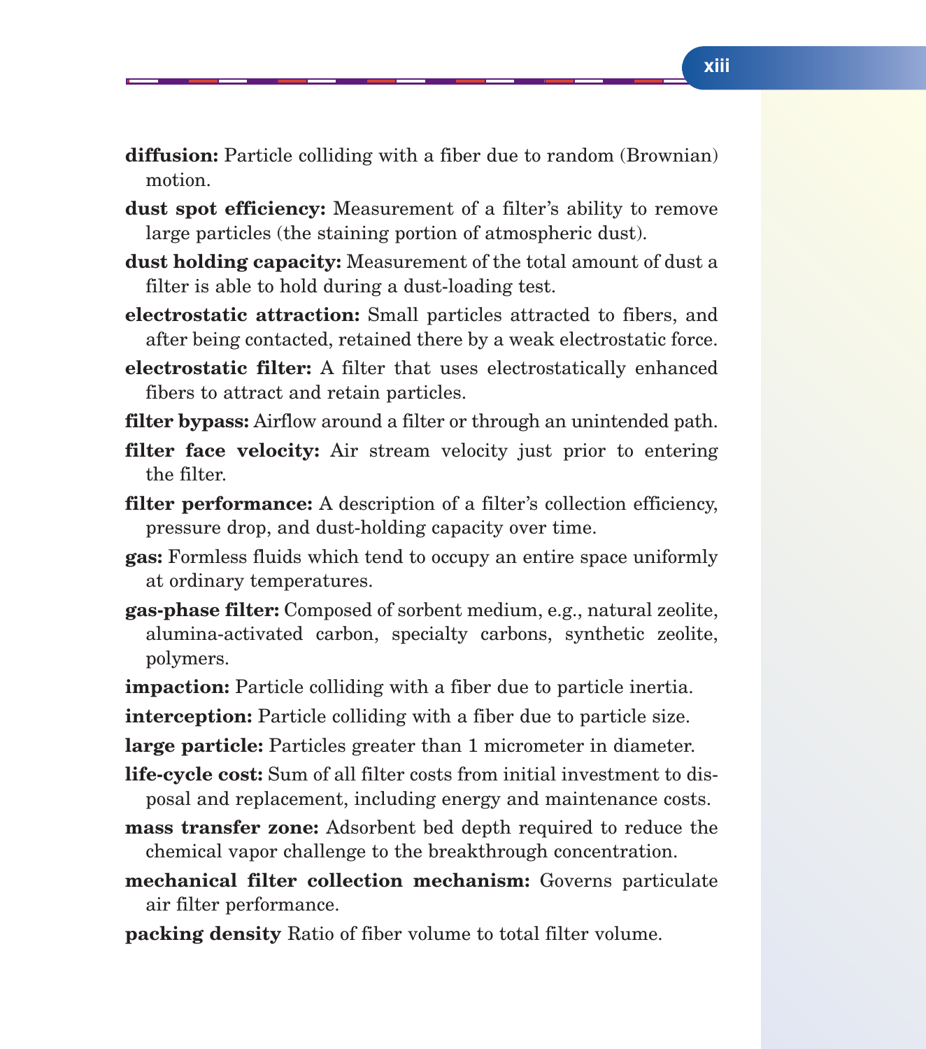**diffusion:** Particle colliding with a fiber due to random (Brownian) motion.

**dust spot efficiency:** Measurement of a filter's ability to remove large particles (the staining portion of atmospheric dust).

**dust holding capacity:** Measurement of the total amount of dust a filter is able to hold during a dust-loading test.

**electrostatic attraction:** Small particles attracted to fibers, and after being contacted, retained there by a weak electrostatic force.

**electrostatic filter:** A filter that uses electrostatically enhanced fibers to attract and retain particles.

**filter bypass:** Airflow around a filter or through an unintended path.

**filter face velocity:** Air stream velocity just prior to entering the filter.

**filter performance:** A description of a filter's collection efficiency, pressure drop, and dust-holding capacity over time.

**gas:** Formless fluids which tend to occupy an entire space uniformly at ordinary temperatures.

**gas-phase filter:** Composed of sorbent medium, e.g., natural zeolite, alumina-activated carbon, specialty carbons, synthetic zeolite, polymers.

**impaction:** Particle colliding with a fiber due to particle inertia.

**interception:** Particle colliding with a fiber due to particle size.

**large particle:** Particles greater than 1 micrometer in diameter.

**life-cycle cost:** Sum of all filter costs from initial investment to disposal and replacement, including energy and maintenance costs.

**mass transfer zone:** Adsorbent bed depth required to reduce the chemical vapor challenge to the breakthrough concentration.

**mechanical filter collection mechanism:** Governs particulate air filter performance.

**packing density** Ratio of fiber volume to total filter volume.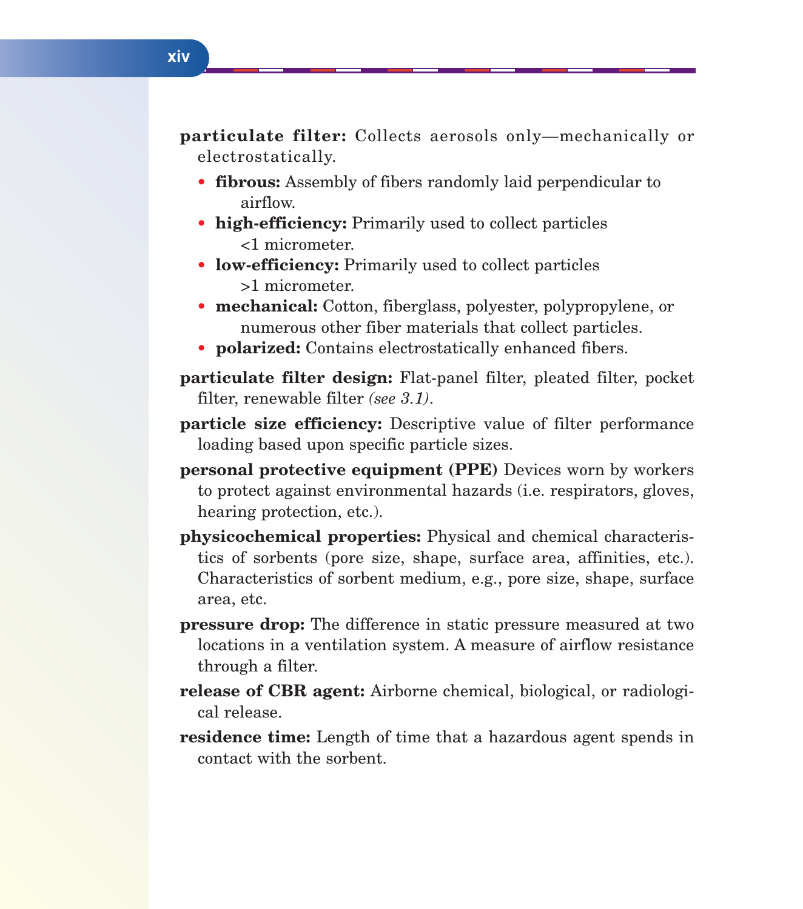**particulate filter:** Collects aerosols only—mechanically or electrostatically.

- **fibrous:** Assembly of fibers randomly laid perpendicular to airflow.
- **high-efficiency:** Primarily used to collect particles <1 micrometer.
- **low-efficiency:** Primarily used to collect particles >1 micrometer.
- **mechanical:** Cotton, fiberglass, polyester, polypropylene, or numerous other fiber materials that collect particles.
- **polarized:** Contains electrostatically enhanced fibers.

**particulate filter design:** Flat-panel filter, pleated filter, pocket filter, renewable filter *(see 3.1)*.

**particle size efficiency:** Descriptive value of filter performance loading based upon specific particle sizes.

**personal protective equipment (PPE)** Devices worn by workers to protect against environmental hazards (i.e. respirators, gloves, hearing protection, etc.).

**physicochemical properties:** Physical and chemical characteristics of sorbents (pore size, shape, surface area, affinities, etc.). Characteristics of sorbent medium, e.g., pore size, shape, surface area, etc.

**pressure drop:** The difference in static pressure measured at two locations in a ventilation system. A measure of airflow resistance through a filter.

**release of CBR agent:** Airborne chemical, biological, or radiological release.

**residence time:** Length of time that a hazardous agent spends in contact with the sorbent.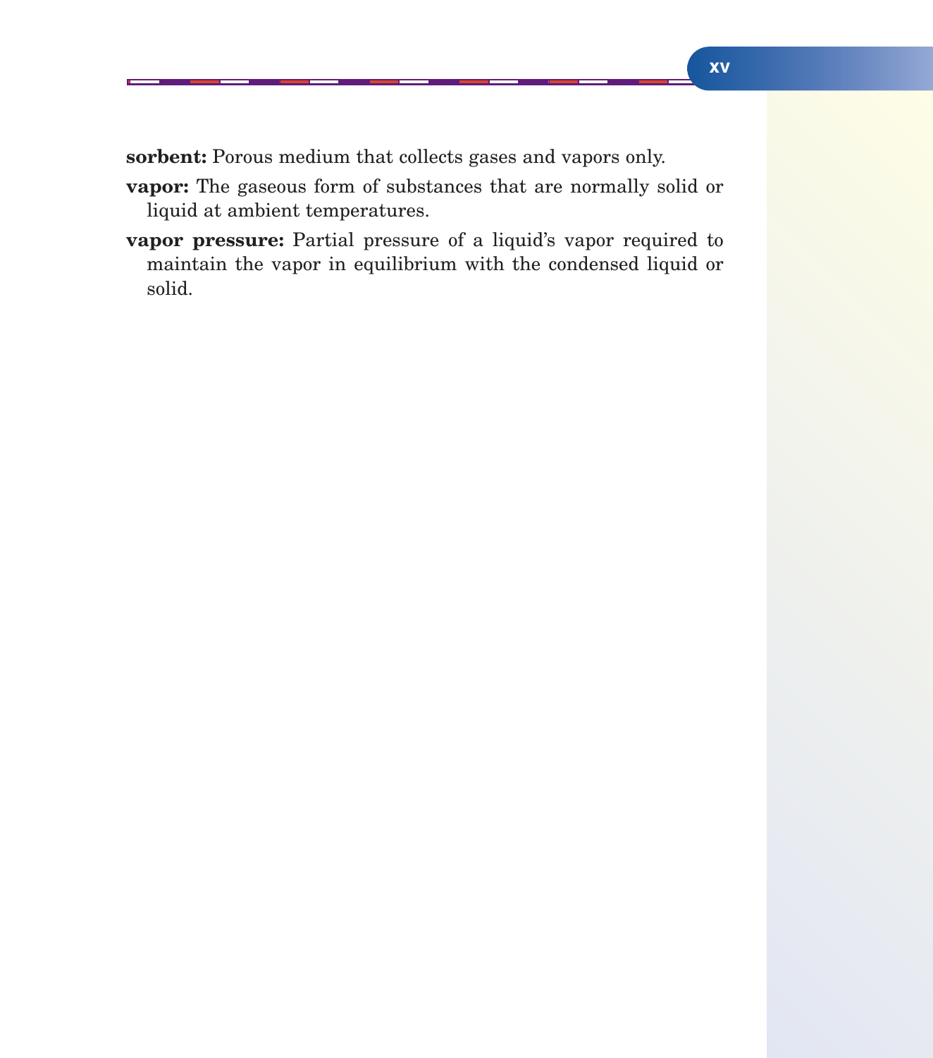**sorbent:** Porous medium that collects gases and vapors only.

**vapor:** The gaseous form of substances that are normally solid or liquid at ambient temperatures.

**vapor pressure:** Partial pressure of a liquid's vapor required to maintain the vapor in equilibrium with the condensed liquid or solid.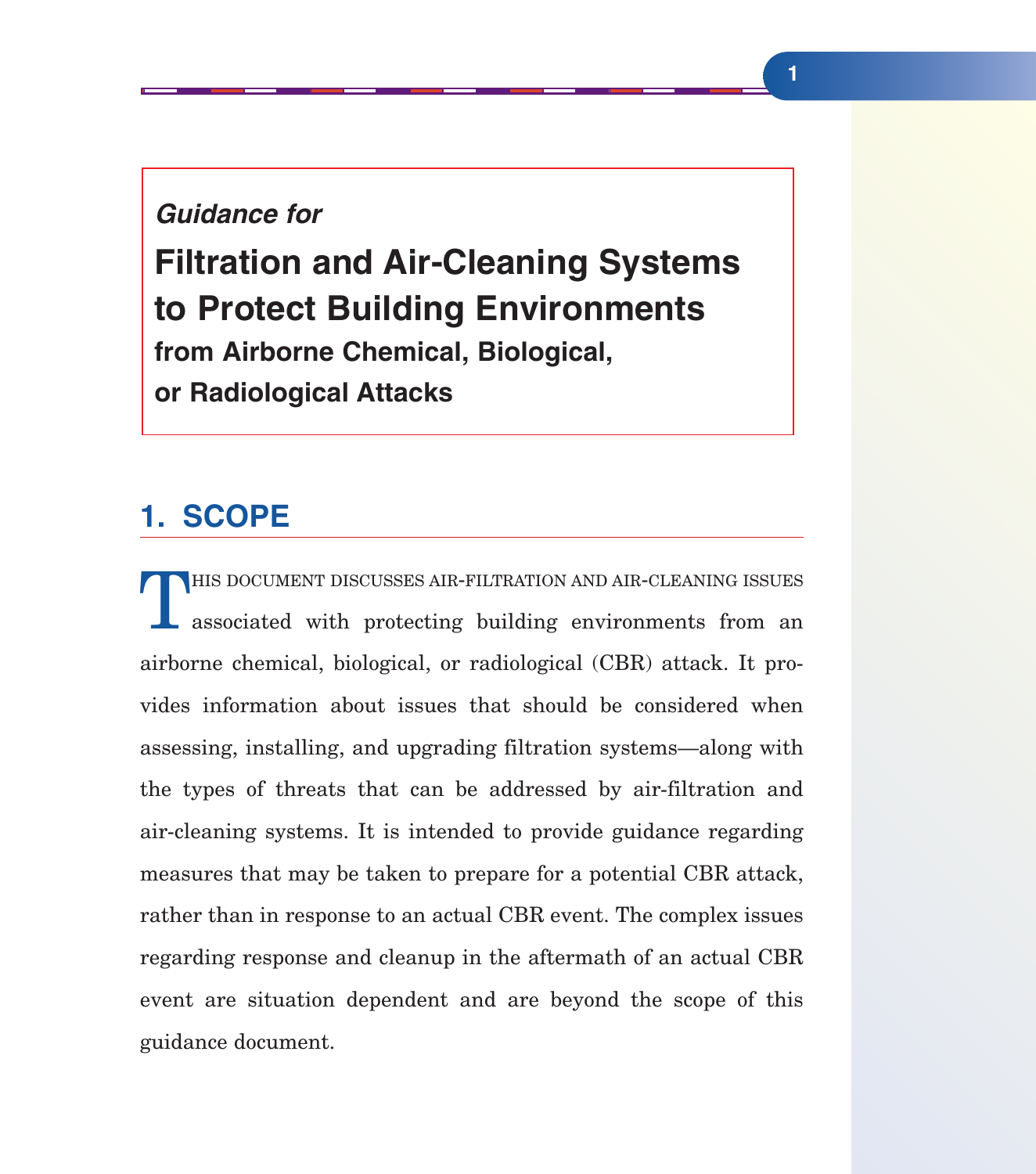*Guidance for*

# Filtration and Air-Cleaning Systems to Protect Building Environments

### from Airborne Chemical, Biological, or Radiological Attacks

## 1. SCOPE

This document discusses air-filtration and air-cleaning issues associated with protecting building environments from an airborne chemical, biological, or radiological (CBR) attack. It provides information about issues that should be considered when assessing, installing, and upgrading filtration systems—along with the types of threats that can be addressed by air-filtration and air-cleaning systems. It is intended to provide guidance regarding measures that may be taken to prepare for a potential CBR attack, rather than in response to an actual CBR event. The complex issues regarding response and cleanup in the aftermath of an actual CBR event are situation dependent and are beyond the scope of this guidance document.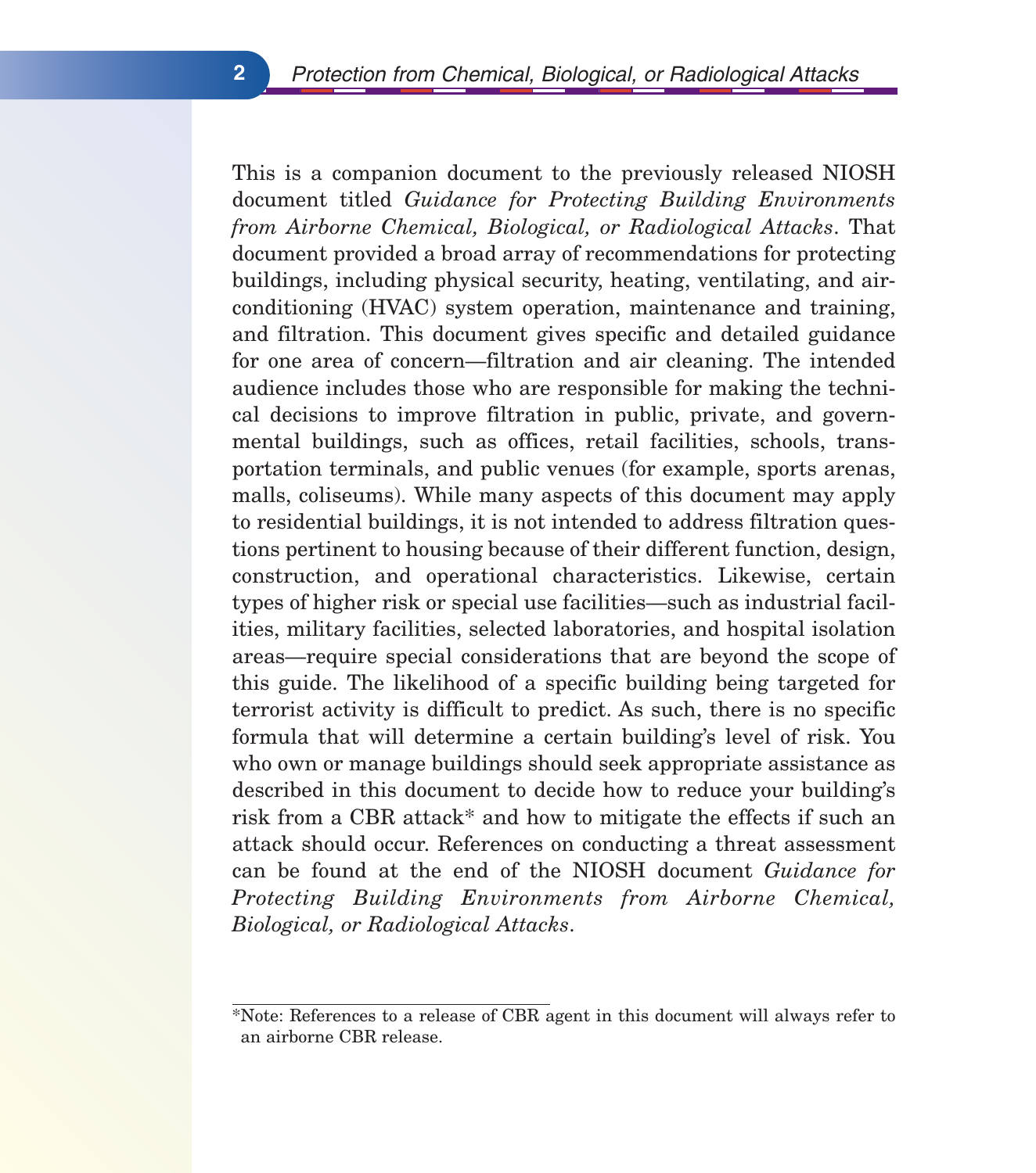This is a companion document to the previously released NIOSH document titled *Guidance for Protecting Building Environments from Airborne Chemical, Biological, or Radiological Attacks*. That document provided a broad array of recommendations for protecting buildings, including physical security, heating, ventilating, and air-conditioning (HVAC) system operation, maintenance and training, and filtration. This document gives specific and detailed guidance for one area of concern—filtration and air cleaning. The intended audience includes those who are responsible for making the technical decisions to improve filtration in public, private, and governmental buildings, such as offices, retail facilities, schools, transportation terminals, and public venues (for example, sports arenas, malls, coliseums). While many aspects of this document may apply to residential buildings, it is not intended to address filtration questions pertinent to housing because of their different function, design, construction, and operational characteristics. Likewise, certain types of higher risk or special use facilities—such as industrial facilities, military facilities, selected laboratories, and hospital isolation areas—require special considerations that are beyond the scope of this guide. The likelihood of a specific building being targeted for terrorist activity is difficult to predict. As such, there is no specific formula that will determine a certain building's level of risk. You who own or manage buildings should seek appropriate assistance as described in this document to decide how to reduce your building's risk from a CBR attack* and how to mitigate the effects if such an attack should occur. References on conducting a threat assessment can be found at the end of the NIOSH document *Guidance for Protecting Building Environments from Airborne Chemical, Biological, or Radiological Attacks*.

---

*Note: References to a release of CBR agent in this document will always refer to an airborne CBR release.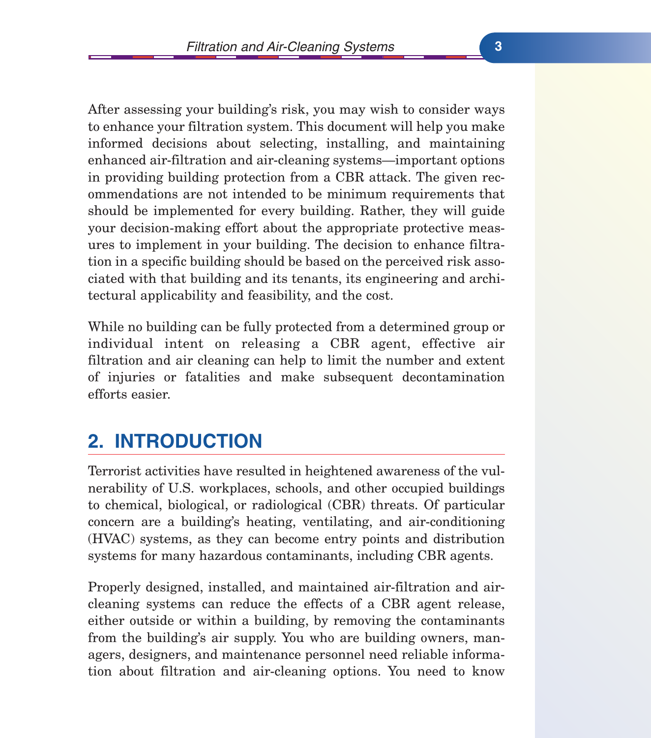After assessing your building's risk, you may wish to consider ways to enhance your filtration system. This document will help you make informed decisions about selecting, installing, and maintaining enhanced air-filtration and air-cleaning systems—important options in providing building protection from a CBR attack. The given recommendations are not intended to be minimum requirements that should be implemented for every building. Rather, they will guide your decision-making effort about the appropriate protective measures to implement in your building. The decision to enhance filtration in a specific building should be based on the perceived risk associated with that building and its tenants, its engineering and architectural applicability and feasibility, and the cost.

While no building can be fully protected from a determined group or individual intent on releasing a CBR agent, effective air filtration and air cleaning can help to limit the number and extent of injuries or fatalities and make subsequent decontamination efforts easier.

## 2. INTRODUCTION

Terrorist activities have resulted in heightened awareness of the vulnerability of U.S. workplaces, schools, and other occupied buildings to chemical, biological, or radiological (CBR) threats. Of particular concern are a building's heating, ventilating, and air-conditioning (HVAC) systems, as they can become entry points and distribution systems for many hazardous contaminants, including CBR agents.

Properly designed, installed, and maintained air-filtration and air-cleaning systems can reduce the effects of a CBR agent release, either outside or within a building, by removing the contaminants from the building's air supply. You who are building owners, managers, designers, and maintenance personnel need reliable information about filtration and air-cleaning options. You need to know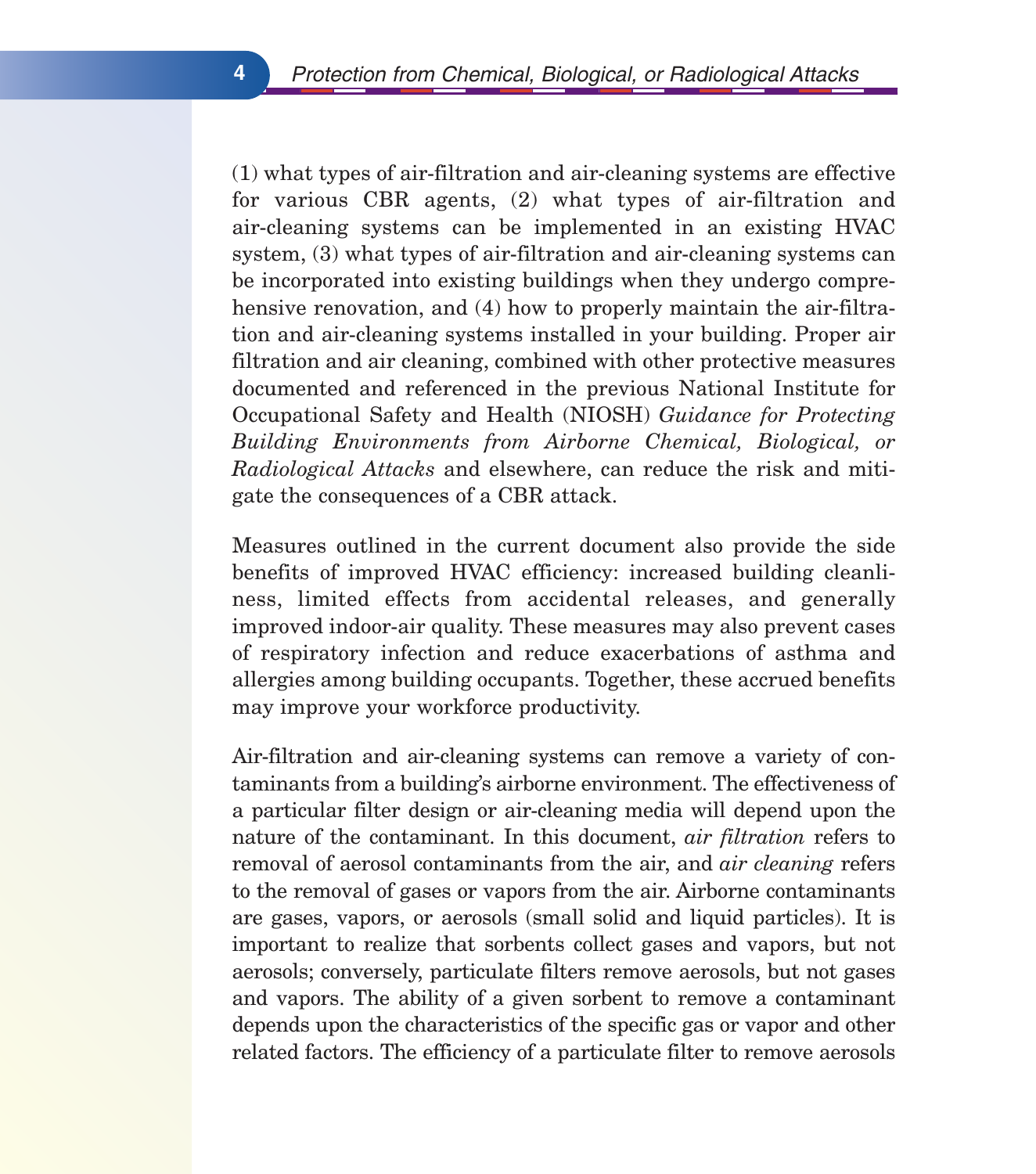(1) what types of air-filtration and air-cleaning systems are effective for various CBR agents, (2) what types of air-filtration and air-cleaning systems can be implemented in an existing HVAC system, (3) what types of air-filtration and air-cleaning systems can be incorporated into existing buildings when they undergo comprehensive renovation, and (4) how to properly maintain the air-filtration and air-cleaning systems installed in your building. Proper air filtration and air cleaning, combined with other protective measures documented and referenced in the previous National Institute for Occupational Safety and Health (NIOSH) *Guidance for Protecting Building Environments from Airborne Chemical, Biological, or Radiological Attacks* and elsewhere, can reduce the risk and mitigate the consequences of a CBR attack.

Measures outlined in the current document also provide the side benefits of improved HVAC efficiency: increased building cleanliness, limited effects from accidental releases, and generally improved indoor-air quality. These measures may also prevent cases of respiratory infection and reduce exacerbations of asthma and allergies among building occupants. Together, these accrued benefits may improve your workforce productivity.

Air-filtration and air-cleaning systems can remove a variety of contaminants from a building's airborne environment. The effectiveness of a particular filter design or air-cleaning media will depend upon the nature of the contaminant. In this document, *air filtration* refers to removal of aerosol contaminants from the air, and *air cleaning* refers to the removal of gases or vapors from the air. Airborne contaminants are gases, vapors, or aerosols (small solid and liquid particles). It is important to realize that sorbents collect gases and vapors, but not aerosols; conversely, particulate filters remove aerosols, but not gases and vapors. The ability of a given sorbent to remove a contaminant depends upon the characteristics of the specific gas or vapor and other related factors. The efficiency of a particulate filter to remove aerosols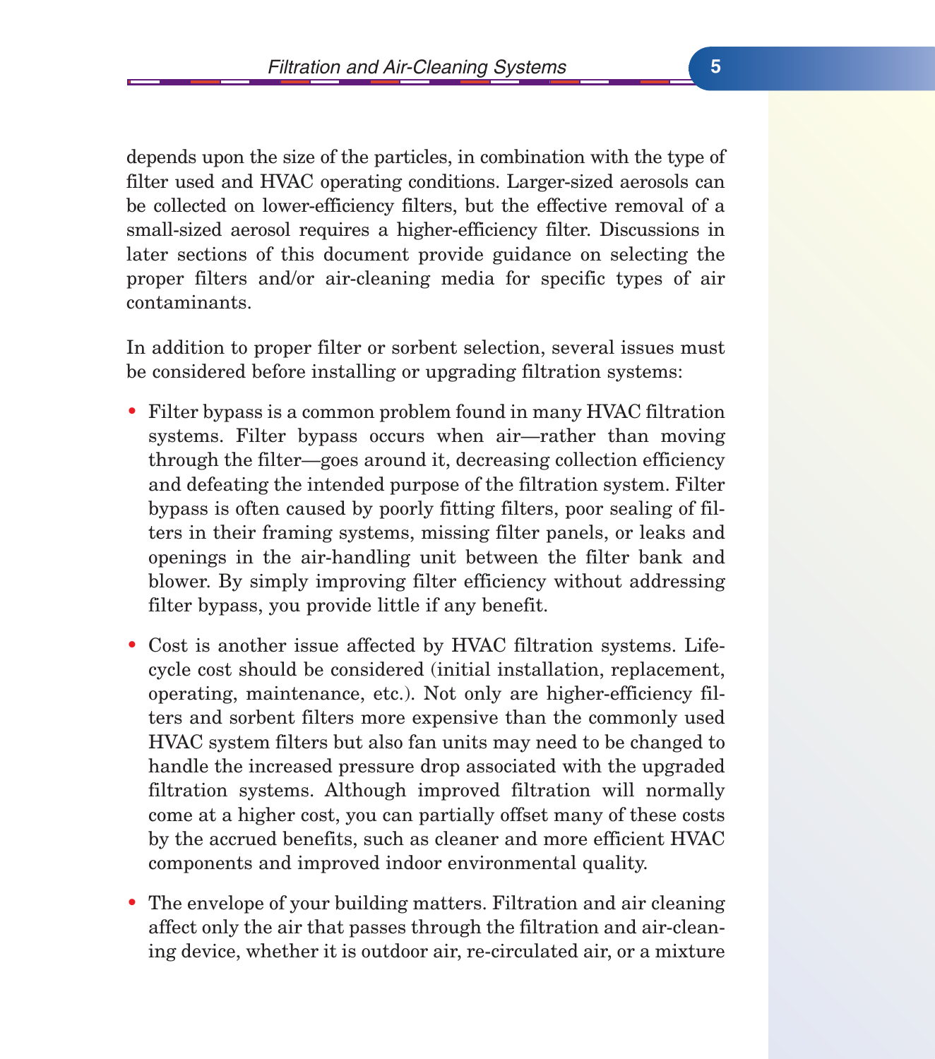depends upon the size of the particles, in combination with the type of filter used and HVAC operating conditions. Larger-sized aerosols can be collected on lower-efficiency filters, but the effective removal of a small-sized aerosol requires a higher-efficiency filter. Discussions in later sections of this document provide guidance on selecting the proper filters and/or air-cleaning media for specific types of air contaminants.

In addition to proper filter or sorbent selection, several issues must be considered before installing or upgrading filtration systems:

- Filter bypass is a common problem found in many HVAC filtration systems. Filter bypass occurs when air—rather than moving through the filter—goes around it, decreasing collection efficiency and defeating the intended purpose of the filtration system. Filter bypass is often caused by poorly fitting filters, poor sealing of filters in their framing systems, missing filter panels, or leaks and openings in the air-handling unit between the filter bank and blower. By simply improving filter efficiency without addressing filter bypass, you provide little if any benefit.

- Cost is another issue affected by HVAC filtration systems. Life-cycle cost should be considered (initial installation, replacement, operating, maintenance, etc.). Not only are higher-efficiency filters and sorbent filters more expensive than the commonly used HVAC system filters but also fan units may need to be changed to handle the increased pressure drop associated with the upgraded filtration systems. Although improved filtration will normally come at a higher cost, you can partially offset many of these costs by the accrued benefits, such as cleaner and more efficient HVAC components and improved indoor environmental quality.

- The envelope of your building matters. Filtration and air cleaning affect only the air that passes through the filtration and air-cleaning device, whether it is outdoor air, re-circulated air, or a mixture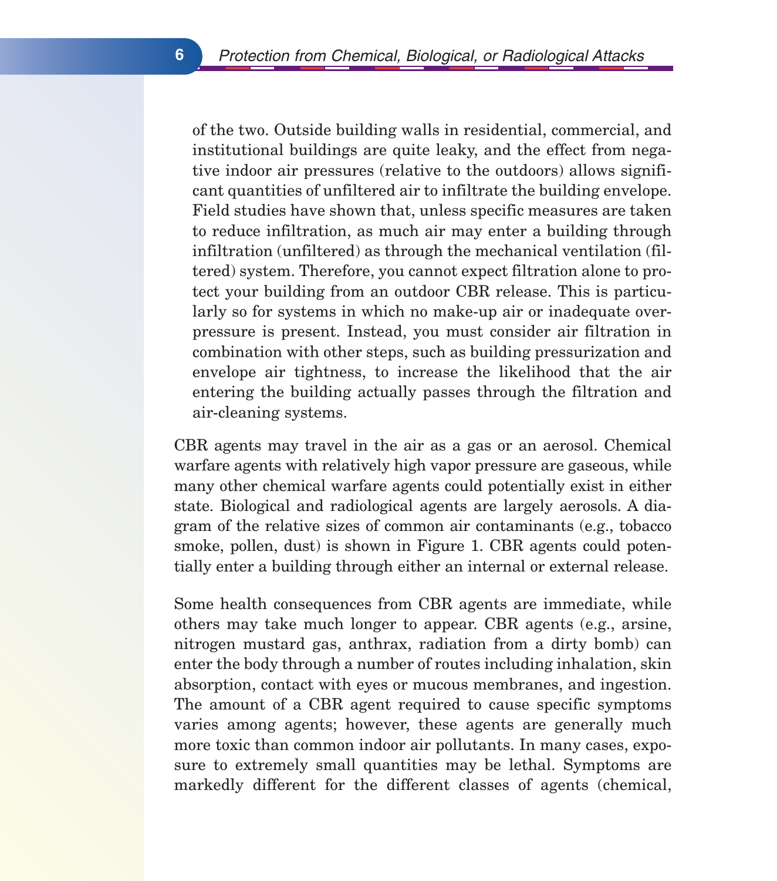of the two. Outside building walls in residential, commercial, and institutional buildings are quite leaky, and the effect from negative indoor air pressures (relative to the outdoors) allows significant quantities of unfiltered air to infiltrate the building envelope. Field studies have shown that, unless specific measures are taken to reduce infiltration, as much air may enter a building through infiltration (unfiltered) as through the mechanical ventilation (filtered) system. Therefore, you cannot expect filtration alone to protect your building from an outdoor CBR release. This is particularly so for systems in which no make-up air or inadequate overpressure is present. Instead, you must consider air filtration in combination with other steps, such as building pressurization and envelope air tightness, to increase the likelihood that the air entering the building actually passes through the filtration and air-cleaning systems.

CBR agents may travel in the air as a gas or an aerosol. Chemical warfare agents with relatively high vapor pressure are gaseous, while many other chemical warfare agents could potentially exist in either state. Biological and radiological agents are largely aerosols. A diagram of the relative sizes of common air contaminants (e.g., tobacco smoke, pollen, dust) is shown in Figure 1. CBR agents could potentially enter a building through either an internal or external release.

Some health consequences from CBR agents are immediate, while others may take much longer to appear. CBR agents (e.g., arsine, nitrogen mustard gas, anthrax, radiation from a dirty bomb) can enter the body through a number of routes including inhalation, skin absorption, contact with eyes or mucous membranes, and ingestion. The amount of a CBR agent required to cause specific symptoms varies among agents; however, these agents are generally much more toxic than common indoor air pollutants. In many cases, exposure to extremely small quantities may be lethal. Symptoms are markedly different for the different classes of agents (chemical,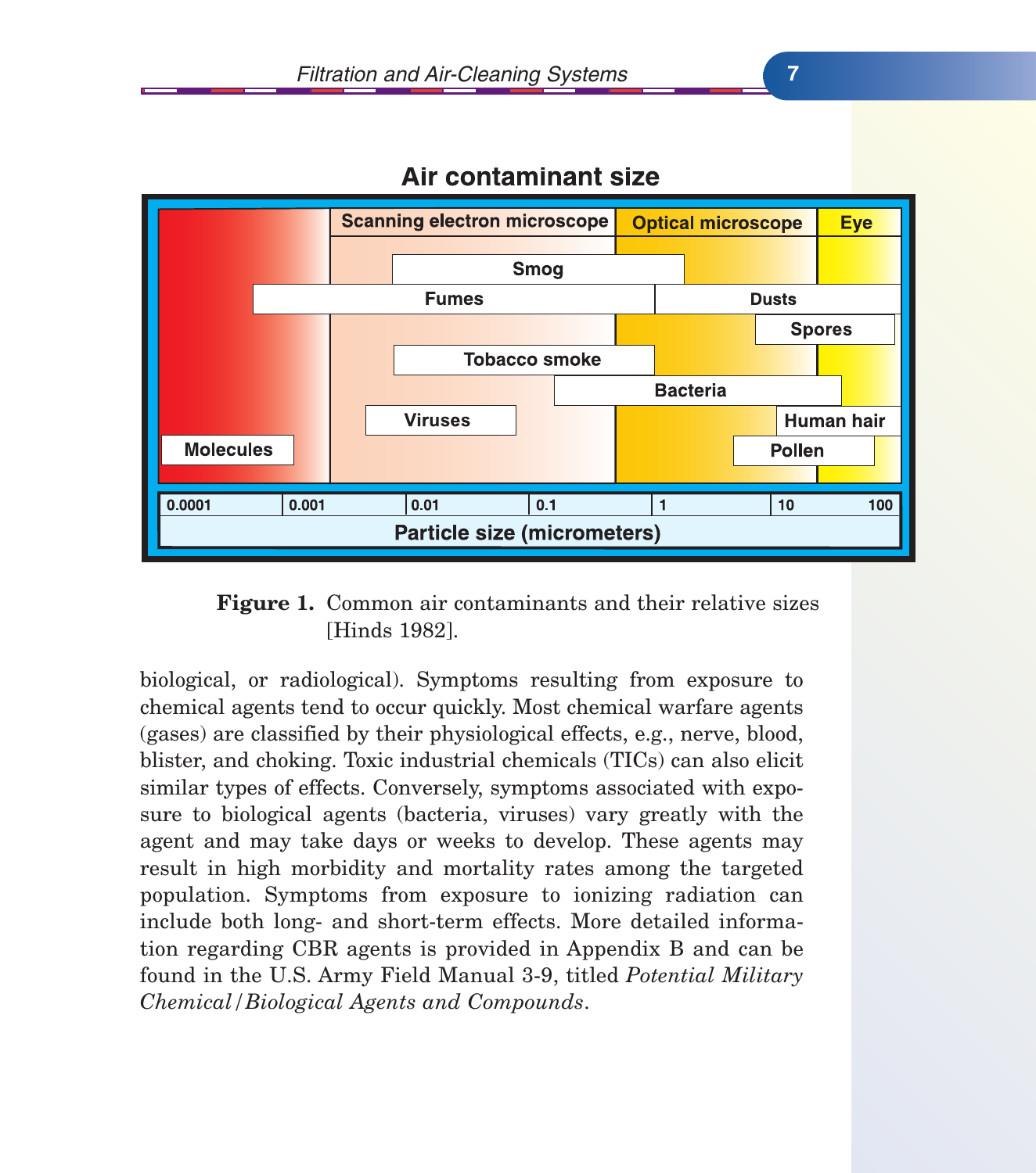**Figure 1.** Common air contaminants and their relative sizes [Hinds 1982].

biological, or radiological). Symptoms resulting from exposure to chemical agents tend to occur quickly. Most chemical warfare agents (gases) are classified by their physiological effects, e.g., nerve, blood, blister, and choking. Toxic industrial chemicals (TICs) can also elicit similar types of effects. Conversely, symptoms associated with exposure to biological agents (bacteria, viruses) vary greatly with the agent and may take days or weeks to develop. These agents may result in high morbidity and mortality rates among the targeted population. Symptoms from exposure to ionizing radiation can include both long- and short-term effects. More detailed information regarding CBR agents is provided in Appendix B and can be found in the U.S. Army Field Manual 3-9, titled *Potential Military Chemical/Biological Agents and Compounds*.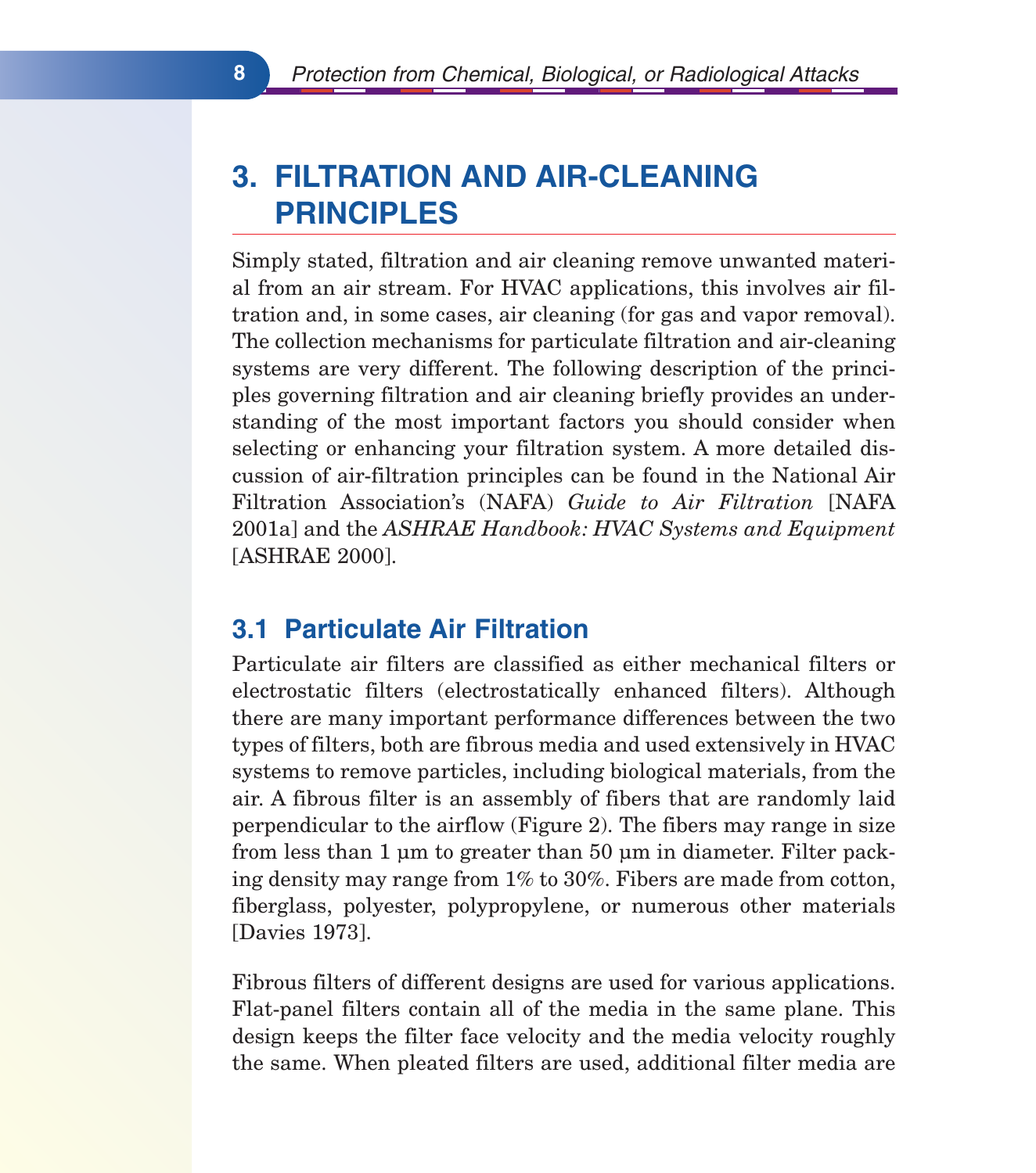## 3. FILTRATION AND AIR-CLEANING PRINCIPLES

Simply stated, filtration and air cleaning remove unwanted material from an air stream. For HVAC applications, this involves air filtration and, in some cases, air cleaning (for gas and vapor removal). The collection mechanisms for particulate filtration and air-cleaning systems are very different. The following description of the principles governing filtration and air cleaning briefly provides an understanding of the most important factors you should consider when selecting or enhancing your filtration system. A more detailed discussion of air-filtration principles can be found in the National Air Filtration Association's (NAFA) *Guide to Air Filtration* [NAFA 2001a] and the *ASHRAE Handbook: HVAC Systems and Equipment* [ASHRAE 2000].

### 3.1 Particulate Air Filtration

Particulate air filters are classified as either mechanical filters or electrostatic filters (electrostatically enhanced filters). Although there are many important performance differences between the two types of filters, both are fibrous media and used extensively in HVAC systems to remove particles, including biological materials, from the air. A fibrous filter is an assembly of fibers that are randomly laid perpendicular to the airflow (Figure 2). The fibers may range in size from less than 1 µm to greater than 50 µm in diameter. Filter packing density may range from 1% to 30%. Fibers are made from cotton, fiberglass, polyester, polypropylene, or numerous other materials [Davies 1973].

Fibrous filters of different designs are used for various applications. Flat-panel filters contain all of the media in the same plane. This design keeps the filter face velocity and the media velocity roughly the same. When pleated filters are used, additional filter media are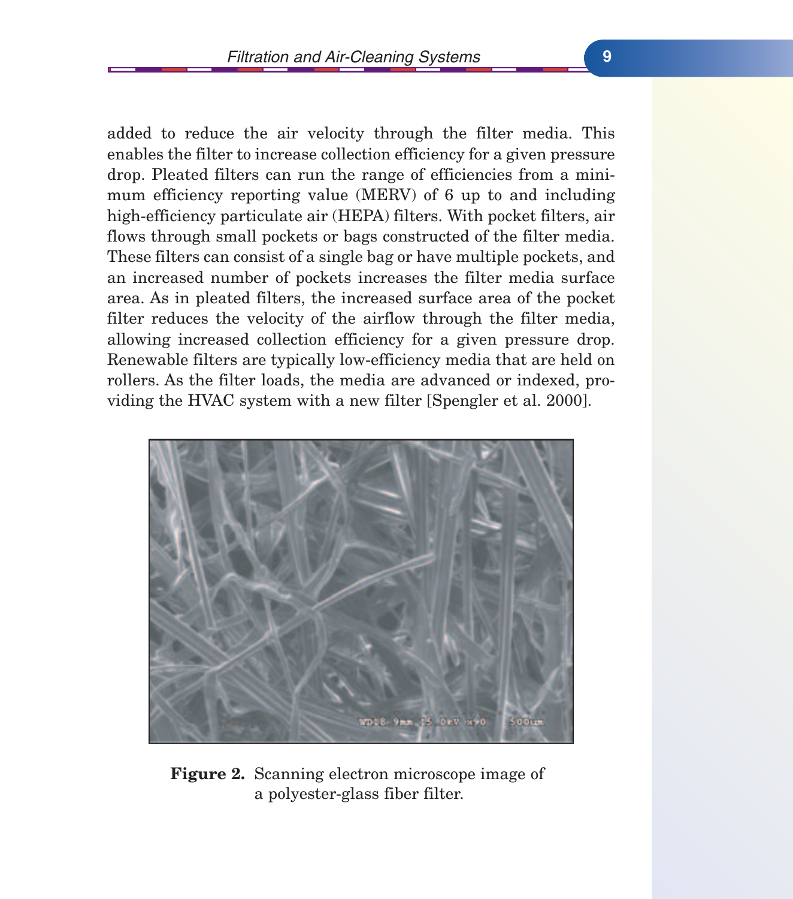added to reduce the air velocity through the filter media. This enables the filter to increase collection efficiency for a given pressure drop. Pleated filters can run the range of efficiencies from a minimum efficiency reporting value (MERV) of 6 up to and including high-efficiency particulate air (HEPA) filters. With pocket filters, air flows through small pockets or bags constructed of the filter media. These filters can consist of a single bag or have multiple pockets, and an increased number of pockets increases the filter media surface area. As in pleated filters, the increased surface area of the pocket filter reduces the velocity of the airflow through the filter media, allowing increased collection efficiency for a given pressure drop. Renewable filters are typically low-efficiency media that are held on rollers. As the filter loads, the media are advanced or indexed, providing the HVAC system with a new filter [Spengler et al. 2000].

**Figure 2.** Scanning electron microscope image of a polyester-glass fiber filter.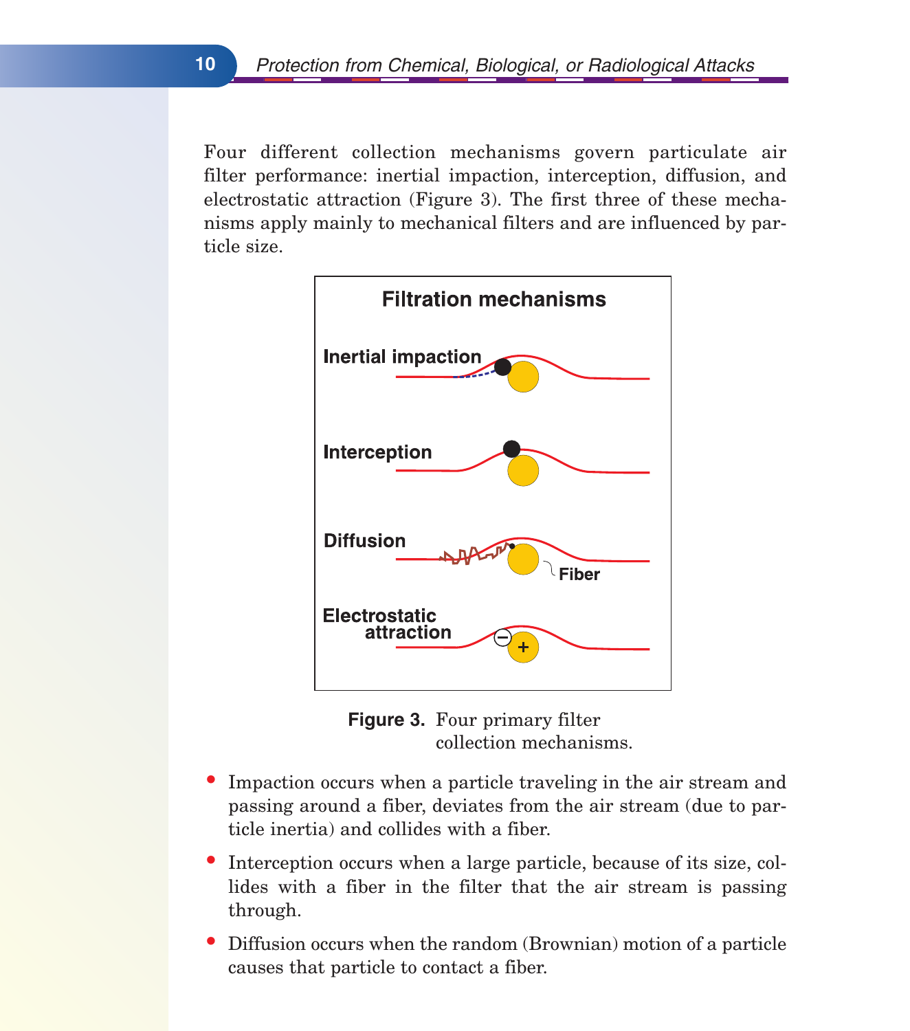Four different collection mechanisms govern particulate air filter performance: inertial impaction, interception, diffusion, and electrostatic attraction (Figure 3). The first three of these mechanisms apply mainly to mechanical filters and are influenced by particle size.

**Figure 3.** Four primary filter collection mechanisms.

- Impaction occurs when a particle traveling in the air stream and passing around a fiber, deviates from the air stream (due to particle inertia) and collides with a fiber.
- Interception occurs when a large particle, because of its size, collides with a fiber in the filter that the air stream is passing through.
- Diffusion occurs when the random (Brownian) motion of a particle causes that particle to contact a fiber.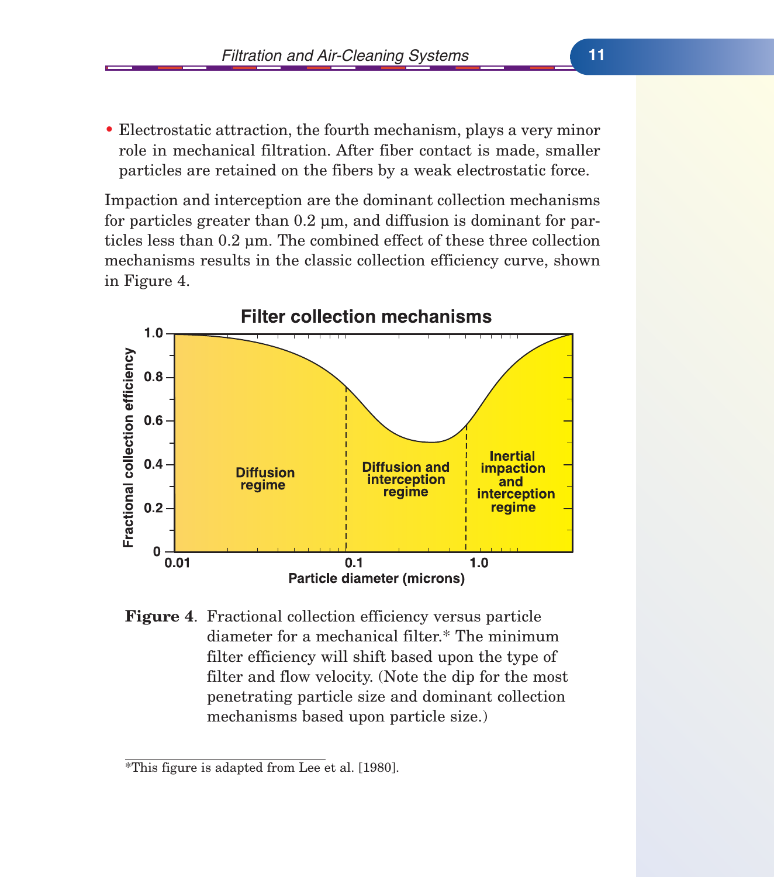- Electrostatic attraction, the fourth mechanism, plays a very minor role in mechanical filtration. After fiber contact is made, smaller particles are retained on the fibers by a weak electrostatic force.

Impaction and interception are the dominant collection mechanisms for particles greater than 0.2 µm, and diffusion is dominant for particles less than 0.2 µm. The combined effect of these three collection mechanisms results in the classic collection efficiency curve, shown in Figure 4.

**Figure 4**. Fractional collection efficiency versus particle diameter for a mechanical filter.* The minimum filter efficiency will shift based upon the type of filter and flow velocity. (Note the dip for the most penetrating particle size and dominant collection mechanisms based upon particle size.)

*This figure is adapted from Lee et al. [1980].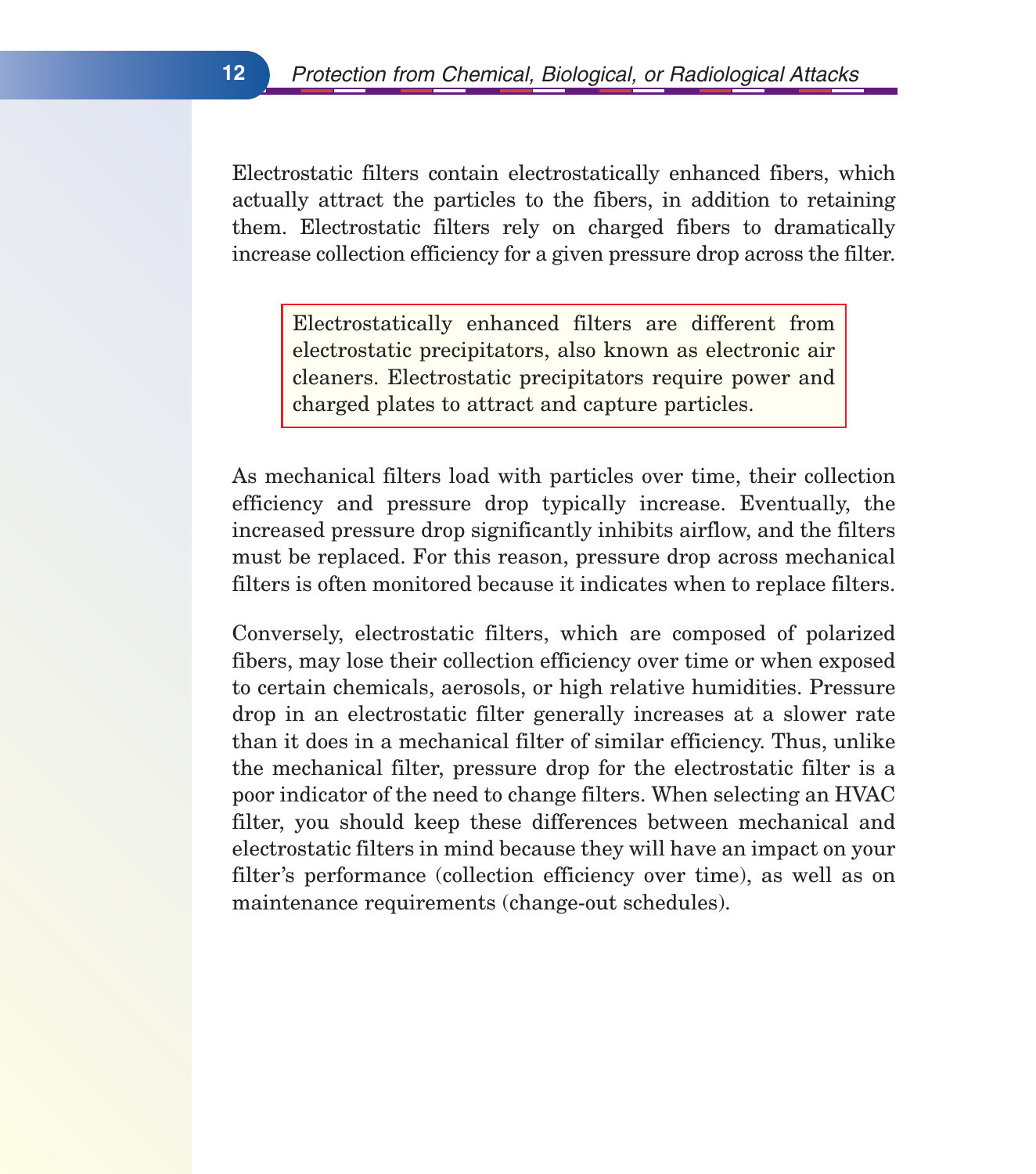Electrostatic filters contain electrostatically enhanced fibers, which actually attract the particles to the fibers, in addition to retaining them. Electrostatic filters rely on charged fibers to dramatically increase collection efficiency for a given pressure drop across the filter.

> Electrostatically enhanced filters are different from electrostatic precipitators, also known as electronic air cleaners. Electrostatic precipitators require power and charged plates to attract and capture particles.

As mechanical filters load with particles over time, their collection efficiency and pressure drop typically increase. Eventually, the increased pressure drop significantly inhibits airflow, and the filters must be replaced. For this reason, pressure drop across mechanical filters is often monitored because it indicates when to replace filters.

Conversely, electrostatic filters, which are composed of polarized fibers, may lose their collection efficiency over time or when exposed to certain chemicals, aerosols, or high relative humidities. Pressure drop in an electrostatic filter generally increases at a slower rate than it does in a mechanical filter of similar efficiency. Thus, unlike the mechanical filter, pressure drop for the electrostatic filter is a poor indicator of the need to change filters. When selecting an HVAC filter, you should keep these differences between mechanical and electrostatic filters in mind because they will have an impact on your filter's performance (collection efficiency over time), as well as on maintenance requirements (change-out schedules).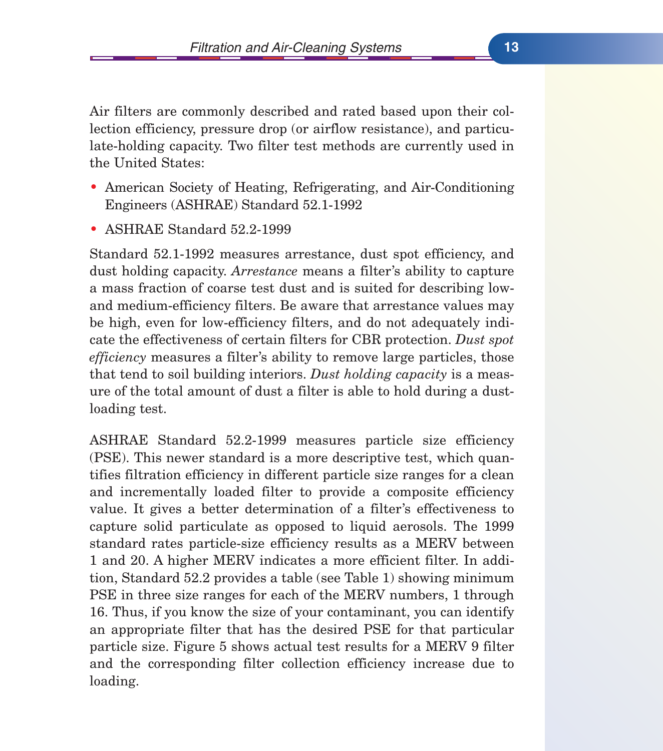Air filters are commonly described and rated based upon their collection efficiency, pressure drop (or airflow resistance), and particulate-holding capacity. Two filter test methods are currently used in the United States:

- American Society of Heating, Refrigerating, and Air-Conditioning Engineers (ASHRAE) Standard 52.1-1992
- ASHRAE Standard 52.2-1999

Standard 52.1-1992 measures arrestance, dust spot efficiency, and dust holding capacity. *Arrestance* means a filter's ability to capture a mass fraction of coarse test dust and is suited for describing low- and medium-efficiency filters. Be aware that arrestance values may be high, even for low-efficiency filters, and do not adequately indicate the effectiveness of certain filters for CBR protection. *Dust spot efficiency* measures a filter's ability to remove large particles, those that tend to soil building interiors. *Dust holding capacity* is a measure of the total amount of dust a filter is able to hold during a dust-loading test.

ASHRAE Standard 52.2-1999 measures particle size efficiency (PSE). This newer standard is a more descriptive test, which quantifies filtration efficiency in different particle size ranges for a clean and incrementally loaded filter to provide a composite efficiency value. It gives a better determination of a filter's effectiveness to capture solid particulate as opposed to liquid aerosols. The 1999 standard rates particle-size efficiency results as a MERV between 1 and 20. A higher MERV indicates a more efficient filter. In addition, Standard 52.2 provides a table (see Table 1) showing minimum PSE in three size ranges for each of the MERV numbers, 1 through 16. Thus, if you know the size of your contaminant, you can identify an appropriate filter that has the desired PSE for that particular particle size. Figure 5 shows actual test results for a MERV 9 filter and the corresponding filter collection efficiency increase due to loading.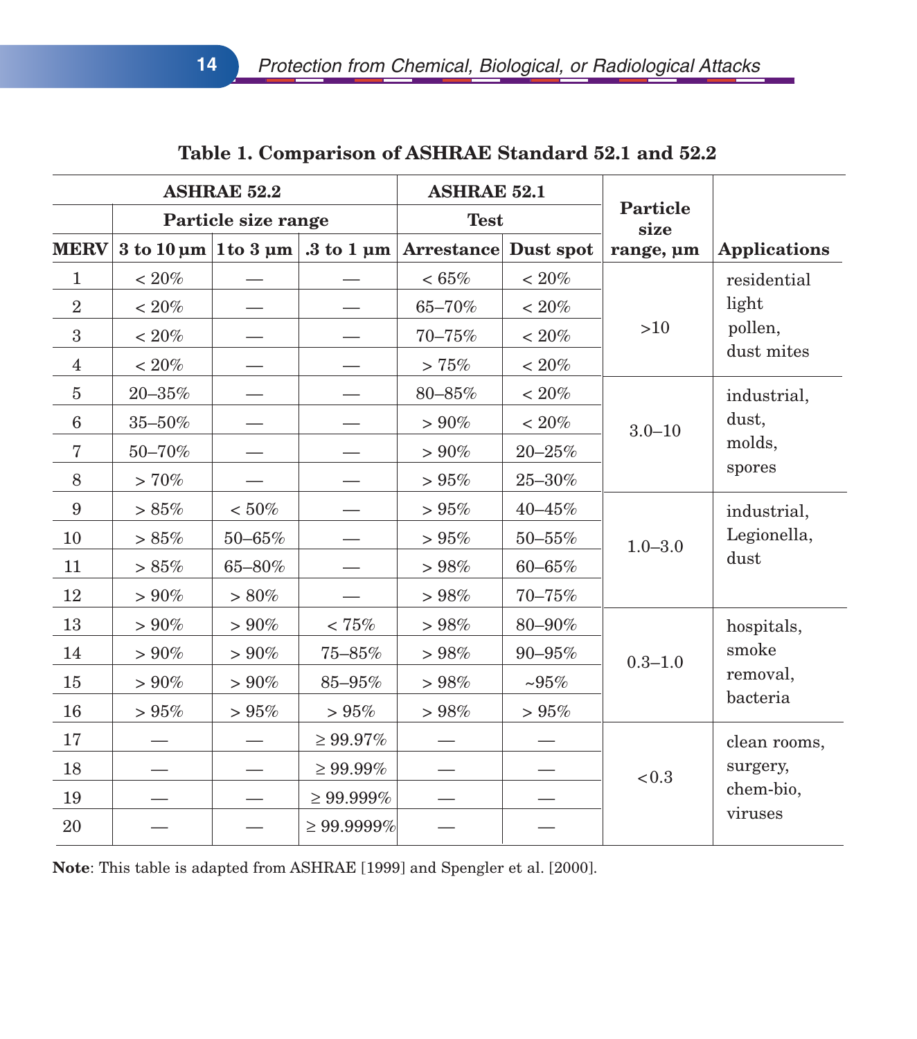**Table 1. Comparison of ASHRAE Standard 52.1 and 52.2**

| ASHRAE 52.2 | | | | ASHRAE 52.1 | | Particle size range, µm | Applications |
|---|---|---|---|---|---|---|---|
| | Particle size range | | | Test | | | |
| MERV | 3 to 10 µm | 1 to 3 µm | .3 to 1 µm | Arrestance | Dust spot | | |
| 1 | < 20% | — | — | < 65% | < 20% | >10 | residential light pollen, dust mites |
| 2 | < 20% | — | — | 65–70% | < 20% | | |
| 3 | < 20% | — | — | 70–75% | < 20% | | |
| 4 | < 20% | — | — | > 75% | < 20% | | |
| 5 | 20–35% | — | — | 80–85% | < 20% | 3.0–10 | industrial, dust, molds, spores |
| 6 | 35–50% | — | — | > 90% | < 20% | | |
| 7 | 50–70% | — | — | > 90% | 20–25% | | |
| 8 | > 70% | — | — | > 95% | 25–30% | | |
| 9 | > 85% | < 50% | — | > 95% | 40–45% | 1.0–3.0 | industrial, Legionella, dust |
| 10 | > 85% | 50–65% | — | > 95% | 50–55% | | |
| 11 | > 85% | 65–80% | — | > 98% | 60–65% | | |
| 12 | > 90% | > 80% | — | > 98% | 70–75% | | |
| 13 | > 90% | > 90% | < 75% | > 98% | 80–90% | 0.3–1.0 | hospitals, smoke removal, bacteria |
| 14 | > 90% | > 90% | 75–85% | > 98% | 90–95% | | |
| 15 | > 90% | > 90% | 85–95% | > 98% | ~95% | | |
| 16 | > 95% | > 95% | > 95% | > 98% | > 95% | | |
| 17 | — | — | ≥ 99.97% | — | — | <0.3 | clean rooms, surgery, chem-bio, viruses |
| 18 | — | — | ≥ 99.99% | — | — | | |
| 19 | — | — | ≥ 99.999% | — | — | | |
| 20 | — | — | ≥ 99.9999% | — | — | | |

**Note**: This table is adapted from ASHRAE [1999] and Spengler et al. [2000].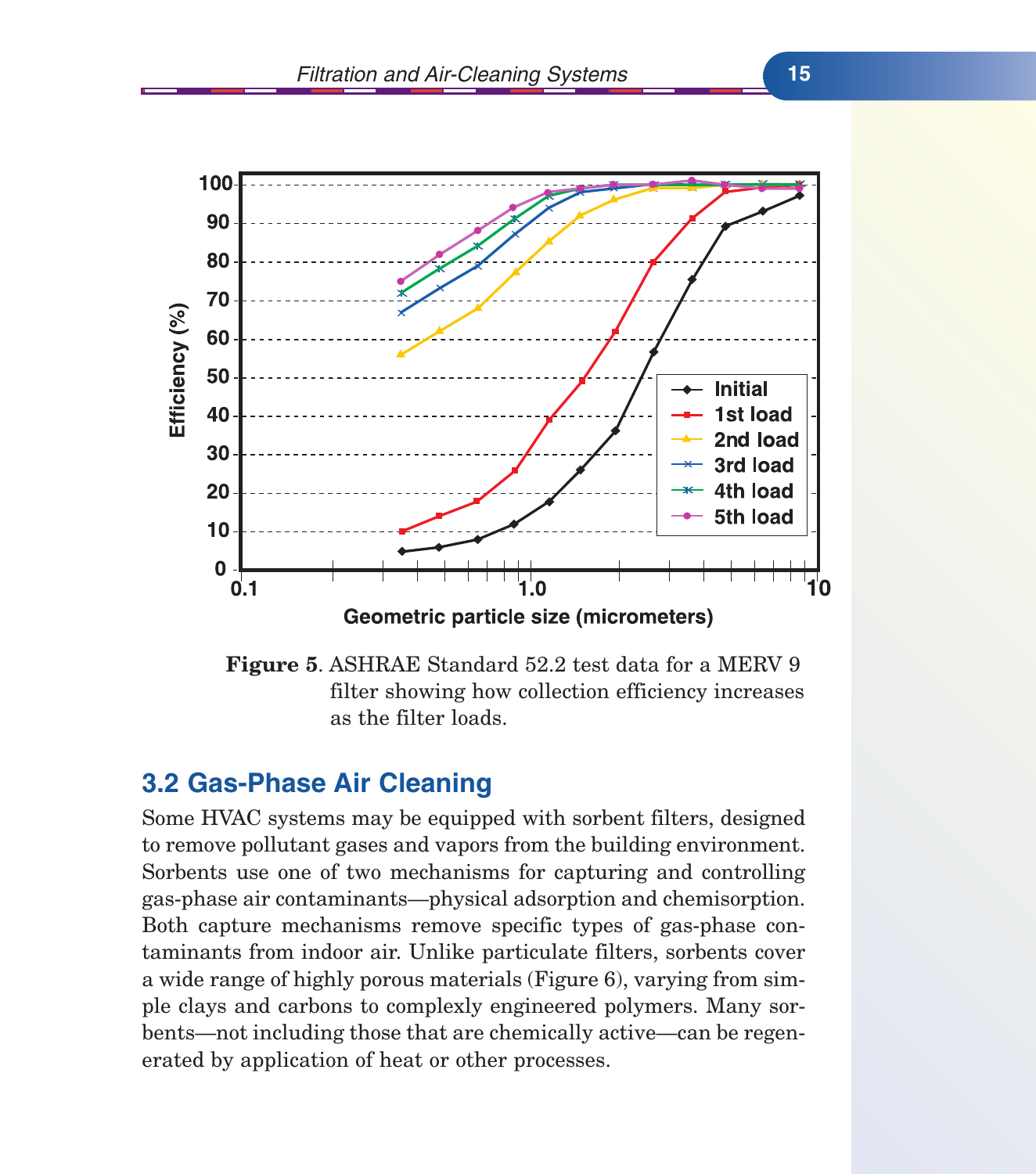Figure 5. ASHRAE Standard 52.2 test data for a MERV 9 filter showing how collection efficiency increases as the filter loads.

## 3.2 Gas-Phase Air Cleaning

Some HVAC systems may be equipped with sorbent filters, designed to remove pollutant gases and vapors from the building environment. Sorbents use one of two mechanisms for capturing and controlling gas-phase air contaminants—physical adsorption and chemisorption. Both capture mechanisms remove specific types of gas-phase contaminants from indoor air. Unlike particulate filters, sorbents cover a wide range of highly porous materials (Figure 6), varying from simple clays and carbons to complexly engineered polymers. Many sorbents—not including those that are chemically active—can be regenerated by application of heat or other processes.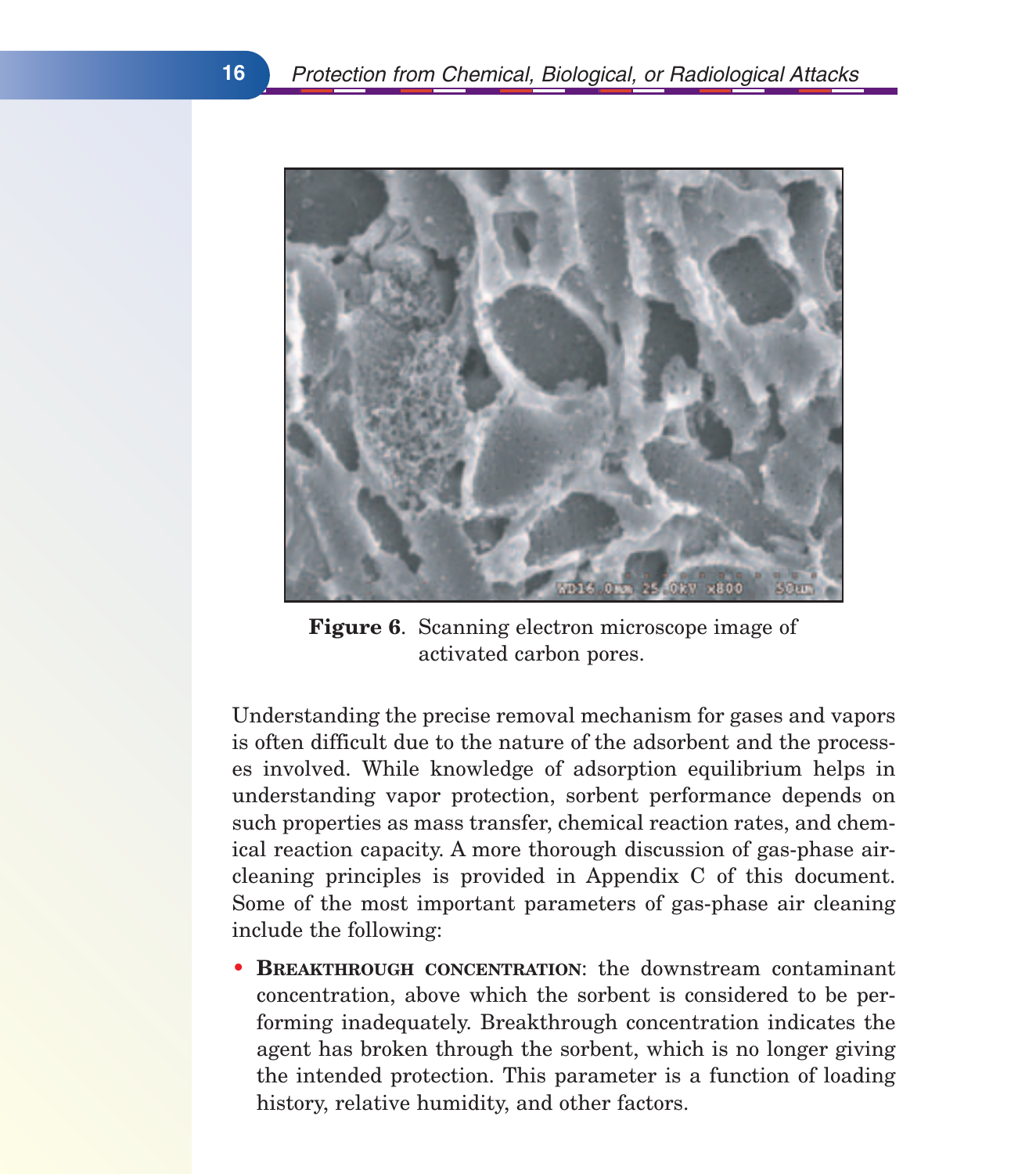**Figure 6**. Scanning electron microscope image of activated carbon pores.

Understanding the precise removal mechanism for gases and vapors is often difficult due to the nature of the adsorbent and the processes involved. While knowledge of adsorption equilibrium helps in understanding vapor protection, sorbent performance depends on such properties as mass transfer, chemical reaction rates, and chemical reaction capacity. A more thorough discussion of gas-phase air-cleaning principles is provided in Appendix C of this document. Some of the most important parameters of gas-phase air cleaning include the following:

- **Breakthrough concentration**: the downstream contaminant concentration, above which the sorbent is considered to be performing inadequately. Breakthrough concentration indicates the agent has broken through the sorbent, which is no longer giving the intended protection. This parameter is a function of loading history, relative humidity, and other factors.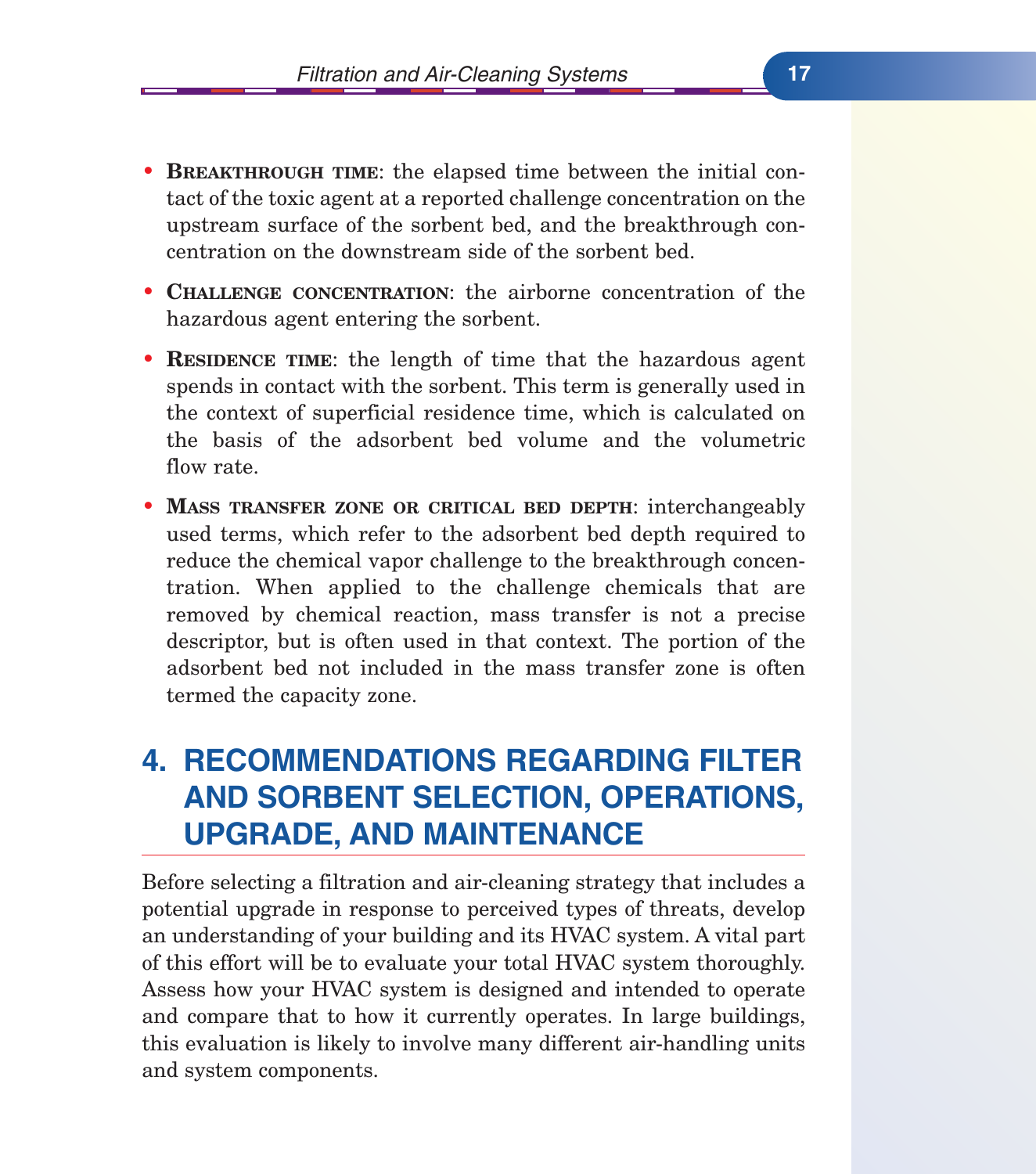- **Breakthrough time**: the elapsed time between the initial contact of the toxic agent at a reported challenge concentration on the upstream surface of the sorbent bed, and the breakthrough concentration on the downstream side of the sorbent bed.
- **Challenge concentration**: the airborne concentration of the hazardous agent entering the sorbent.
- **Residence time**: the length of time that the hazardous agent spends in contact with the sorbent. This term is generally used in the context of superficial residence time, which is calculated on the basis of the adsorbent bed volume and the volumetric flow rate.
- **Mass transfer zone or critical bed depth**: interchangeably used terms, which refer to the adsorbent bed depth required to reduce the chemical vapor challenge to the breakthrough concentration. When applied to the challenge chemicals that are removed by chemical reaction, mass transfer is not a precise descriptor, but is often used in that context. The portion of the adsorbent bed not included in the mass transfer zone is often termed the capacity zone.

## 4. RECOMMENDATIONS REGARDING FILTER AND SORBENT SELECTION, OPERATIONS, UPGRADE, AND MAINTENANCE

Before selecting a filtration and air-cleaning strategy that includes a potential upgrade in response to perceived types of threats, develop an understanding of your building and its HVAC system. A vital part of this effort will be to evaluate your total HVAC system thoroughly. Assess how your HVAC system is designed and intended to operate and compare that to how it currently operates. In large buildings, this evaluation is likely to involve many different air-handling units and system components.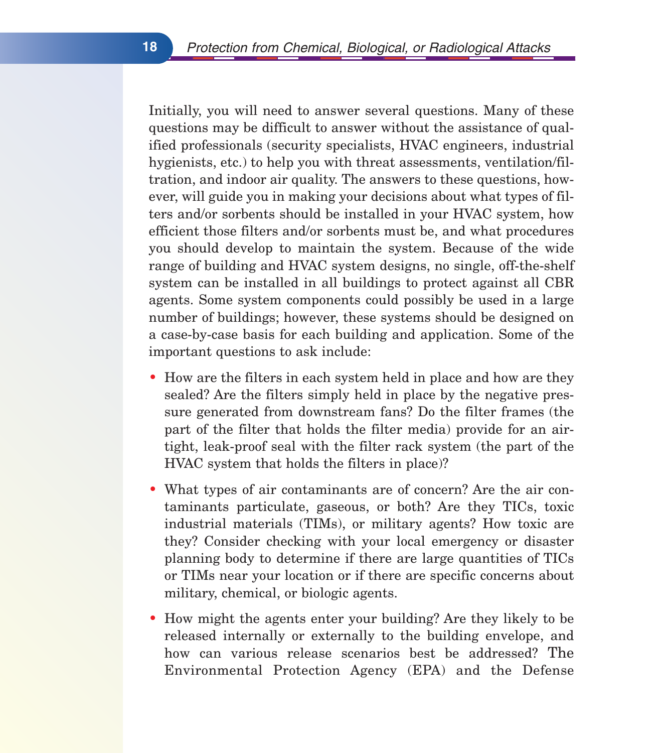Initially, you will need to answer several questions. Many of these questions may be difficult to answer without the assistance of qualified professionals (security specialists, HVAC engineers, industrial hygienists, etc.) to help you with threat assessments, ventilation/filtration, and indoor air quality. The answers to these questions, however, will guide you in making your decisions about what types of filters and/or sorbents should be installed in your HVAC system, how efficient those filters and/or sorbents must be, and what procedures you should develop to maintain the system. Because of the wide range of building and HVAC system designs, no single, off-the-shelf system can be installed in all buildings to protect against all CBR agents. Some system components could possibly be used in a large number of buildings; however, these systems should be designed on a case-by-case basis for each building and application. Some of the important questions to ask include:

- How are the filters in each system held in place and how are they sealed? Are the filters simply held in place by the negative pressure generated from downstream fans? Do the filter frames (the part of the filter that holds the filter media) provide for an airtight, leak-proof seal with the filter rack system (the part of the HVAC system that holds the filters in place)?
- What types of air contaminants are of concern? Are the air contaminants particulate, gaseous, or both? Are they TICs, toxic industrial materials (TIMs), or military agents? How toxic are they? Consider checking with your local emergency or disaster planning body to determine if there are large quantities of TICs or TIMs near your location or if there are specific concerns about military, chemical, or biologic agents.
- How might the agents enter your building? Are they likely to be released internally or externally to the building envelope, and how can various release scenarios best be addressed? The Environmental Protection Agency (EPA) and the Defense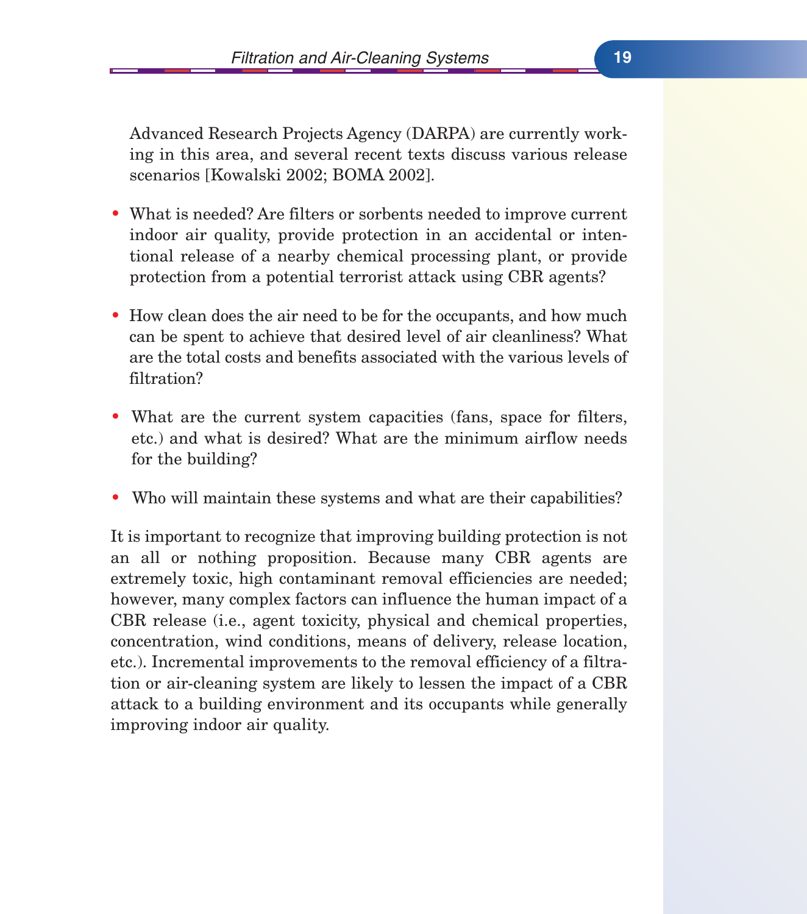Advanced Research Projects Agency (DARPA) are currently working in this area, and several recent texts discuss various release scenarios [Kowalski 2002; BOMA 2002].

- What is needed? Are filters or sorbents needed to improve current indoor air quality, provide protection in an accidental or intentional release of a nearby chemical processing plant, or provide protection from a potential terrorist attack using CBR agents?

- How clean does the air need to be for the occupants, and how much can be spent to achieve that desired level of air cleanliness? What are the total costs and benefits associated with the various levels of filtration?

- What are the current system capacities (fans, space for filters, etc.) and what is desired? What are the minimum airflow needs for the building?

- Who will maintain these systems and what are their capabilities?

It is important to recognize that improving building protection is not an all or nothing proposition. Because many CBR agents are extremely toxic, high contaminant removal efficiencies are needed; however, many complex factors can influence the human impact of a CBR release (i.e., agent toxicity, physical and chemical properties, concentration, wind conditions, means of delivery, release location, etc.). Incremental improvements to the removal efficiency of a filtration or air-cleaning system are likely to lessen the impact of a CBR attack to a building environment and its occupants while generally improving indoor air quality.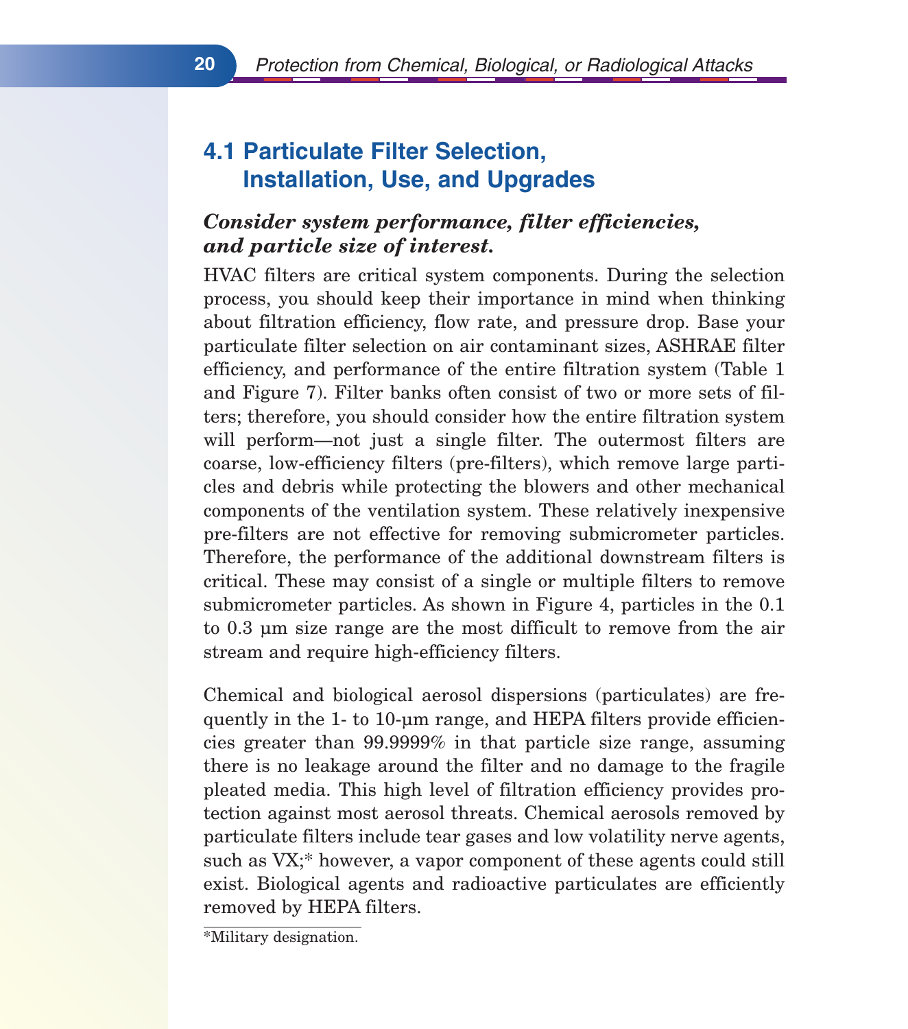## 4.1 Particulate Filter Selection, Installation, Use, and Upgrades

***Consider system performance, filter efficiencies, and particle size of interest.***

HVAC filters are critical system components. During the selection process, you should keep their importance in mind when thinking about filtration efficiency, flow rate, and pressure drop. Base your particulate filter selection on air contaminant sizes, ASHRAE filter efficiency, and performance of the entire filtration system (Table 1 and Figure 7). Filter banks often consist of two or more sets of filters; therefore, you should consider how the entire filtration system will perform—not just a single filter. The outermost filters are coarse, low-efficiency filters (pre-filters), which remove large particles and debris while protecting the blowers and other mechanical components of the ventilation system. These relatively inexpensive pre-filters are not effective for removing submicrometer particles. Therefore, the performance of the additional downstream filters is critical. These may consist of a single or multiple filters to remove submicrometer particles. As shown in Figure 4, particles in the 0.1 to 0.3 µm size range are the most difficult to remove from the air stream and require high-efficiency filters.

Chemical and biological aerosol dispersions (particulates) are frequently in the 1- to 10-µm range, and HEPA filters provide efficiencies greater than 99.9999% in that particle size range, assuming there is no leakage around the filter and no damage to the fragile pleated media. This high level of filtration efficiency provides protection against most aerosol threats. Chemical aerosols removed by particulate filters include tear gases and low volatility nerve agents, such as VX;* however, a vapor component of these agents could still exist. Biological agents and radioactive particulates are efficiently removed by HEPA filters.

*Military designation.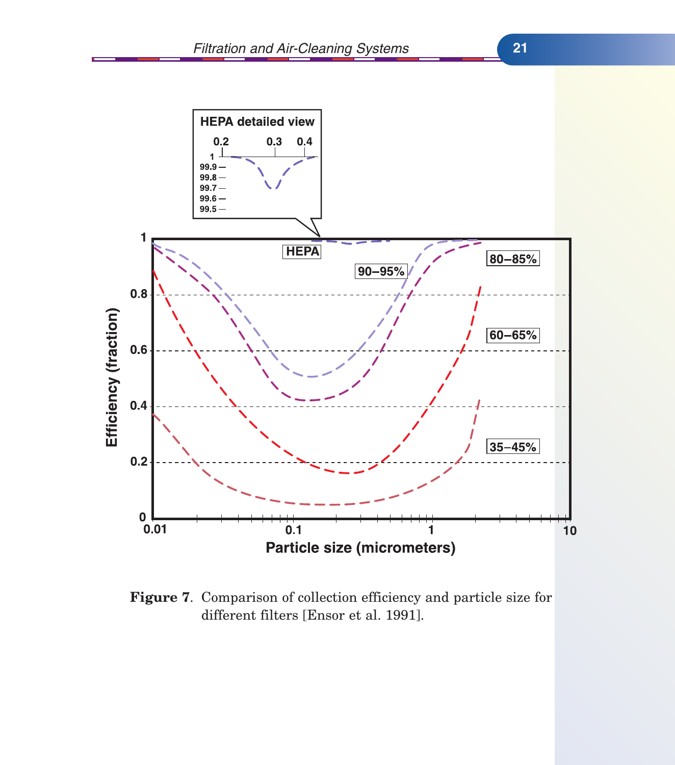**Figure 7**. Comparison of collection efficiency and particle size for different filters [Ensor et al. 1991].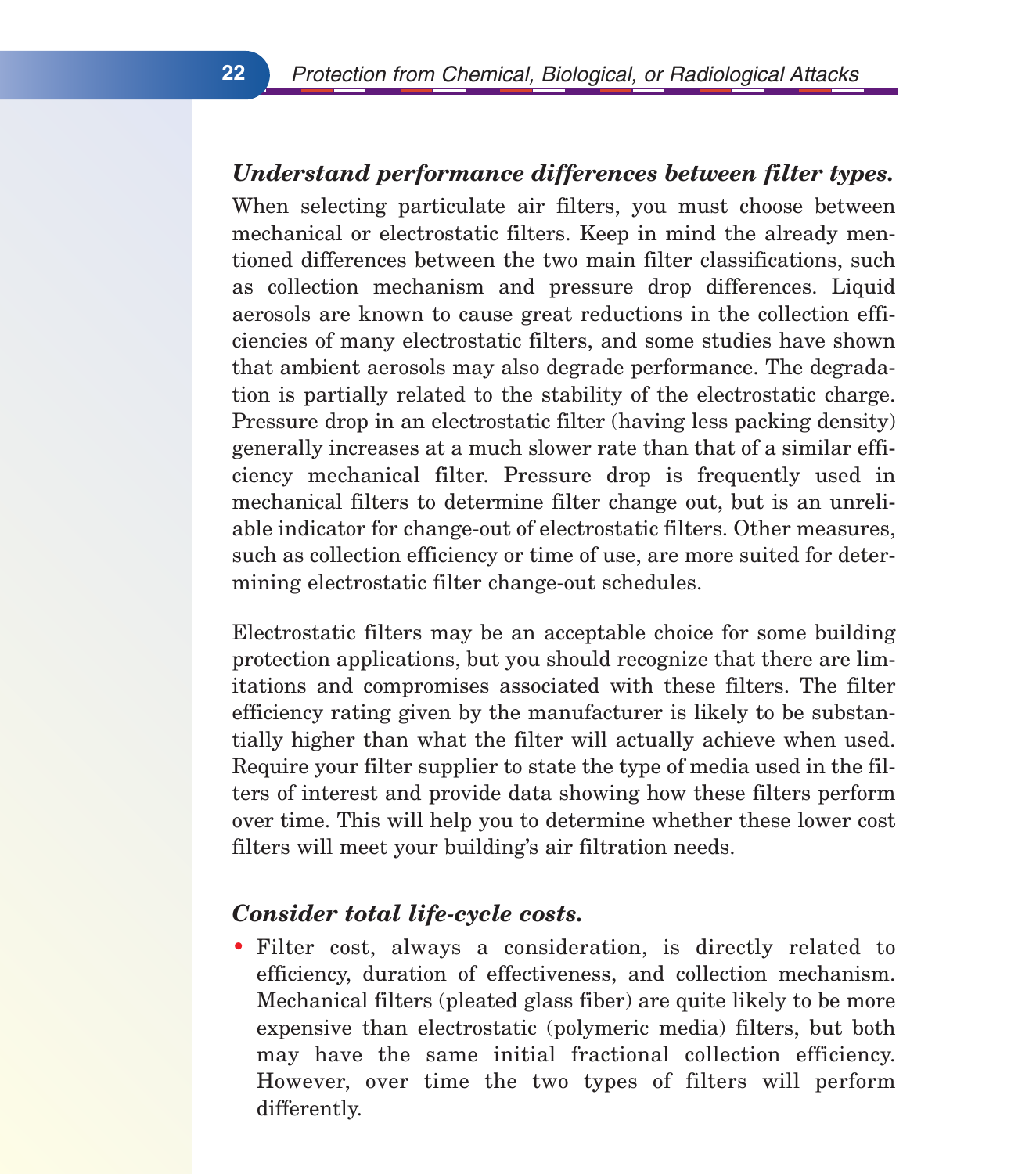### *Understand performance differences between filter types.*

When selecting particulate air filters, you must choose between mechanical or electrostatic filters. Keep in mind the already mentioned differences between the two main filter classifications, such as collection mechanism and pressure drop differences. Liquid aerosols are known to cause great reductions in the collection efficiencies of many electrostatic filters, and some studies have shown that ambient aerosols may also degrade performance. The degradation is partially related to the stability of the electrostatic charge. Pressure drop in an electrostatic filter (having less packing density) generally increases at a much slower rate than that of a similar efficiency mechanical filter. Pressure drop is frequently used in mechanical filters to determine filter change out, but is an unreliable indicator for change-out of electrostatic filters. Other measures, such as collection efficiency or time of use, are more suited for determining electrostatic filter change-out schedules.

Electrostatic filters may be an acceptable choice for some building protection applications, but you should recognize that there are limitations and compromises associated with these filters. The filter efficiency rating given by the manufacturer is likely to be substantially higher than what the filter will actually achieve when used. Require your filter supplier to state the type of media used in the filters of interest and provide data showing how these filters perform over time. This will help you to determine whether these lower cost filters will meet your building's air filtration needs.

### *Consider total life-cycle costs.*

- Filter cost, always a consideration, is directly related to efficiency, duration of effectiveness, and collection mechanism. Mechanical filters (pleated glass fiber) are quite likely to be more expensive than electrostatic (polymeric media) filters, but both may have the same initial fractional collection efficiency. However, over time the two types of filters will perform differently.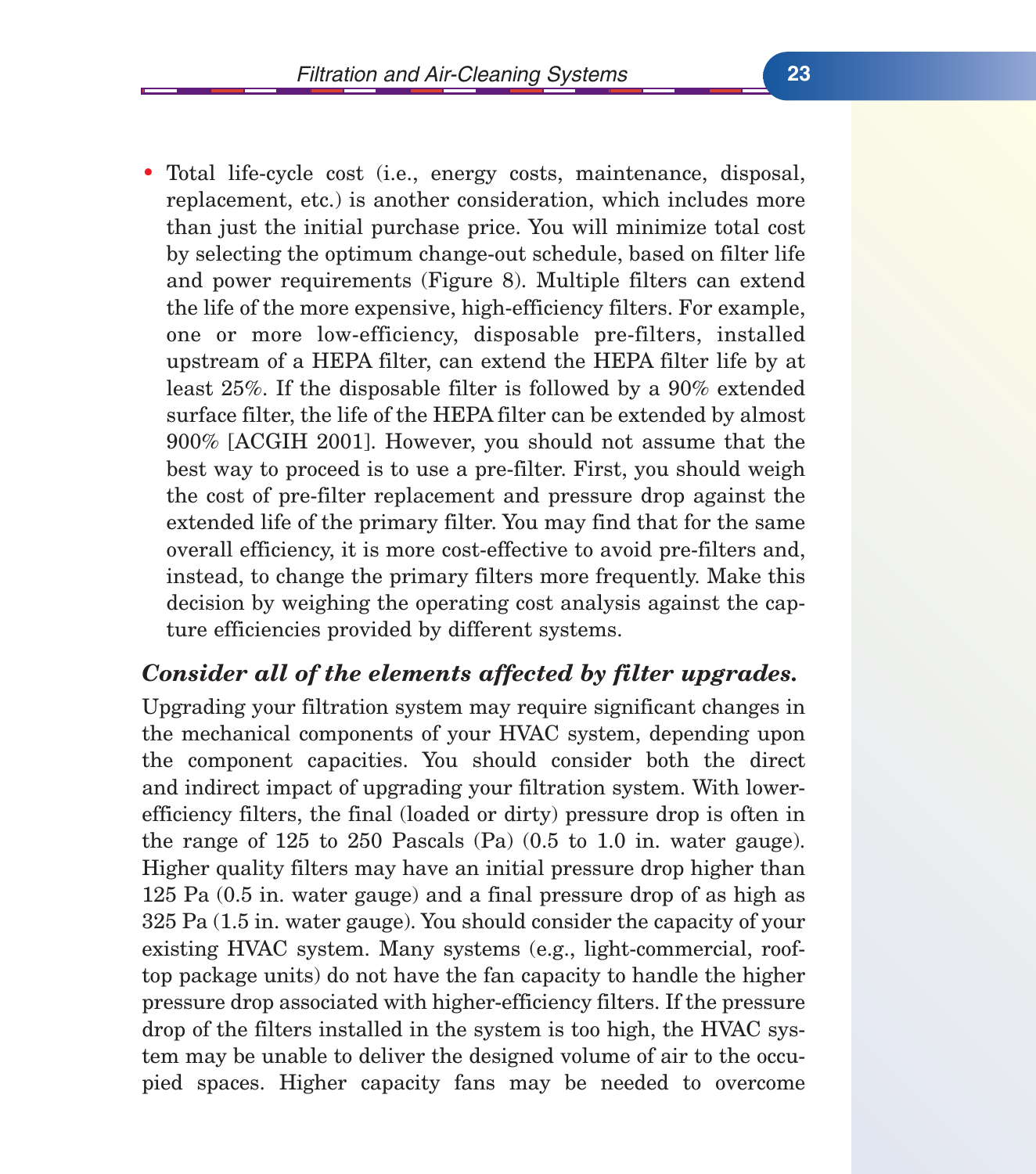- Total life-cycle cost (i.e., energy costs, maintenance, disposal, replacement, etc.) is another consideration, which includes more than just the initial purchase price. You will minimize total cost by selecting the optimum change-out schedule, based on filter life and power requirements (Figure 8). Multiple filters can extend the life of the more expensive, high-efficiency filters. For example, one or more low-efficiency, disposable pre-filters, installed upstream of a HEPA filter, can extend the HEPA filter life by at least 25%. If the disposable filter is followed by a 90% extended surface filter, the life of the HEPA filter can be extended by almost 900% [ACGIH 2001]. However, you should not assume that the best way to proceed is to use a pre-filter. First, you should weigh the cost of pre-filter replacement and pressure drop against the extended life of the primary filter. You may find that for the same overall efficiency, it is more cost-effective to avoid pre-filters and, instead, to change the primary filters more frequently. Make this decision by weighing the operating cost analysis against the capture efficiencies provided by different systems.

***Consider all of the elements affected by filter upgrades.***

Upgrading your filtration system may require significant changes in the mechanical components of your HVAC system, depending upon the component capacities. You should consider both the direct and indirect impact of upgrading your filtration system. With lower-efficiency filters, the final (loaded or dirty) pressure drop is often in the range of 125 to 250 Pascals (Pa) (0.5 to 1.0 in. water gauge). Higher quality filters may have an initial pressure drop higher than 125 Pa (0.5 in. water gauge) and a final pressure drop of as high as 325 Pa (1.5 in. water gauge). You should consider the capacity of your existing HVAC system. Many systems (e.g., light-commercial, rooftop package units) do not have the fan capacity to handle the higher pressure drop associated with higher-efficiency filters. If the pressure drop of the filters installed in the system is too high, the HVAC system may be unable to deliver the designed volume of air to the occupied spaces. Higher capacity fans may be needed to overcome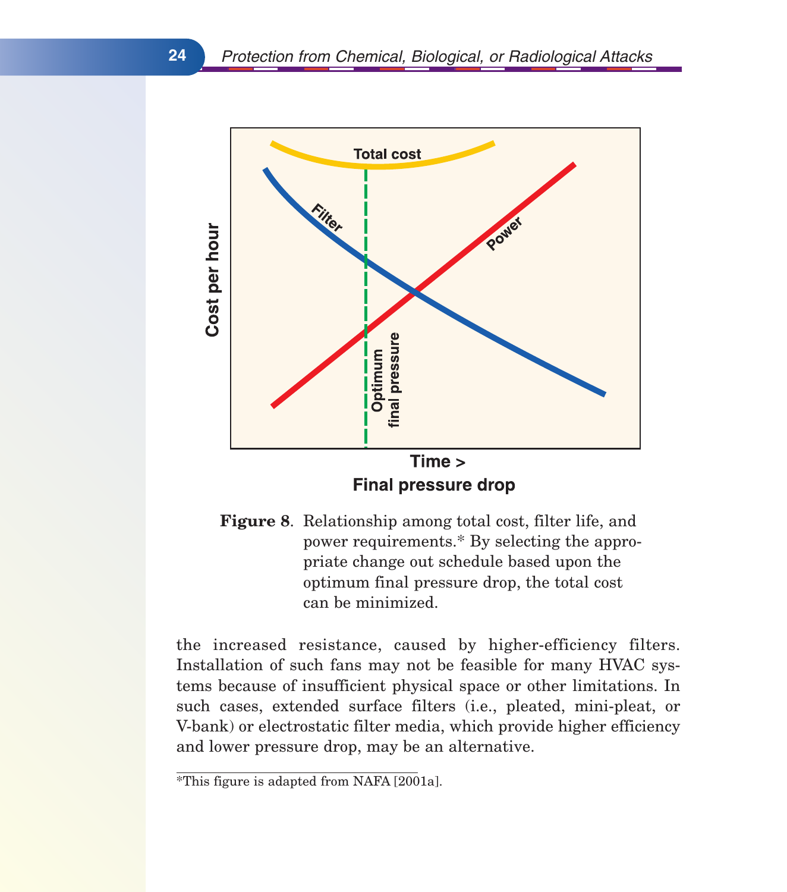**Figure 8**. Relationship among total cost, filter life, and power requirements.* By selecting the appropriate change out schedule based upon the optimum final pressure drop, the total cost can be minimized.

the increased resistance, caused by higher-efficiency filters. Installation of such fans may not be feasible for many HVAC systems because of insufficient physical space or other limitations. In such cases, extended surface filters (i.e., pleated, mini-pleat, or V-bank) or electrostatic filter media, which provide higher efficiency and lower pressure drop, may be an alternative.

---

*This figure is adapted from NAFA [2001a].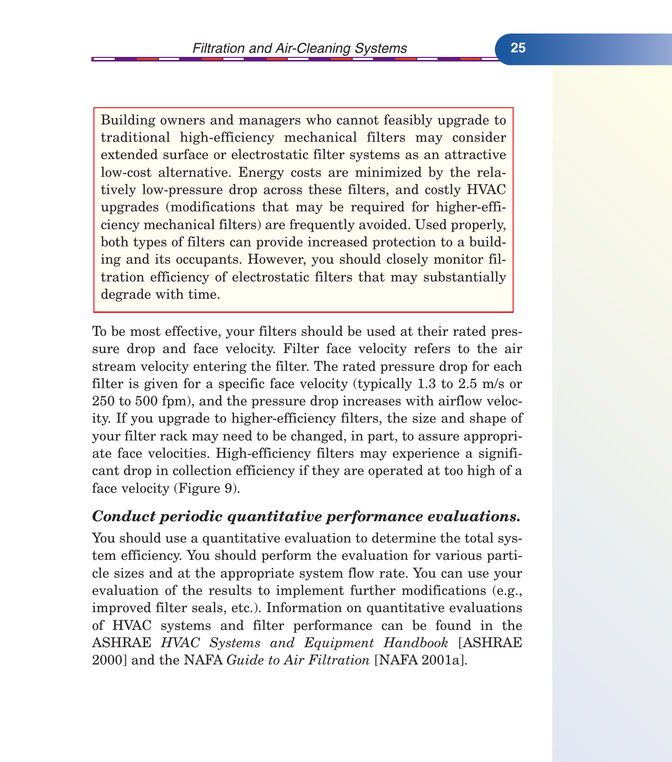> Building owners and managers who cannot feasibly upgrade to traditional high-efficiency mechanical filters may consider extended surface or electrostatic filter systems as an attractive low-cost alternative. Energy costs are minimized by the relatively low-pressure drop across these filters, and costly HVAC upgrades (modifications that may be required for higher-efficiency mechanical filters) are frequently avoided. Used properly, both types of filters can provide increased protection to a building and its occupants. However, you should closely monitor filtration efficiency of electrostatic filters that may substantially degrade with time.

To be most effective, your filters should be used at their rated pressure drop and face velocity. Filter face velocity refers to the air stream velocity entering the filter. The rated pressure drop for each filter is given for a specific face velocity (typically 1.3 to 2.5 m/s or 250 to 500 fpm), and the pressure drop increases with airflow velocity. If you upgrade to higher-efficiency filters, the size and shape of your filter rack may need to be changed, in part, to assure appropriate face velocities. High-efficiency filters may experience a significant drop in collection efficiency if they are operated at too high of a face velocity (Figure 9).

***Conduct periodic quantitative performance evaluations.***

You should use a quantitative evaluation to determine the total system efficiency. You should perform the evaluation for various particle sizes and at the appropriate system flow rate. You can use your evaluation of the results to implement further modifications (e.g., improved filter seals, etc.). Information on quantitative evaluations of HVAC systems and filter performance can be found in the ASHRAE *HVAC Systems and Equipment Handbook* [ASHRAE 2000] and the NAFA *Guide to Air Filtration* [NAFA 2001a].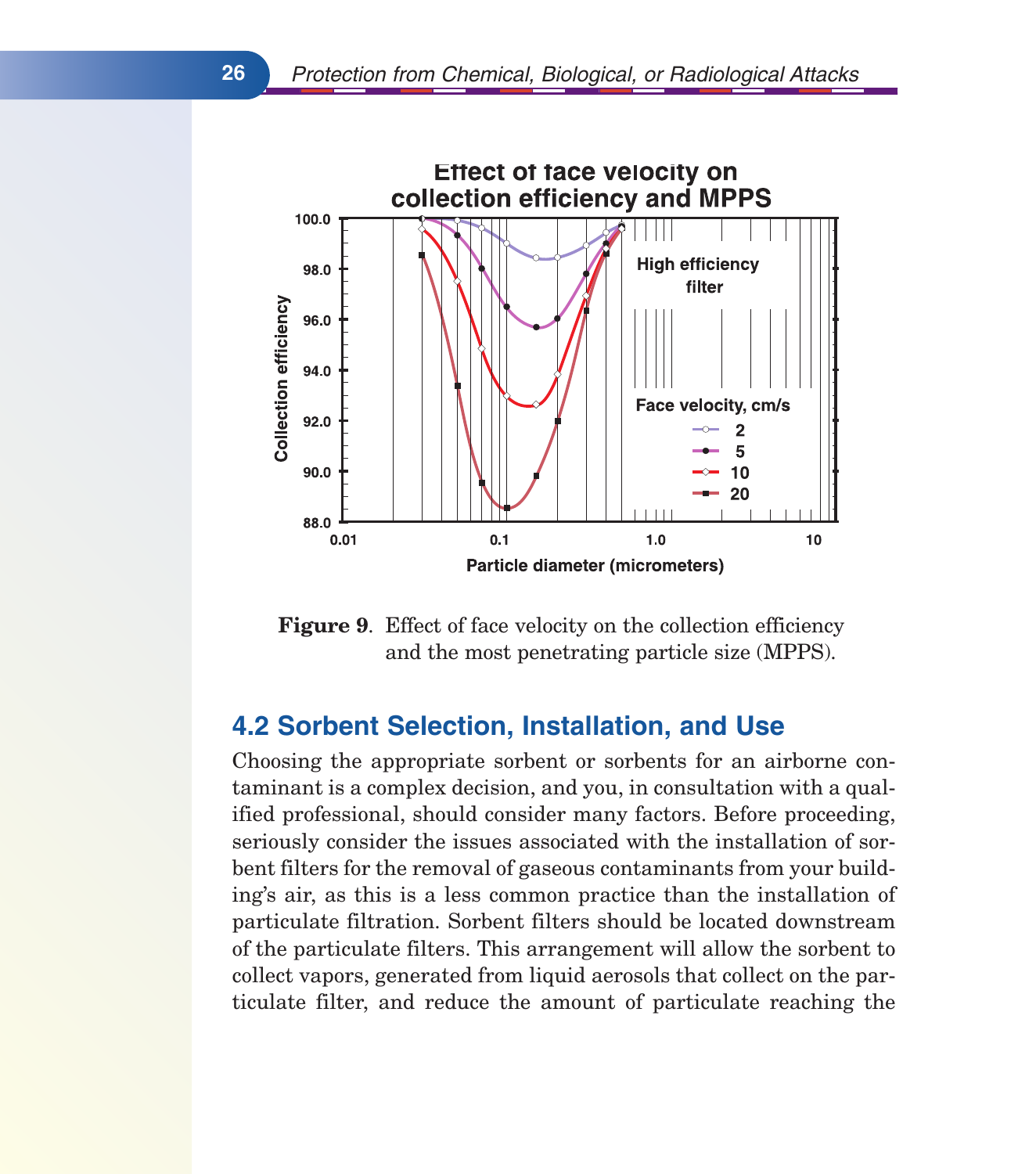Figure 9. Effect of face velocity on the collection efficiency and the most penetrating particle size (MPPS).

## 4.2 Sorbent Selection, Installation, and Use

Choosing the appropriate sorbent or sorbents for an airborne contaminant is a complex decision, and you, in consultation with a qualified professional, should consider many factors. Before proceeding, seriously consider the issues associated with the installation of sorbent filters for the removal of gaseous contaminants from your building's air, as this is a less common practice than the installation of particulate filtration. Sorbent filters should be located downstream of the particulate filters. This arrangement will allow the sorbent to collect vapors, generated from liquid aerosols that collect on the particulate filter, and reduce the amount of particulate reaching the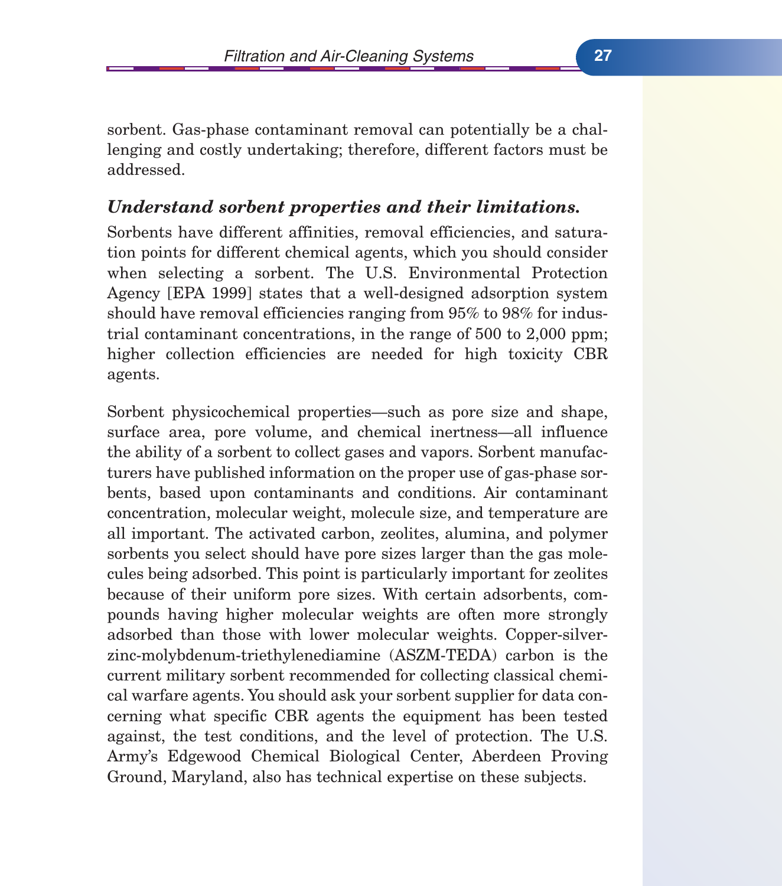sorbent. Gas-phase contaminant removal can potentially be a challenging and costly undertaking; therefore, different factors must be addressed.

### *Understand sorbent properties and their limitations.*

Sorbents have different affinities, removal efficiencies, and saturation points for different chemical agents, which you should consider when selecting a sorbent. The U.S. Environmental Protection Agency [EPA 1999] states that a well-designed adsorption system should have removal efficiencies ranging from 95% to 98% for industrial contaminant concentrations, in the range of 500 to 2,000 ppm; higher collection efficiencies are needed for high toxicity CBR agents.

Sorbent physicochemical properties—such as pore size and shape, surface area, pore volume, and chemical inertness—all influence the ability of a sorbent to collect gases and vapors. Sorbent manufacturers have published information on the proper use of gas-phase sorbents, based upon contaminants and conditions. Air contaminant concentration, molecular weight, molecule size, and temperature are all important. The activated carbon, zeolites, alumina, and polymer sorbents you select should have pore sizes larger than the gas molecules being adsorbed. This point is particularly important for zeolites because of their uniform pore sizes. With certain adsorbents, compounds having higher molecular weights are often more strongly adsorbed than those with lower molecular weights. Copper-silver-zinc-molybdenum-triethylenediamine (ASZM-TEDA) carbon is the current military sorbent recommended for collecting classical chemical warfare agents. You should ask your sorbent supplier for data concerning what specific CBR agents the equipment has been tested against, the test conditions, and the level of protection. The U.S. Army's Edgewood Chemical Biological Center, Aberdeen Proving Ground, Maryland, also has technical expertise on these subjects.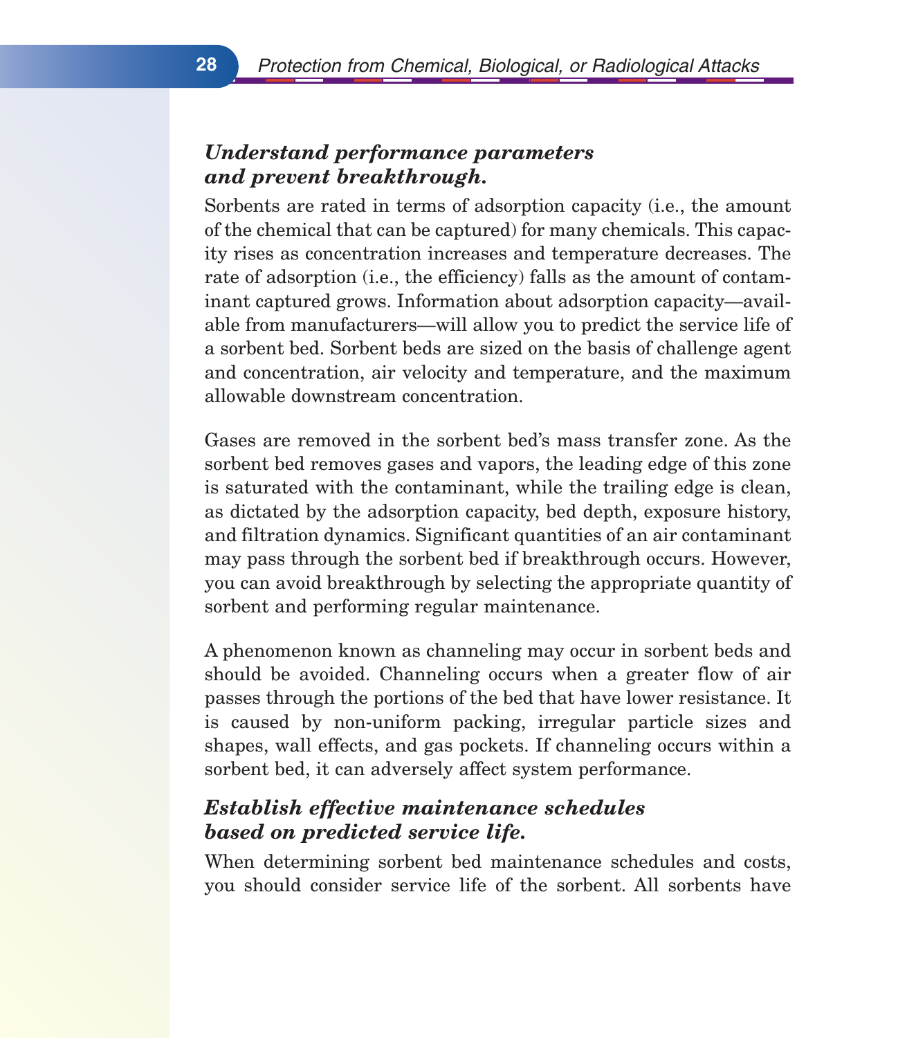### *Understand performance parameters and prevent breakthrough.*

Sorbents are rated in terms of adsorption capacity (i.e., the amount of the chemical that can be captured) for many chemicals. This capacity rises as concentration increases and temperature decreases. The rate of adsorption (i.e., the efficiency) falls as the amount of contaminant captured grows. Information about adsorption capacity—available from manufacturers—will allow you to predict the service life of a sorbent bed. Sorbent beds are sized on the basis of challenge agent and concentration, air velocity and temperature, and the maximum allowable downstream concentration.

Gases are removed in the sorbent bed's mass transfer zone. As the sorbent bed removes gases and vapors, the leading edge of this zone is saturated with the contaminant, while the trailing edge is clean, as dictated by the adsorption capacity, bed depth, exposure history, and filtration dynamics. Significant quantities of an air contaminant may pass through the sorbent bed if breakthrough occurs. However, you can avoid breakthrough by selecting the appropriate quantity of sorbent and performing regular maintenance.

A phenomenon known as channeling may occur in sorbent beds and should be avoided. Channeling occurs when a greater flow of air passes through the portions of the bed that have lower resistance. It is caused by non-uniform packing, irregular particle sizes and shapes, wall effects, and gas pockets. If channeling occurs within a sorbent bed, it can adversely affect system performance.

### *Establish effective maintenance schedules based on predicted service life.*

When determining sorbent bed maintenance schedules and costs, you should consider service life of the sorbent. All sorbents have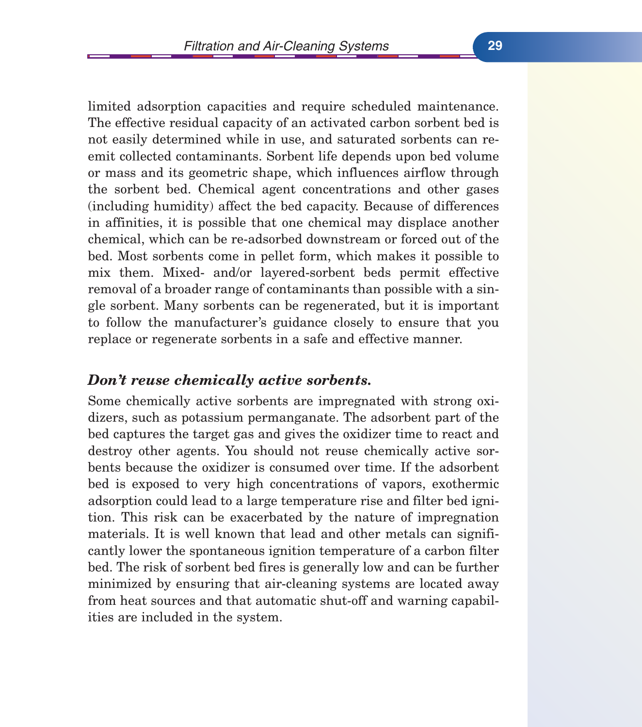limited adsorption capacities and require scheduled maintenance. The effective residual capacity of an activated carbon sorbent bed is not easily determined while in use, and saturated sorbents can re-emit collected contaminants. Sorbent life depends upon bed volume or mass and its geometric shape, which influences airflow through the sorbent bed. Chemical agent concentrations and other gases (including humidity) affect the bed capacity. Because of differences in affinities, it is possible that one chemical may displace another chemical, which can be re-adsorbed downstream or forced out of the bed. Most sorbents come in pellet form, which makes it possible to mix them. Mixed- and/or layered-sorbent beds permit effective removal of a broader range of contaminants than possible with a single sorbent. Many sorbents can be regenerated, but it is important to follow the manufacturer's guidance closely to ensure that you replace or regenerate sorbents in a safe and effective manner.

### *Don't reuse chemically active sorbents.*

Some chemically active sorbents are impregnated with strong oxidizers, such as potassium permanganate. The adsorbent part of the bed captures the target gas and gives the oxidizer time to react and destroy other agents. You should not reuse chemically active sorbents because the oxidizer is consumed over time. If the adsorbent bed is exposed to very high concentrations of vapors, exothermic adsorption could lead to a large temperature rise and filter bed ignition. This risk can be exacerbated by the nature of impregnation materials. It is well known that lead and other metals can significantly lower the spontaneous ignition temperature of a carbon filter bed. The risk of sorbent bed fires is generally low and can be further minimized by ensuring that air-cleaning systems are located away from heat sources and that automatic shut-off and warning capabilities are included in the system.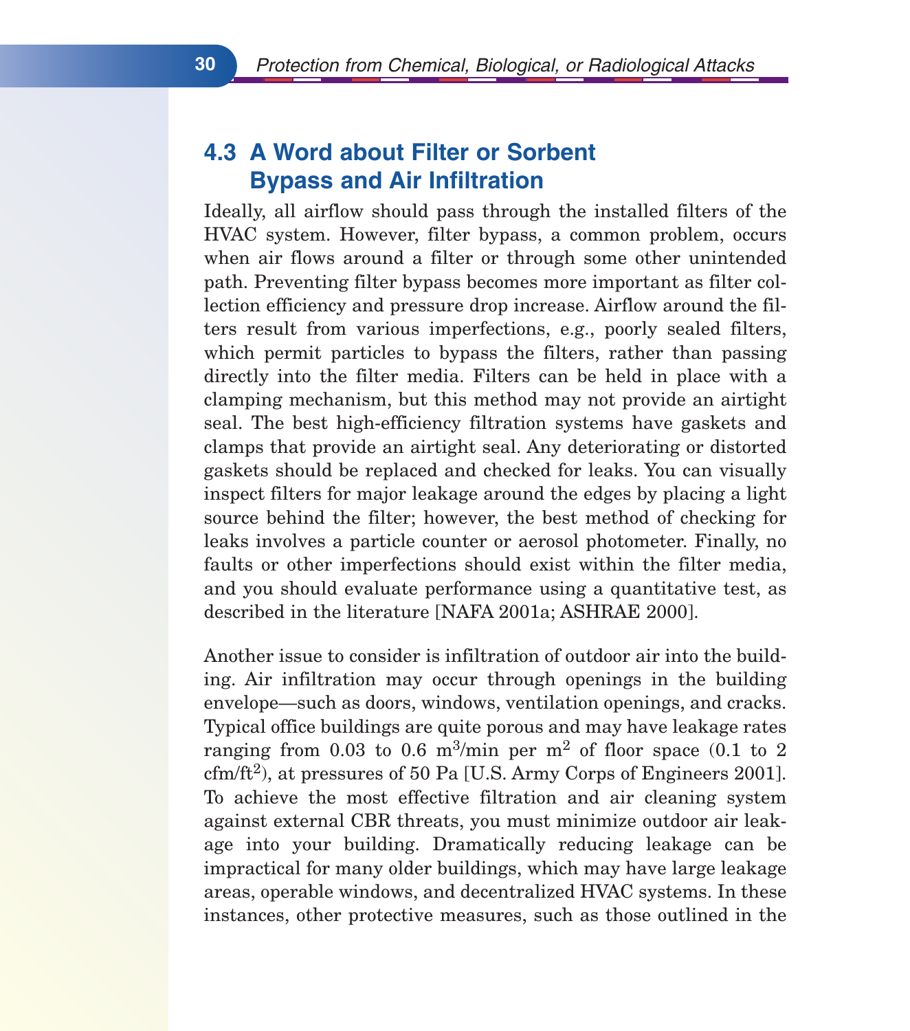## 4.3 A Word about Filter or Sorbent Bypass and Air Infiltration

Ideally, all airflow should pass through the installed filters of the HVAC system. However, filter bypass, a common problem, occurs when air flows around a filter or through some other unintended path. Preventing filter bypass becomes more important as filter collection efficiency and pressure drop increase. Airflow around the filters result from various imperfections, e.g., poorly sealed filters, which permit particles to bypass the filters, rather than passing directly into the filter media. Filters can be held in place with a clamping mechanism, but this method may not provide an airtight seal. The best high-efficiency filtration systems have gaskets and clamps that provide an airtight seal. Any deteriorating or distorted gaskets should be replaced and checked for leaks. You can visually inspect filters for major leakage around the edges by placing a light source behind the filter; however, the best method of checking for leaks involves a particle counter or aerosol photometer. Finally, no faults or other imperfections should exist within the filter media, and you should evaluate performance using a quantitative test, as described in the literature [NAFA 2001a; ASHRAE 2000].

Another issue to consider is infiltration of outdoor air into the building. Air infiltration may occur through openings in the building envelope—such as doors, windows, ventilation openings, and cracks. Typical office buildings are quite porous and may have leakage rates ranging from 0.03 to 0.6 $m^3$/min per $m^2$ of floor space (0.1 to 2 cfm/$ft^2$), at pressures of 50 Pa [U.S. Army Corps of Engineers 2001]. To achieve the most effective filtration and air cleaning system against external CBR threats, you must minimize outdoor air leakage into your building. Dramatically reducing leakage can be impractical for many older buildings, which may have large leakage areas, operable windows, and decentralized HVAC systems. In these instances, other protective measures, such as those outlined in the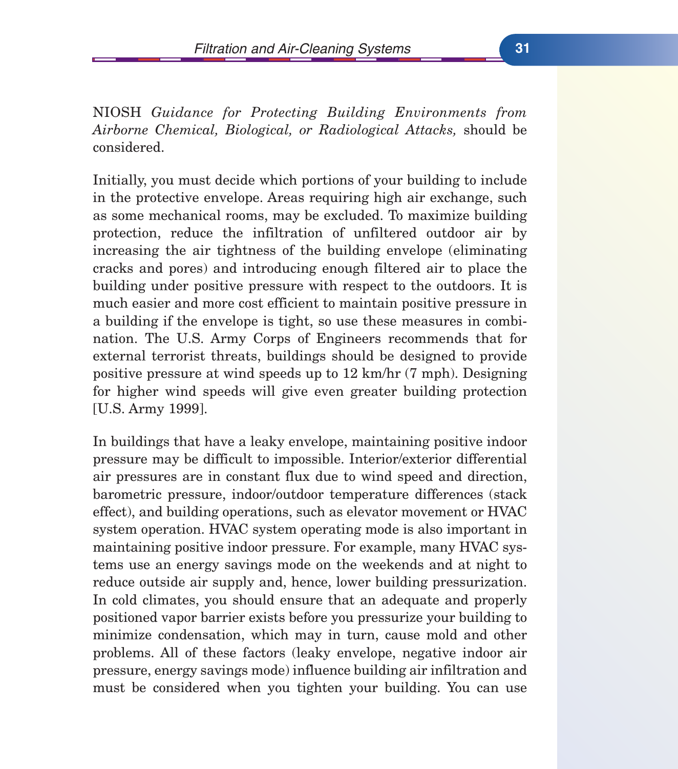NIOSH *Guidance for Protecting Building Environments from Airborne Chemical, Biological, or Radiological Attacks,* should be considered.

Initially, you must decide which portions of your building to include in the protective envelope. Areas requiring high air exchange, such as some mechanical rooms, may be excluded. To maximize building protection, reduce the infiltration of unfiltered outdoor air by increasing the air tightness of the building envelope (eliminating cracks and pores) and introducing enough filtered air to place the building under positive pressure with respect to the outdoors. It is much easier and more cost efficient to maintain positive pressure in a building if the envelope is tight, so use these measures in combination. The U.S. Army Corps of Engineers recommends that for external terrorist threats, buildings should be designed to provide positive pressure at wind speeds up to 12 km/hr (7 mph). Designing for higher wind speeds will give even greater building protection [U.S. Army 1999].

In buildings that have a leaky envelope, maintaining positive indoor pressure may be difficult to impossible. Interior/exterior differential air pressures are in constant flux due to wind speed and direction, barometric pressure, indoor/outdoor temperature differences (stack effect), and building operations, such as elevator movement or HVAC system operation. HVAC system operating mode is also important in maintaining positive indoor pressure. For example, many HVAC systems use an energy savings mode on the weekends and at night to reduce outside air supply and, hence, lower building pressurization. In cold climates, you should ensure that an adequate and properly positioned vapor barrier exists before you pressurize your building to minimize condensation, which may in turn, cause mold and other problems. All of these factors (leaky envelope, negative indoor air pressure, energy savings mode) influence building air infiltration and must be considered when you tighten your building. You can use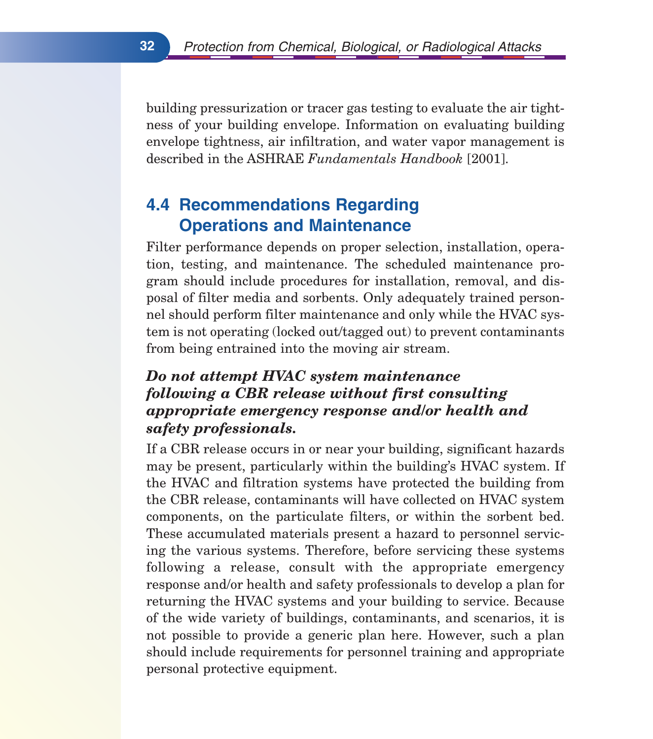building pressurization or tracer gas testing to evaluate the air tightness of your building envelope. Information on evaluating building envelope tightness, air infiltration, and water vapor management is described in the ASHRAE *Fundamentals Handbook* [2001].

## 4.4 Recommendations Regarding Operations and Maintenance

Filter performance depends on proper selection, installation, operation, testing, and maintenance. The scheduled maintenance program should include procedures for installation, removal, and disposal of filter media and sorbents. Only adequately trained personnel should perform filter maintenance and only while the HVAC system is not operating (locked out/tagged out) to prevent contaminants from being entrained into the moving air stream.

***Do not attempt HVAC system maintenance following a CBR release without first consulting appropriate emergency response and/or health and safety professionals.***

If a CBR release occurs in or near your building, significant hazards may be present, particularly within the building's HVAC system. If the HVAC and filtration systems have protected the building from the CBR release, contaminants will have collected on HVAC system components, on the particulate filters, or within the sorbent bed. These accumulated materials present a hazard to personnel servicing the various systems. Therefore, before servicing these systems following a release, consult with the appropriate emergency response and/or health and safety professionals to develop a plan for returning the HVAC systems and your building to service. Because of the wide variety of buildings, contaminants, and scenarios, it is not possible to provide a generic plan here. However, such a plan should include requirements for personnel training and appropriate personal protective equipment.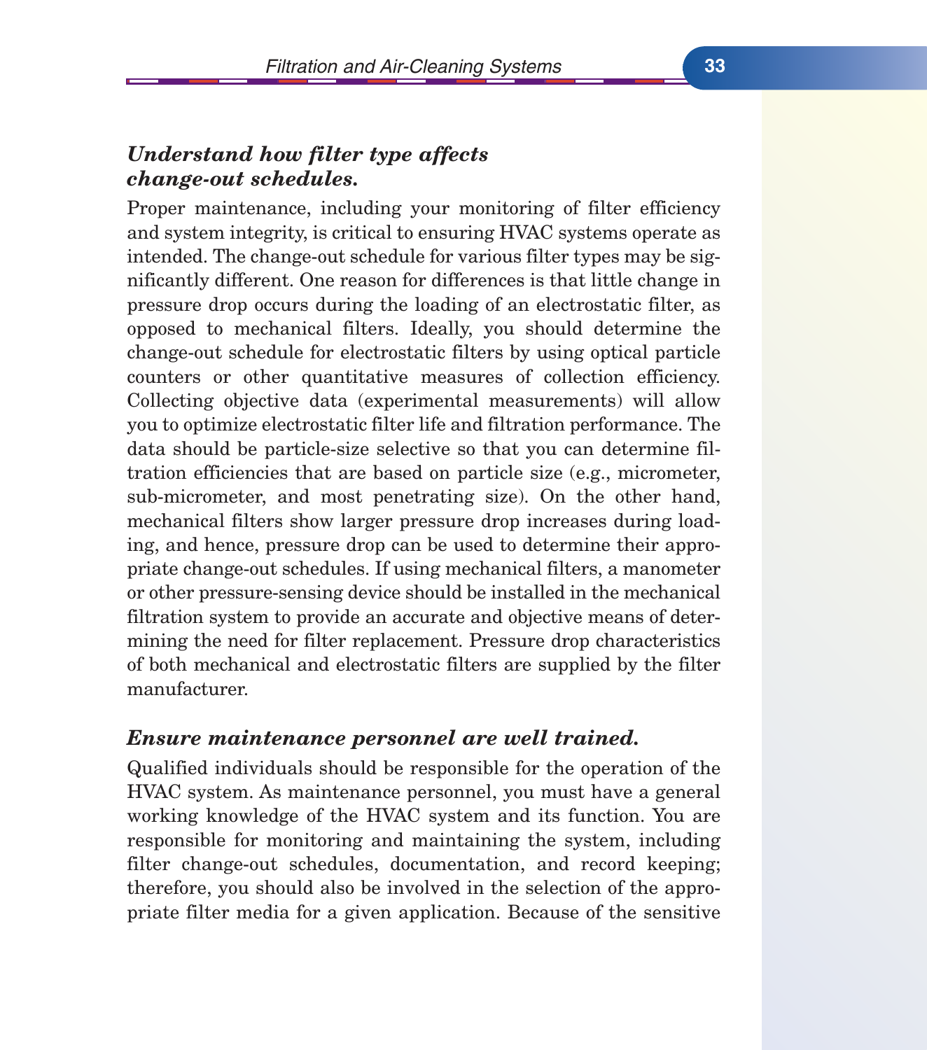### *Understand how filter type affects change-out schedules.*

Proper maintenance, including your monitoring of filter efficiency and system integrity, is critical to ensuring HVAC systems operate as intended. The change-out schedule for various filter types may be significantly different. One reason for differences is that little change in pressure drop occurs during the loading of an electrostatic filter, as opposed to mechanical filters. Ideally, you should determine the change-out schedule for electrostatic filters by using optical particle counters or other quantitative measures of collection efficiency. Collecting objective data (experimental measurements) will allow you to optimize electrostatic filter life and filtration performance. The data should be particle-size selective so that you can determine filtration efficiencies that are based on particle size (e.g., micrometer, sub-micrometer, and most penetrating size). On the other hand, mechanical filters show larger pressure drop increases during loading, and hence, pressure drop can be used to determine their appropriate change-out schedules. If using mechanical filters, a manometer or other pressure-sensing device should be installed in the mechanical filtration system to provide an accurate and objective means of determining the need for filter replacement. Pressure drop characteristics of both mechanical and electrostatic filters are supplied by the filter manufacturer.

### *Ensure maintenance personnel are well trained.*

Qualified individuals should be responsible for the operation of the HVAC system. As maintenance personnel, you must have a general working knowledge of the HVAC system and its function. You are responsible for monitoring and maintaining the system, including filter change-out schedules, documentation, and record keeping; therefore, you should also be involved in the selection of the appropriate filter media for a given application. Because of the sensitive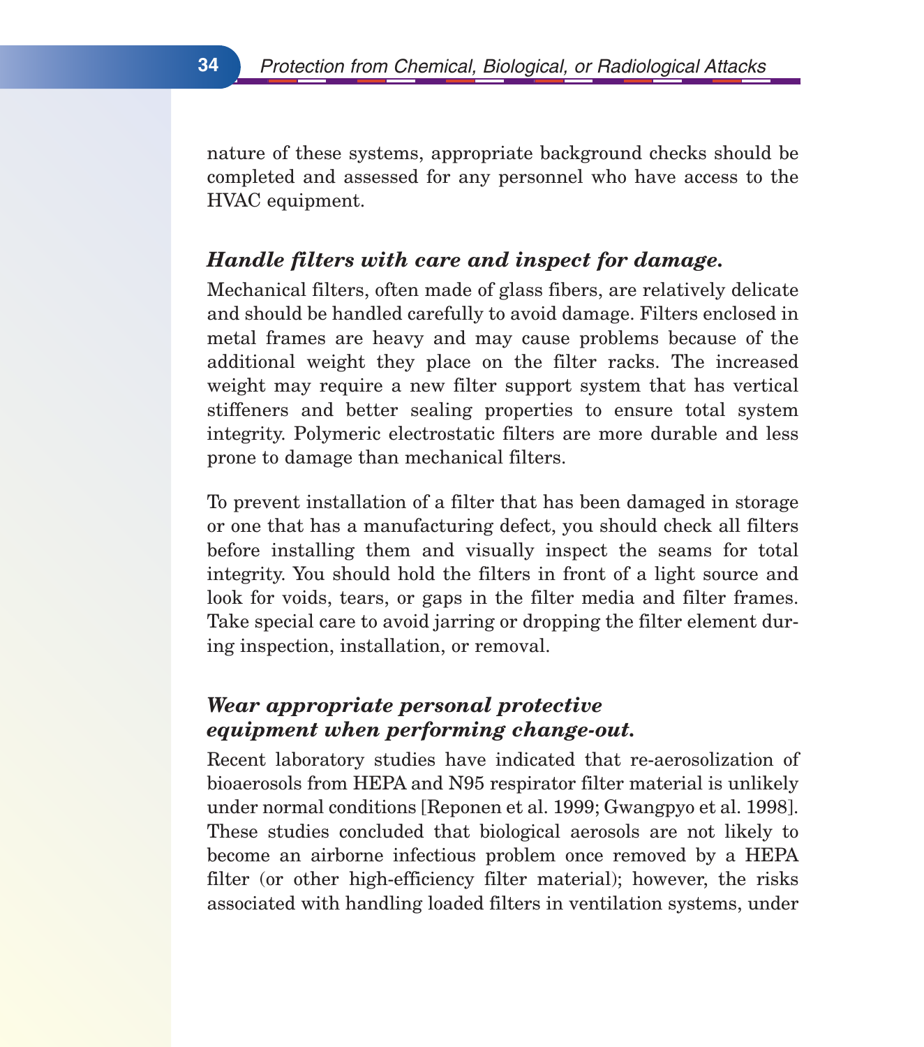nature of these systems, appropriate background checks should be completed and assessed for any personnel who have access to the HVAC equipment.

### *Handle filters with care and inspect for damage.*

Mechanical filters, often made of glass fibers, are relatively delicate and should be handled carefully to avoid damage. Filters enclosed in metal frames are heavy and may cause problems because of the additional weight they place on the filter racks. The increased weight may require a new filter support system that has vertical stiffeners and better sealing properties to ensure total system integrity. Polymeric electrostatic filters are more durable and less prone to damage than mechanical filters.

To prevent installation of a filter that has been damaged in storage or one that has a manufacturing defect, you should check all filters before installing them and visually inspect the seams for total integrity. You should hold the filters in front of a light source and look for voids, tears, or gaps in the filter media and filter frames. Take special care to avoid jarring or dropping the filter element during inspection, installation, or removal.

### *Wear appropriate personal protective equipment when performing change-out.*

Recent laboratory studies have indicated that re-aerosolization of bioaerosols from HEPA and N95 respirator filter material is unlikely under normal conditions [Reponen et al. 1999; Gwangpyo et al. 1998]. These studies concluded that biological aerosols are not likely to become an airborne infectious problem once removed by a HEPA filter (or other high-efficiency filter material); however, the risks associated with handling loaded filters in ventilation systems, under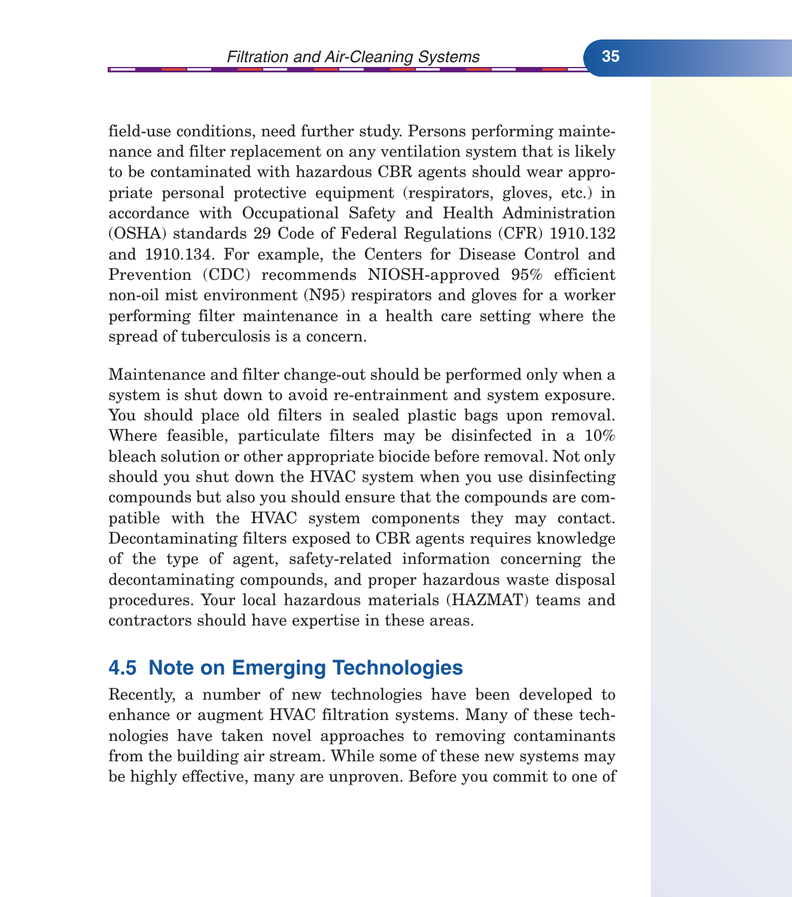field-use conditions, need further study. Persons performing maintenance and filter replacement on any ventilation system that is likely to be contaminated with hazardous CBR agents should wear appropriate personal protective equipment (respirators, gloves, etc.) in accordance with Occupational Safety and Health Administration (OSHA) standards 29 Code of Federal Regulations (CFR) 1910.132 and 1910.134. For example, the Centers for Disease Control and Prevention (CDC) recommends NIOSH-approved 95% efficient non-oil mist environment (N95) respirators and gloves for a worker performing filter maintenance in a health care setting where the spread of tuberculosis is a concern.

Maintenance and filter change-out should be performed only when a system is shut down to avoid re-entrainment and system exposure. You should place old filters in sealed plastic bags upon removal. Where feasible, particulate filters may be disinfected in a 10% bleach solution or other appropriate biocide before removal. Not only should you shut down the HVAC system when you use disinfecting compounds but also you should ensure that the compounds are compatible with the HVAC system components they may contact. Decontaminating filters exposed to CBR agents requires knowledge of the type of agent, safety-related information concerning the decontaminating compounds, and proper hazardous waste disposal procedures. Your local hazardous materials (HAZMAT) teams and contractors should have expertise in these areas.

## 4.5 Note on Emerging Technologies

Recently, a number of new technologies have been developed to enhance or augment HVAC filtration systems. Many of these technologies have taken novel approaches to removing contaminants from the building air stream. While some of these new systems may be highly effective, many are unproven. Before you commit to one of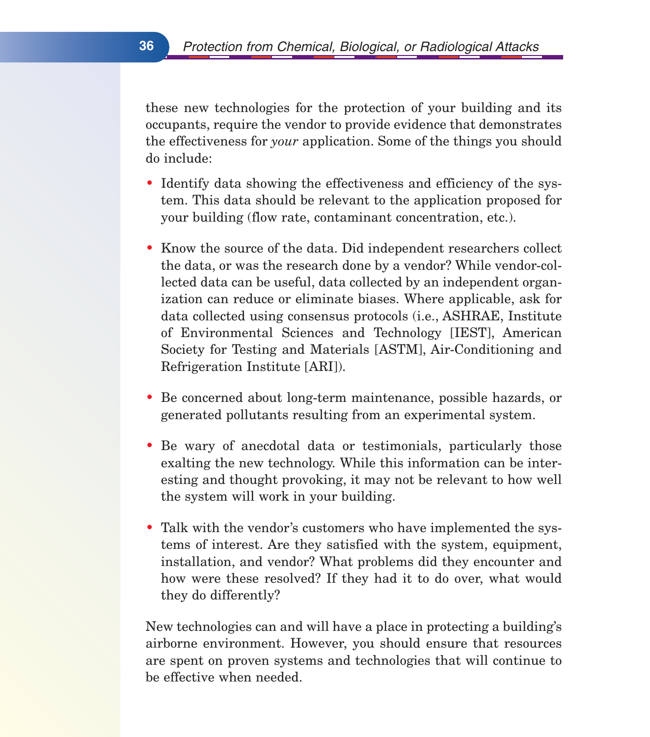these new technologies for the protection of your building and its occupants, require the vendor to provide evidence that demonstrates the effectiveness for *your* application. Some of the things you should do include:

- Identify data showing the effectiveness and efficiency of the system. This data should be relevant to the application proposed for your building (flow rate, contaminant concentration, etc.).

- Know the source of the data. Did independent researchers collect the data, or was the research done by a vendor? While vendor-collected data can be useful, data collected by an independent organization can reduce or eliminate biases. Where applicable, ask for data collected using consensus protocols (i.e., ASHRAE, Institute of Environmental Sciences and Technology [IEST], American Society for Testing and Materials [ASTM], Air-Conditioning and Refrigeration Institute [ARI]).

- Be concerned about long-term maintenance, possible hazards, or generated pollutants resulting from an experimental system.

- Be wary of anecdotal data or testimonials, particularly those exalting the new technology. While this information can be interesting and thought provoking, it may not be relevant to how well the system will work in your building.

- Talk with the vendor's customers who have implemented the systems of interest. Are they satisfied with the system, equipment, installation, and vendor? What problems did they encounter and how were these resolved? If they had it to do over, what would they do differently?

New technologies can and will have a place in protecting a building's airborne environment. However, you should ensure that resources are spent on proven systems and technologies that will continue to be effective when needed.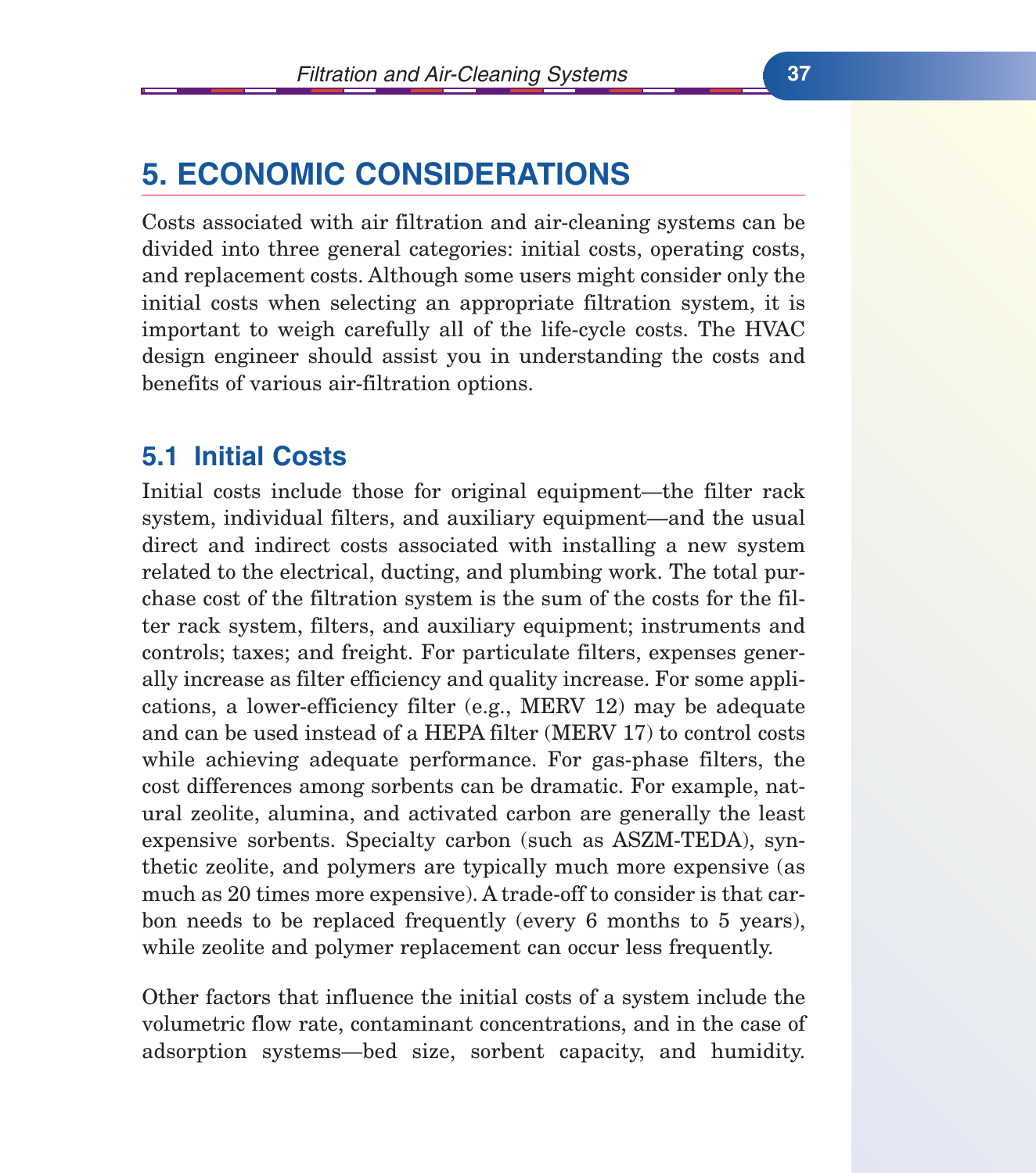# 5. ECONOMIC CONSIDERATIONS

Costs associated with air filtration and air-cleaning systems can be divided into three general categories: initial costs, operating costs, and replacement costs. Although some users might consider only the initial costs when selecting an appropriate filtration system, it is important to weigh carefully all of the life-cycle costs. The HVAC design engineer should assist you in understanding the costs and benefits of various air-filtration options.

## 5.1 Initial Costs

Initial costs include those for original equipment—the filter rack system, individual filters, and auxiliary equipment—and the usual direct and indirect costs associated with installing a new system related to the electrical, ducting, and plumbing work. The total purchase cost of the filtration system is the sum of the costs for the filter rack system, filters, and auxiliary equipment; instruments and controls; taxes; and freight. For particulate filters, expenses generally increase as filter efficiency and quality increase. For some applications, a lower-efficiency filter (e.g., MERV 12) may be adequate and can be used instead of a HEPA filter (MERV 17) to control costs while achieving adequate performance. For gas-phase filters, the cost differences among sorbents can be dramatic. For example, natural zeolite, alumina, and activated carbon are generally the least expensive sorbents. Specialty carbon (such as ASZM-TEDA), synthetic zeolite, and polymers are typically much more expensive (as much as 20 times more expensive). A trade-off to consider is that carbon needs to be replaced frequently (every 6 months to 5 years), while zeolite and polymer replacement can occur less frequently.

Other factors that influence the initial costs of a system include the volumetric flow rate, contaminant concentrations, and in the case of adsorption systems—bed size, sorbent capacity, and humidity.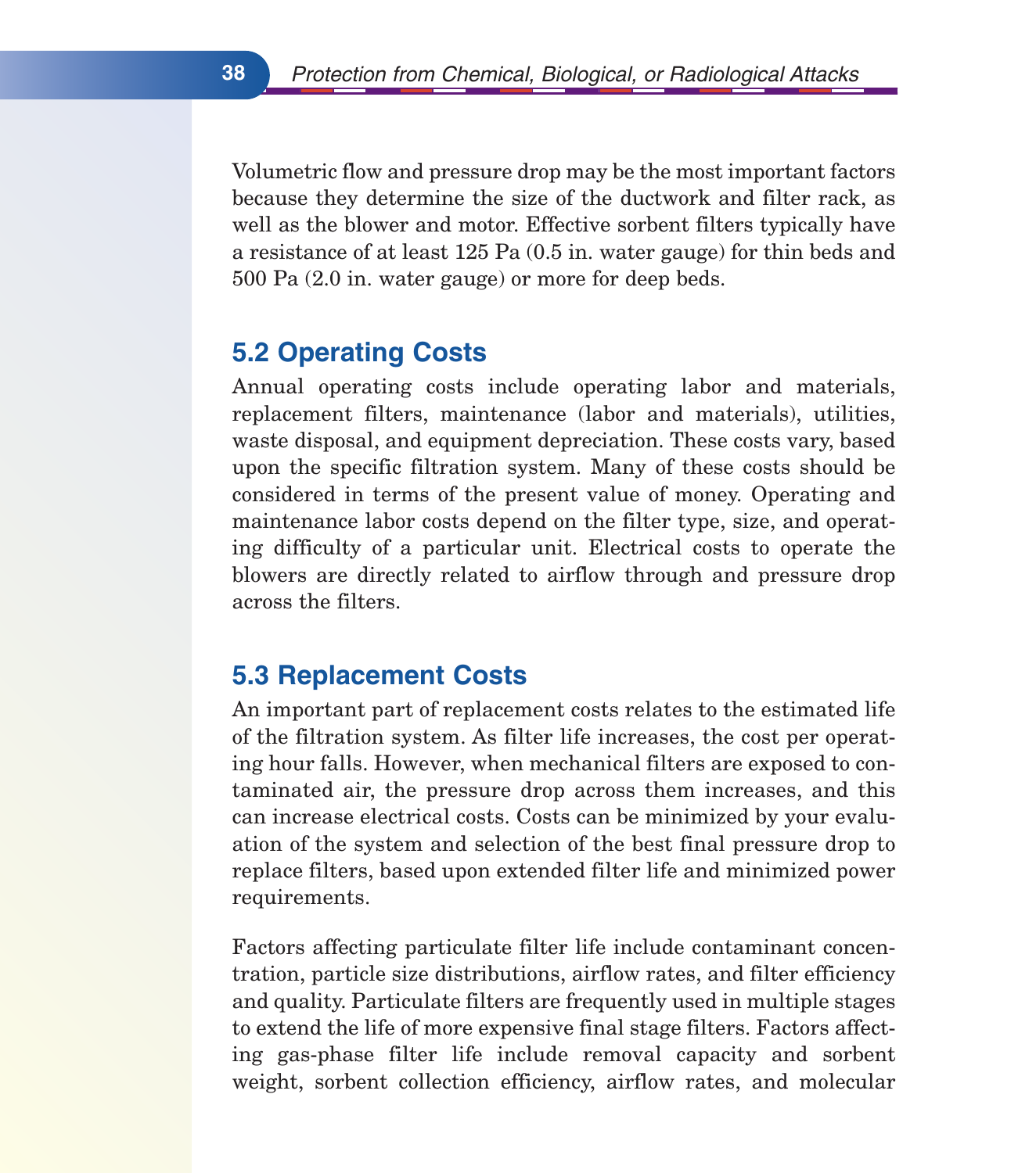Volumetric flow and pressure drop may be the most important factors because they determine the size of the ductwork and filter rack, as well as the blower and motor. Effective sorbent filters typically have a resistance of at least 125 Pa (0.5 in. water gauge) for thin beds and 500 Pa (2.0 in. water gauge) or more for deep beds.

## 5.2 Operating Costs

Annual operating costs include operating labor and materials, replacement filters, maintenance (labor and materials), utilities, waste disposal, and equipment depreciation. These costs vary, based upon the specific filtration system. Many of these costs should be considered in terms of the present value of money. Operating and maintenance labor costs depend on the filter type, size, and operating difficulty of a particular unit. Electrical costs to operate the blowers are directly related to airflow through and pressure drop across the filters.

## 5.3 Replacement Costs

An important part of replacement costs relates to the estimated life of the filtration system. As filter life increases, the cost per operating hour falls. However, when mechanical filters are exposed to contaminated air, the pressure drop across them increases, and this can increase electrical costs. Costs can be minimized by your evaluation of the system and selection of the best final pressure drop to replace filters, based upon extended filter life and minimized power requirements.

Factors affecting particulate filter life include contaminant concentration, particle size distributions, airflow rates, and filter efficiency and quality. Particulate filters are frequently used in multiple stages to extend the life of more expensive final stage filters. Factors affecting gas-phase filter life include removal capacity and sorbent weight, sorbent collection efficiency, airflow rates, and molecular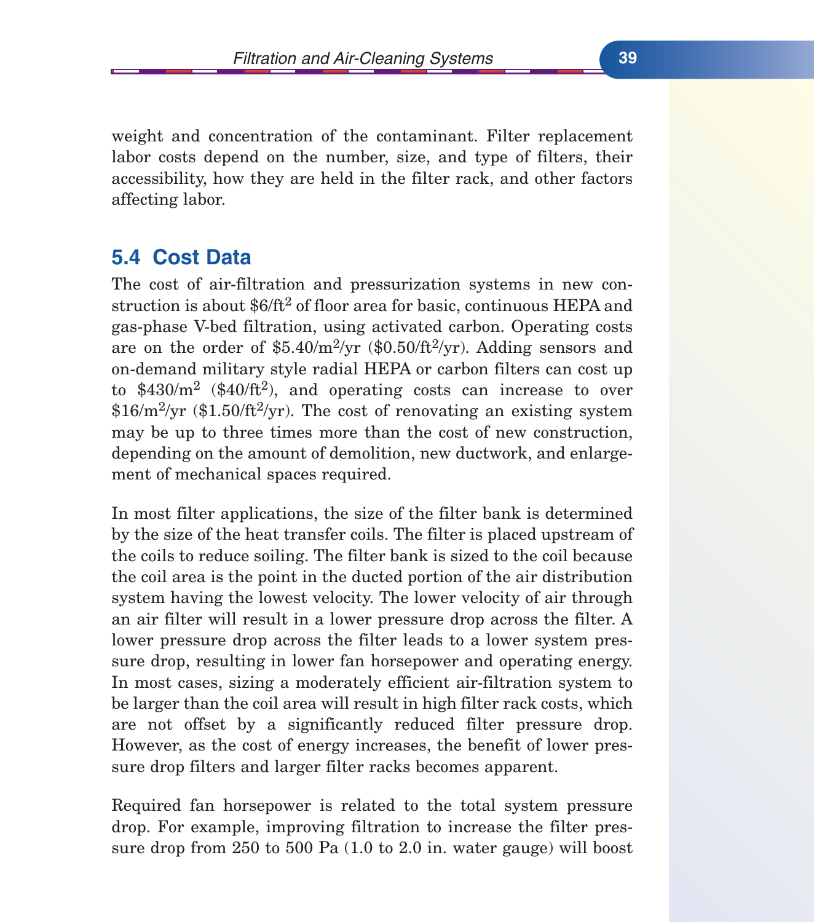weight and concentration of the contaminant. Filter replacement labor costs depend on the number, size, and type of filters, their accessibility, how they are held in the filter rack, and other factors affecting labor.

## 5.4 Cost Data

The cost of air-filtration and pressurization systems in new construction is about $6/ft$^2$ of floor area for basic, continuous HEPA and gas-phase V-bed filtration, using activated carbon. Operating costs are on the order of $5.40/m$^2$/yr ($0.50/ft$^2$/yr). Adding sensors and on-demand military style radial HEPA or carbon filters can cost up to $430/m$^2$ ($40/ft$^2$), and operating costs can increase to over $16/m$^2$/yr ($1.50/ft$^2$/yr). The cost of renovating an existing system may be up to three times more than the cost of new construction, depending on the amount of demolition, new ductwork, and enlargement of mechanical spaces required.

In most filter applications, the size of the filter bank is determined by the size of the heat transfer coils. The filter is placed upstream of the coils to reduce soiling. The filter bank is sized to the coil because the coil area is the point in the ducted portion of the air distribution system having the lowest velocity. The lower velocity of air through an air filter will result in a lower pressure drop across the filter. A lower pressure drop across the filter leads to a lower system pressure drop, resulting in lower fan horsepower and operating energy. In most cases, sizing a moderately efficient air-filtration system to be larger than the coil area will result in high filter rack costs, which are not offset by a significantly reduced filter pressure drop. However, as the cost of energy increases, the benefit of lower pressure drop filters and larger filter racks becomes apparent.

Required fan horsepower is related to the total system pressure drop. For example, improving filtration to increase the filter pressure drop from 250 to 500 Pa (1.0 to 2.0 in. water gauge) will boost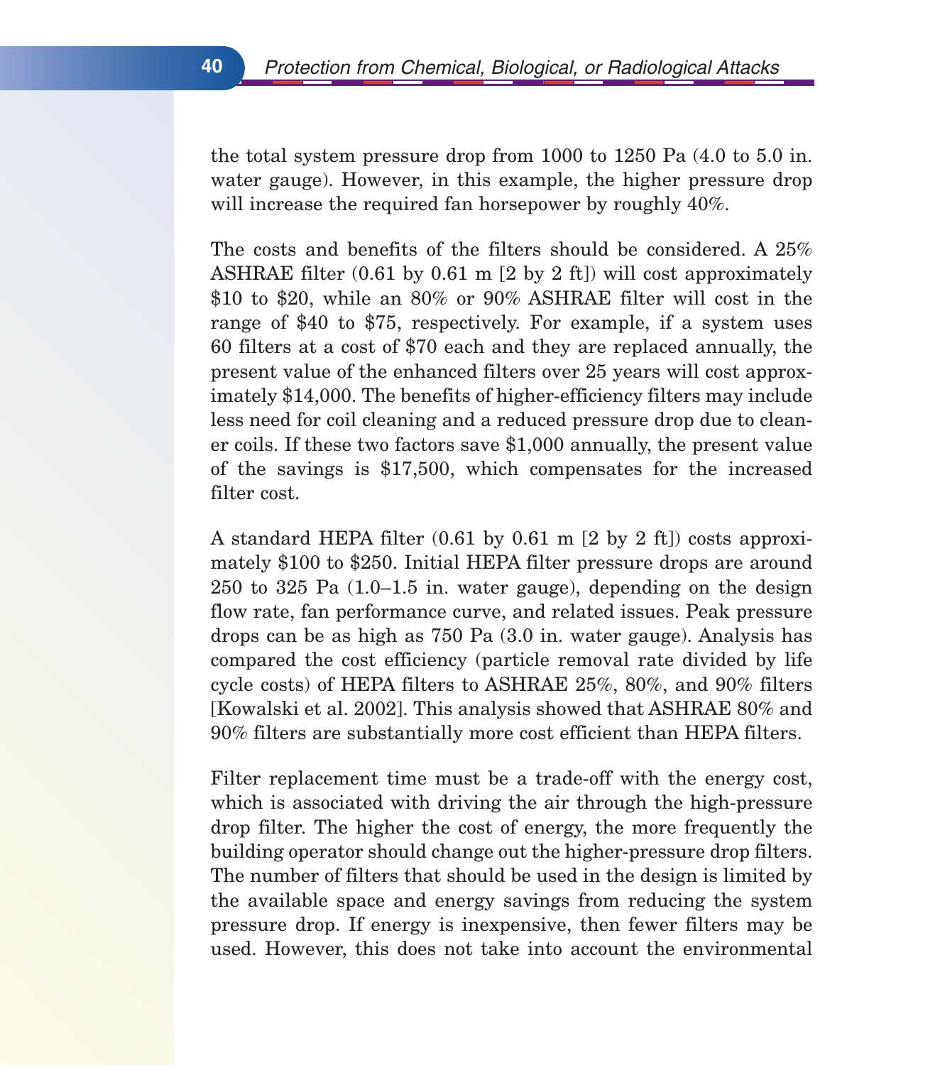the total system pressure drop from 1000 to 1250 Pa (4.0 to 5.0 in. water gauge). However, in this example, the higher pressure drop will increase the required fan horsepower by roughly 40%.

The costs and benefits of the filters should be considered. A 25% ASHRAE filter (0.61 by 0.61 m [2 by 2 ft]) will cost approximately $10 to $20, while an 80% or 90% ASHRAE filter will cost in the range of $40 to $75, respectively. For example, if a system uses 60 filters at a cost of $70 each and they are replaced annually, the present value of the enhanced filters over 25 years will cost approximately $14,000. The benefits of higher-efficiency filters may include less need for coil cleaning and a reduced pressure drop due to cleaner coils. If these two factors save $1,000 annually, the present value of the savings is $17,500, which compensates for the increased filter cost.

A standard HEPA filter (0.61 by 0.61 m [2 by 2 ft]) costs approximately $100 to $250. Initial HEPA filter pressure drops are around 250 to 325 Pa (1.0–1.5 in. water gauge), depending on the design flow rate, fan performance curve, and related issues. Peak pressure drops can be as high as 750 Pa (3.0 in. water gauge). Analysis has compared the cost efficiency (particle removal rate divided by life cycle costs) of HEPA filters to ASHRAE 25%, 80%, and 90% filters [Kowalski et al. 2002]. This analysis showed that ASHRAE 80% and 90% filters are substantially more cost efficient than HEPA filters.

Filter replacement time must be a trade-off with the energy cost, which is associated with driving the air through the high-pressure drop filter. The higher the cost of energy, the more frequently the building operator should change out the higher-pressure drop filters. The number of filters that should be used in the design is limited by the available space and energy savings from reducing the system pressure drop. If energy is inexpensive, then fewer filters may be used. However, this does not take into account the environmental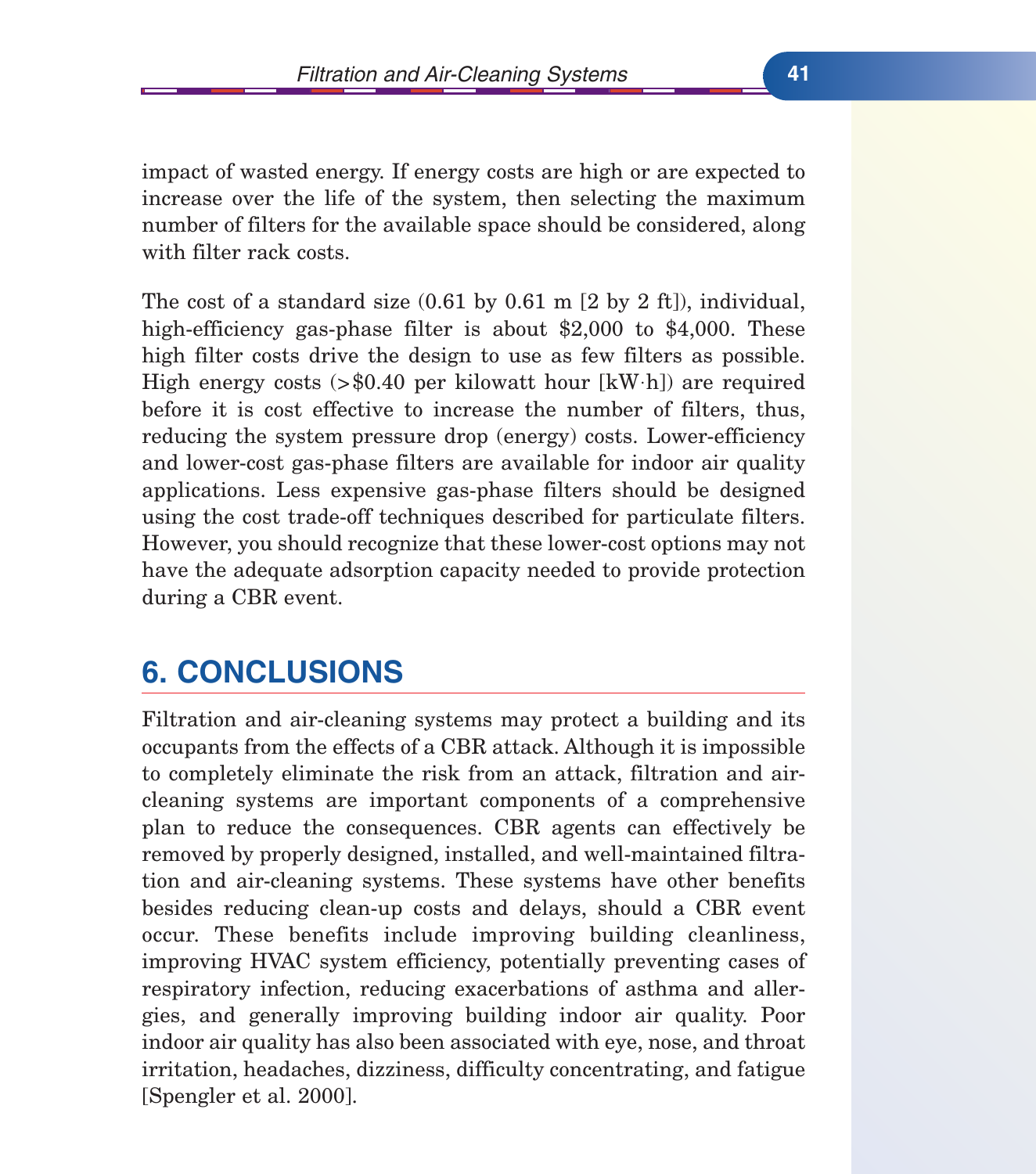impact of wasted energy. If energy costs are high or are expected to increase over the life of the system, then selecting the maximum number of filters for the available space should be considered, along with filter rack costs.

The cost of a standard size (0.61 by 0.61 m [2 by 2 ft]), individual, high-efficiency gas-phase filter is about $2,000 to $4,000. These high filter costs drive the design to use as few filters as possible. High energy costs (>$0.40 per kilowatt hour [kW·h]) are required before it is cost effective to increase the number of filters, thus, reducing the system pressure drop (energy) costs. Lower-efficiency and lower-cost gas-phase filters are available for indoor air quality applications. Less expensive gas-phase filters should be designed using the cost trade-off techniques described for particulate filters. However, you should recognize that these lower-cost options may not have the adequate adsorption capacity needed to provide protection during a CBR event.

## 6. CONCLUSIONS

Filtration and air-cleaning systems may protect a building and its occupants from the effects of a CBR attack. Although it is impossible to completely eliminate the risk from an attack, filtration and air-cleaning systems are important components of a comprehensive plan to reduce the consequences. CBR agents can effectively be removed by properly designed, installed, and well-maintained filtration and air-cleaning systems. These systems have other benefits besides reducing clean-up costs and delays, should a CBR event occur. These benefits include improving building cleanliness, improving HVAC system efficiency, potentially preventing cases of respiratory infection, reducing exacerbations of asthma and allergies, and generally improving building indoor air quality. Poor indoor air quality has also been associated with eye, nose, and throat irritation, headaches, dizziness, difficulty concentrating, and fatigue [Spengler et al. 2000].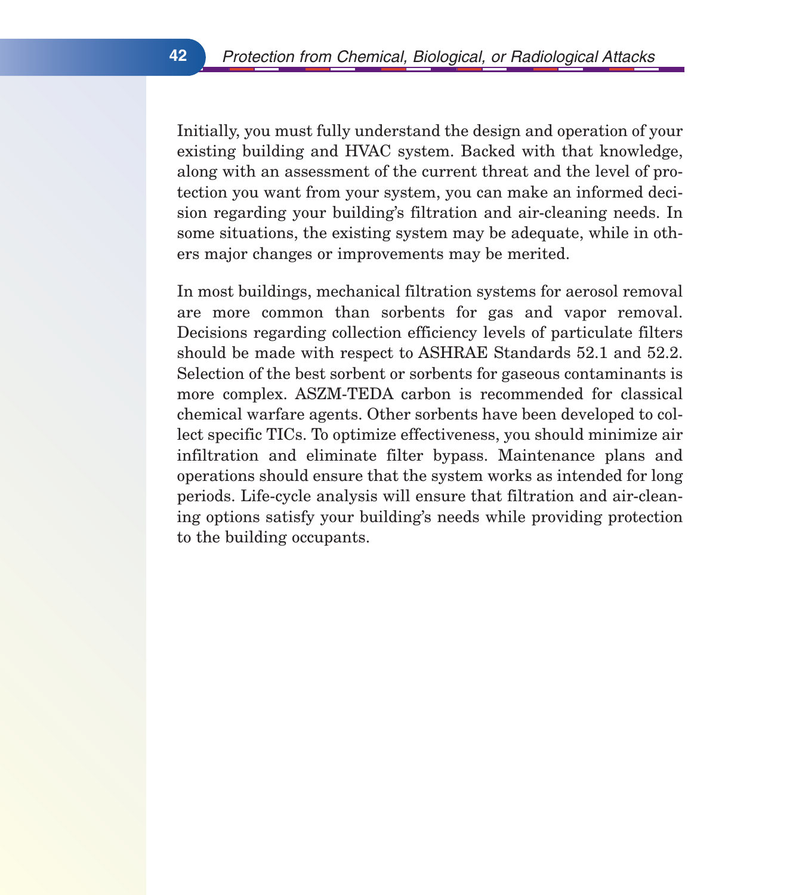Initially, you must fully understand the design and operation of your existing building and HVAC system. Backed with that knowledge, along with an assessment of the current threat and the level of protection you want from your system, you can make an informed decision regarding your building's filtration and air-cleaning needs. In some situations, the existing system may be adequate, while in others major changes or improvements may be merited.

In most buildings, mechanical filtration systems for aerosol removal are more common than sorbents for gas and vapor removal. Decisions regarding collection efficiency levels of particulate filters should be made with respect to ASHRAE Standards 52.1 and 52.2. Selection of the best sorbent or sorbents for gaseous contaminants is more complex. ASZM-TEDA carbon is recommended for classical chemical warfare agents. Other sorbents have been developed to collect specific TICs. To optimize effectiveness, you should minimize air infiltration and eliminate filter bypass. Maintenance plans and operations should ensure that the system works as intended for long periods. Life-cycle analysis will ensure that filtration and air-cleaning options satisfy your building's needs while providing protection to the building occupants.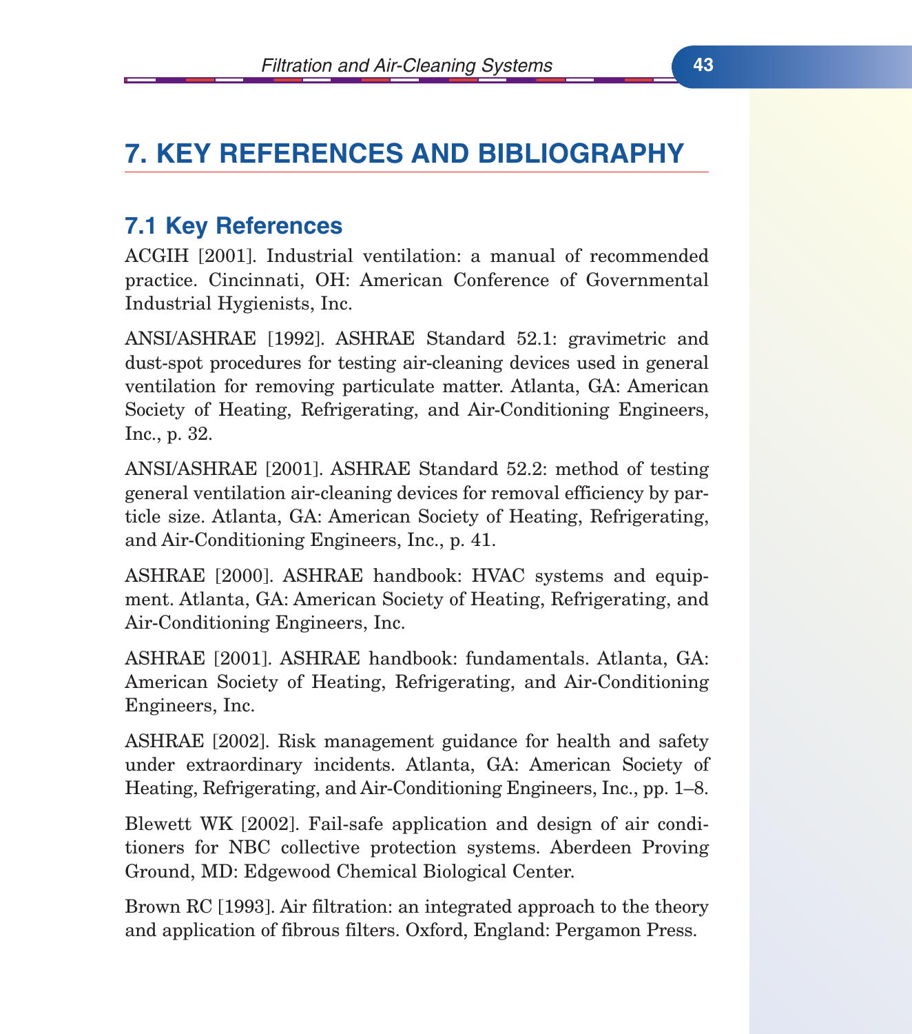# 7. KEY REFERENCES AND BIBLIOGRAPHY

## 7.1 Key References

ACGIH [2001]. Industrial ventilation: a manual of recommended practice. Cincinnati, OH: American Conference of Governmental Industrial Hygienists, Inc.

ANSI/ASHRAE [1992]. ASHRAE Standard 52.1: gravimetric and dust-spot procedures for testing air-cleaning devices used in general ventilation for removing particulate matter. Atlanta, GA: American Society of Heating, Refrigerating, and Air-Conditioning Engineers, Inc., p. 32.

ANSI/ASHRAE [2001]. ASHRAE Standard 52.2: method of testing general ventilation air-cleaning devices for removal efficiency by particle size. Atlanta, GA: American Society of Heating, Refrigerating, and Air-Conditioning Engineers, Inc., p. 41.

ASHRAE [2000]. ASHRAE handbook: HVAC systems and equipment. Atlanta, GA: American Society of Heating, Refrigerating, and Air-Conditioning Engineers, Inc.

ASHRAE [2001]. ASHRAE handbook: fundamentals. Atlanta, GA: American Society of Heating, Refrigerating, and Air-Conditioning Engineers, Inc.

ASHRAE [2002]. Risk management guidance for health and safety under extraordinary incidents. Atlanta, GA: American Society of Heating, Refrigerating, and Air-Conditioning Engineers, Inc., pp. 1–8.

Blewett WK [2002]. Fail-safe application and design of air conditioners for NBC collective protection systems. Aberdeen Proving Ground, MD: Edgewood Chemical Biological Center.

Brown RC [1993]. Air filtration: an integrated approach to the theory and application of fibrous filters. Oxford, England: Pergamon Press.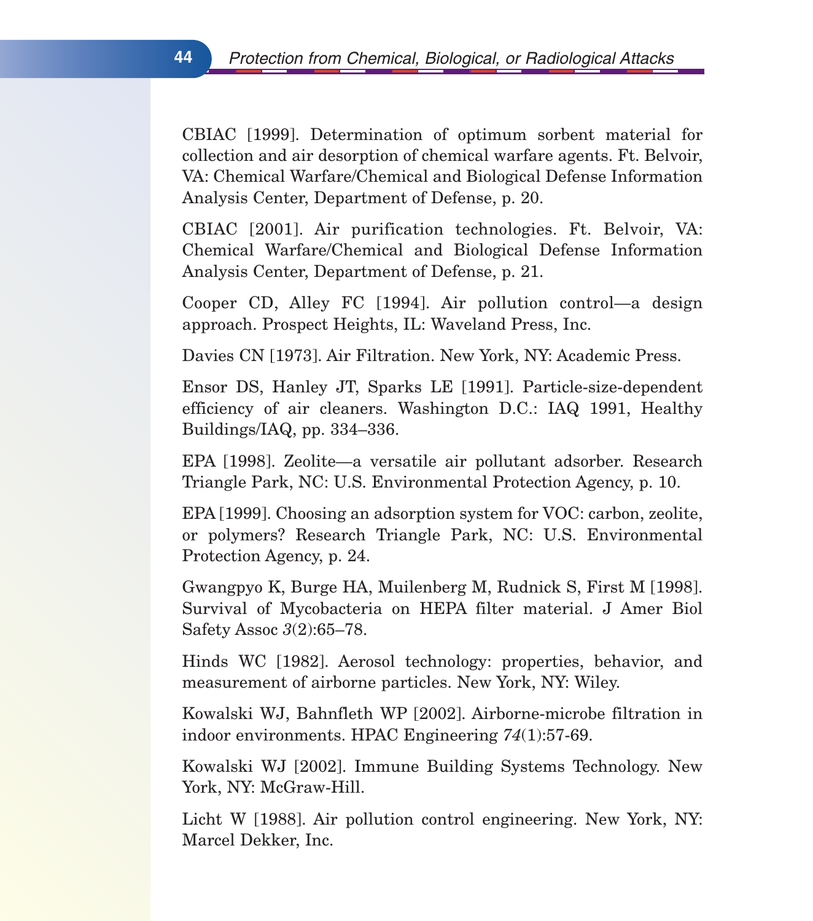CBIAC [1999]. Determination of optimum sorbent material for collection and air desorption of chemical warfare agents. Ft. Belvoir, VA: Chemical Warfare/Chemical and Biological Defense Information Analysis Center, Department of Defense, p. 20.

CBIAC [2001]. Air purification technologies. Ft. Belvoir, VA: Chemical Warfare/Chemical and Biological Defense Information Analysis Center, Department of Defense, p. 21.

Cooper CD, Alley FC [1994]. Air pollution control—a design approach. Prospect Heights, IL: Waveland Press, Inc.

Davies CN [1973]. Air Filtration. New York, NY: Academic Press.

Ensor DS, Hanley JT, Sparks LE [1991]. Particle-size-dependent efficiency of air cleaners. Washington D.C.: IAQ 1991, Healthy Buildings/IAQ, pp. 334–336.

EPA [1998]. Zeolite—a versatile air pollutant adsorber. Research Triangle Park, NC: U.S. Environmental Protection Agency, p. 10.

EPA [1999]. Choosing an adsorption system for VOC: carbon, zeolite, or polymers? Research Triangle Park, NC: U.S. Environmental Protection Agency, p. 24.

Gwangpyo K, Burge HA, Muilenberg M, Rudnick S, First M [1998]. Survival of Mycobacteria on HEPA filter material. J Amer Biol Safety Assoc *3*(2):65–78.

Hinds WC [1982]. Aerosol technology: properties, behavior, and measurement of airborne particles. New York, NY: Wiley.

Kowalski WJ, Bahnfleth WP [2002]. Airborne-microbe filtration in indoor environments. HPAC Engineering *74*(1):57-69.

Kowalski WJ [2002]. Immune Building Systems Technology. New York, NY: McGraw-Hill.

Licht W [1988]. Air pollution control engineering. New York, NY: Marcel Dekker, Inc.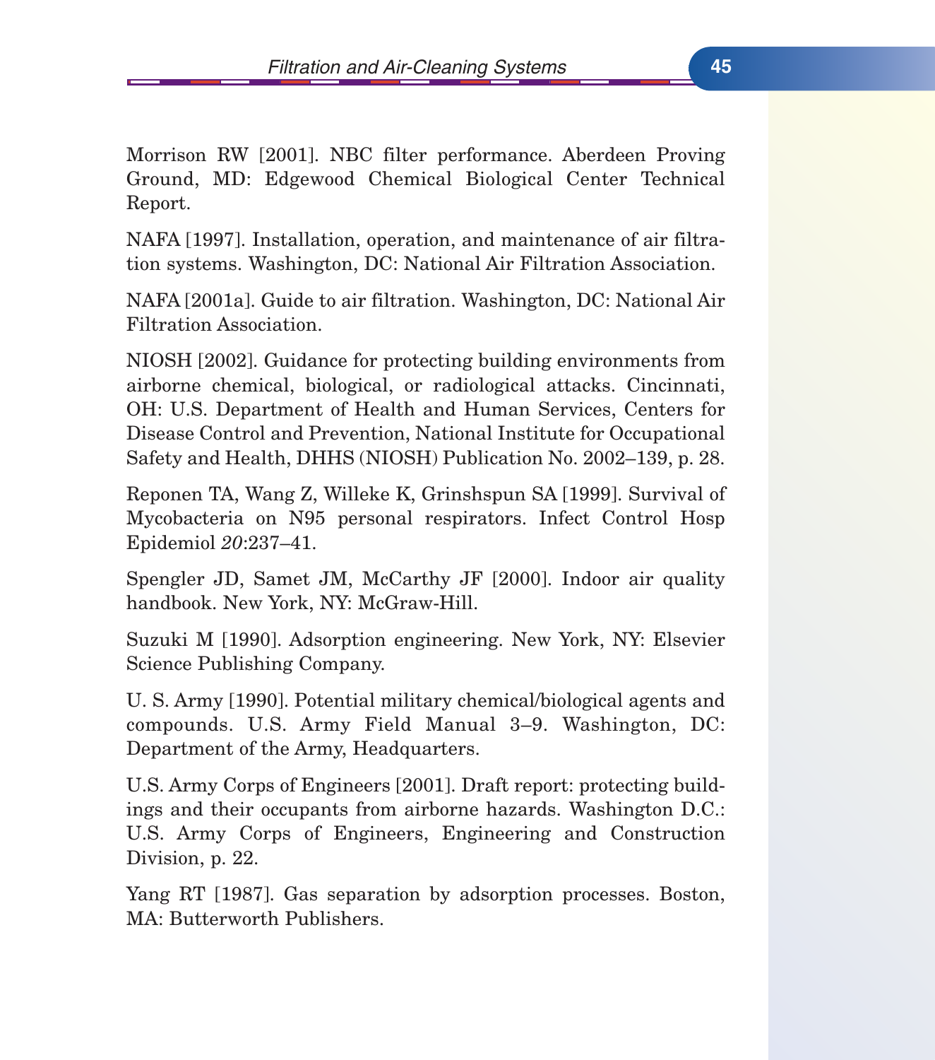Morrison RW [2001]. NBC filter performance. Aberdeen Proving Ground, MD: Edgewood Chemical Biological Center Technical Report.

NAFA [1997]. Installation, operation, and maintenance of air filtration systems. Washington, DC: National Air Filtration Association.

NAFA [2001a]. Guide to air filtration. Washington, DC: National Air Filtration Association.

NIOSH [2002]. Guidance for protecting building environments from airborne chemical, biological, or radiological attacks. Cincinnati, OH: U.S. Department of Health and Human Services, Centers for Disease Control and Prevention, National Institute for Occupational Safety and Health, DHHS (NIOSH) Publication No. 2002–139, p. 28.

Reponen TA, Wang Z, Willeke K, Grinshspun SA [1999]. Survival of Mycobacteria on N95 personal respirators. Infect Control Hosp Epidemiol *20*:237–41.

Spengler JD, Samet JM, McCarthy JF [2000]. Indoor air quality handbook. New York, NY: McGraw-Hill.

Suzuki M [1990]. Adsorption engineering. New York, NY: Elsevier Science Publishing Company.

U. S. Army [1990]. Potential military chemical/biological agents and compounds. U.S. Army Field Manual 3–9. Washington, DC: Department of the Army, Headquarters.

U.S. Army Corps of Engineers [2001]. Draft report: protecting buildings and their occupants from airborne hazards. Washington D.C.: U.S. Army Corps of Engineers, Engineering and Construction Division, p. 22.

Yang RT [1987]. Gas separation by adsorption processes. Boston, MA: Butterworth Publishers.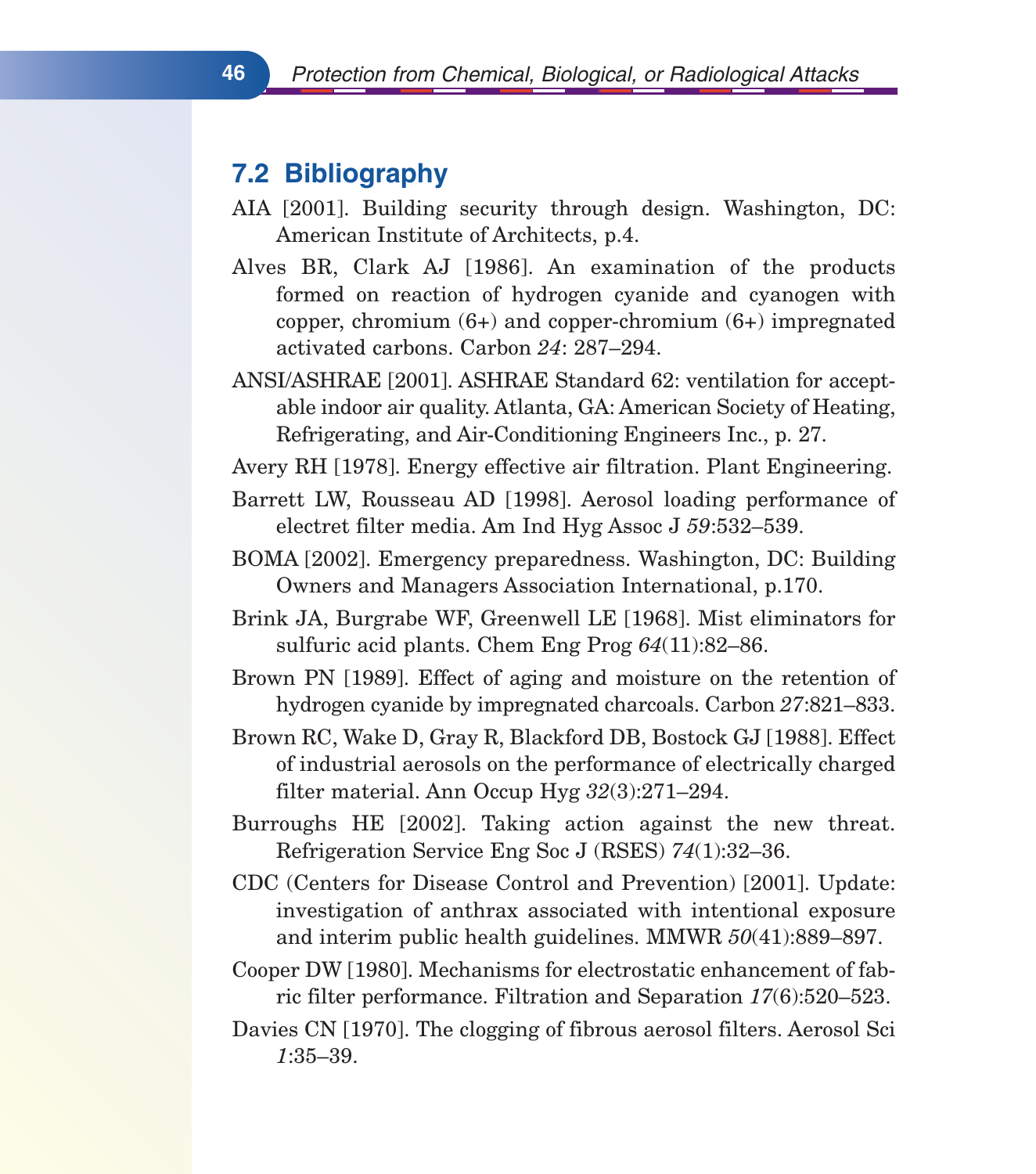## 7.2 Bibliography

AIA [2001]. Building security through design. Washington, DC: American Institute of Architects, p.4.

Alves BR, Clark AJ [1986]. An examination of the products formed on reaction of hydrogen cyanide and cyanogen with copper, chromium (6+) and copper-chromium (6+) impregnated activated carbons. Carbon *24*: 287–294.

ANSI/ASHRAE [2001]. ASHRAE Standard 62: ventilation for acceptable indoor air quality. Atlanta, GA: American Society of Heating, Refrigerating, and Air-Conditioning Engineers Inc., p. 27.

Avery RH [1978]. Energy effective air filtration. Plant Engineering.

Barrett LW, Rousseau AD [1998]. Aerosol loading performance of electret filter media. Am Ind Hyg Assoc J *59*:532–539.

BOMA [2002]. Emergency preparedness. Washington, DC: Building Owners and Managers Association International, p.170.

Brink JA, Burgrabe WF, Greenwell LE [1968]. Mist eliminators for sulfuric acid plants. Chem Eng Prog *64*(11):82–86.

Brown PN [1989]. Effect of aging and moisture on the retention of hydrogen cyanide by impregnated charcoals. Carbon *27*:821–833.

Brown RC, Wake D, Gray R, Blackford DB, Bostock GJ [1988]. Effect of industrial aerosols on the performance of electrically charged filter material. Ann Occup Hyg *32*(3):271–294.

Burroughs HE [2002]. Taking action against the new threat. Refrigeration Service Eng Soc J (RSES) *74*(1):32–36.

CDC (Centers for Disease Control and Prevention) [2001]. Update: investigation of anthrax associated with intentional exposure and interim public health guidelines. MMWR *50*(41):889–897.

Cooper DW [1980]. Mechanisms for electrostatic enhancement of fabric filter performance. Filtration and Separation *17*(6):520–523.

Davies CN [1970]. The clogging of fibrous aerosol filters. Aerosol Sci *1*:35–39.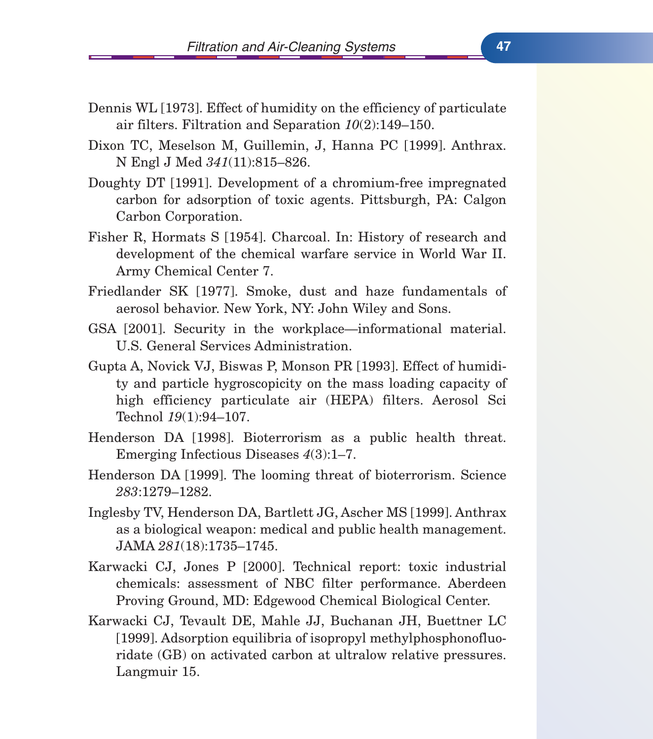Dennis WL [1973]. Effect of humidity on the efficiency of particulate air filters. Filtration and Separation *10*(2):149–150.

Dixon TC, Meselson M, Guillemin, J, Hanna PC [1999]. Anthrax. N Engl J Med *341*(11):815–826.

Doughty DT [1991]. Development of a chromium-free impregnated carbon for adsorption of toxic agents. Pittsburgh, PA: Calgon Carbon Corporation.

Fisher R, Hormats S [1954]. Charcoal. In: History of research and development of the chemical warfare service in World War II. Army Chemical Center 7.

Friedlander SK [1977]. Smoke, dust and haze fundamentals of aerosol behavior. New York, NY: John Wiley and Sons.

GSA [2001]. Security in the workplace—informational material. U.S. General Services Administration.

Gupta A, Novick VJ, Biswas P, Monson PR [1993]. Effect of humidity and particle hygroscopicity on the mass loading capacity of high efficiency particulate air (HEPA) filters. Aerosol Sci Technol *19*(1):94–107.

Henderson DA [1998]. Bioterrorism as a public health threat. Emerging Infectious Diseases *4*(3):1–7.

Henderson DA [1999]. The looming threat of bioterrorism. Science *283*:1279–1282.

Inglesby TV, Henderson DA, Bartlett JG, Ascher MS [1999]. Anthrax as a biological weapon: medical and public health management. JAMA *281*(18):1735–1745.

Karwacki CJ, Jones P [2000]. Technical report: toxic industrial chemicals: assessment of NBC filter performance. Aberdeen Proving Ground, MD: Edgewood Chemical Biological Center.

Karwacki CJ, Tevault DE, Mahle JJ, Buchanan JH, Buettner LC [1999]. Adsorption equilibria of isopropyl methylphosphonofluoridate (GB) on activated carbon at ultralow relative pressures. Langmuir 15.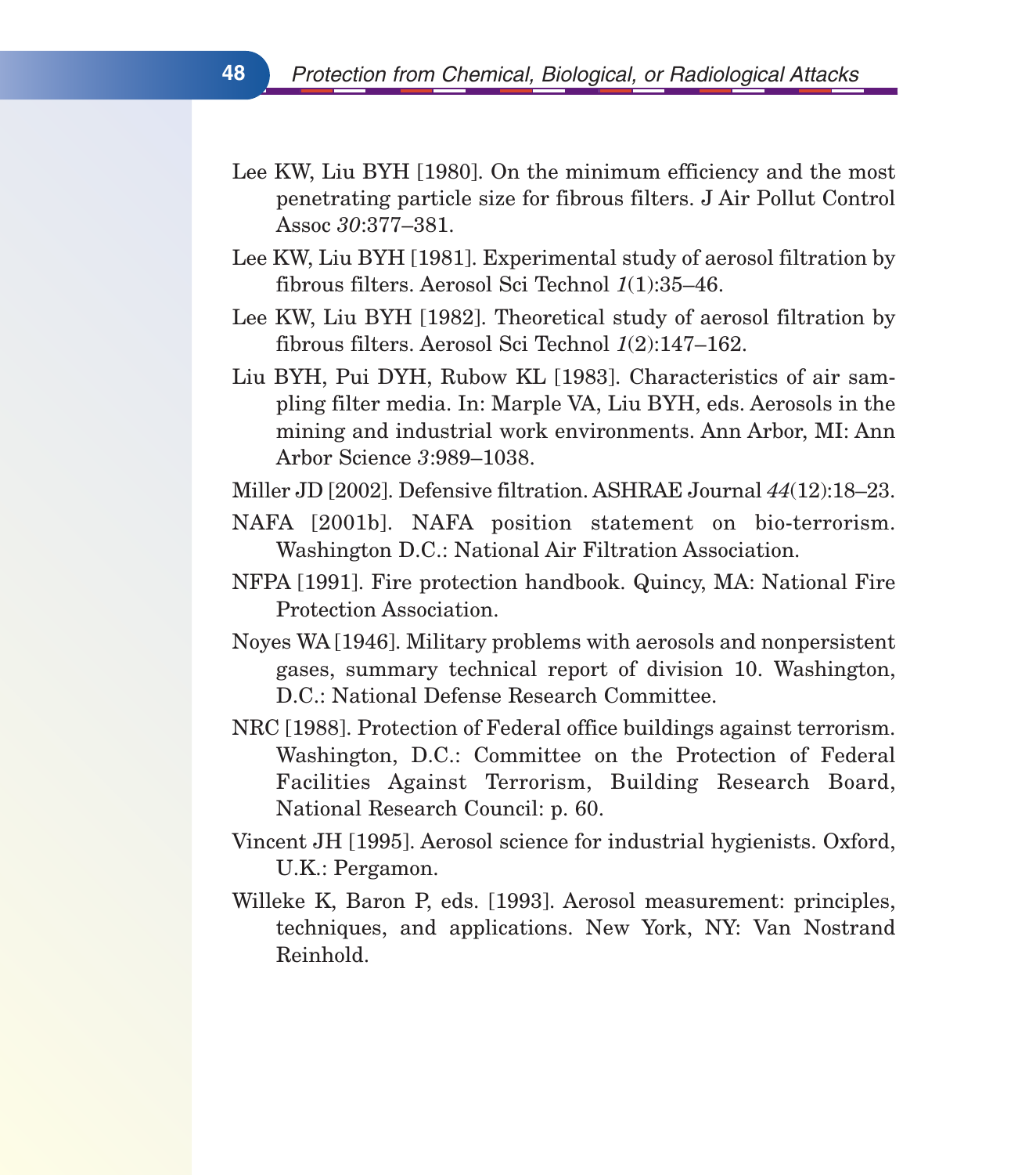Lee KW, Liu BYH [1980]. On the minimum efficiency and the most penetrating particle size for fibrous filters. J Air Pollut Control Assoc *30*:377–381.

Lee KW, Liu BYH [1981]. Experimental study of aerosol filtration by fibrous filters. Aerosol Sci Technol *1*(1):35–46.

Lee KW, Liu BYH [1982]. Theoretical study of aerosol filtration by fibrous filters. Aerosol Sci Technol *1*(2):147–162.

Liu BYH, Pui DYH, Rubow KL [1983]. Characteristics of air sampling filter media. In: Marple VA, Liu BYH, eds. Aerosols in the mining and industrial work environments. Ann Arbor, MI: Ann Arbor Science *3*:989–1038.

Miller JD [2002]. Defensive filtration. ASHRAE Journal *44*(12):18–23.

NAFA [2001b]. NAFA position statement on bio-terrorism. Washington D.C.: National Air Filtration Association.

NFPA [1991]. Fire protection handbook. Quincy, MA: National Fire Protection Association.

Noyes WA [1946]. Military problems with aerosols and nonpersistent gases, summary technical report of division 10. Washington, D.C.: National Defense Research Committee.

NRC [1988]. Protection of Federal office buildings against terrorism. Washington, D.C.: Committee on the Protection of Federal Facilities Against Terrorism, Building Research Board, National Research Council: p. 60.

Vincent JH [1995]. Aerosol science for industrial hygienists. Oxford, U.K.: Pergamon.

Willeke K, Baron P, eds. [1993]. Aerosol measurement: principles, techniques, and applications. New York, NY: Van Nostrand Reinhold.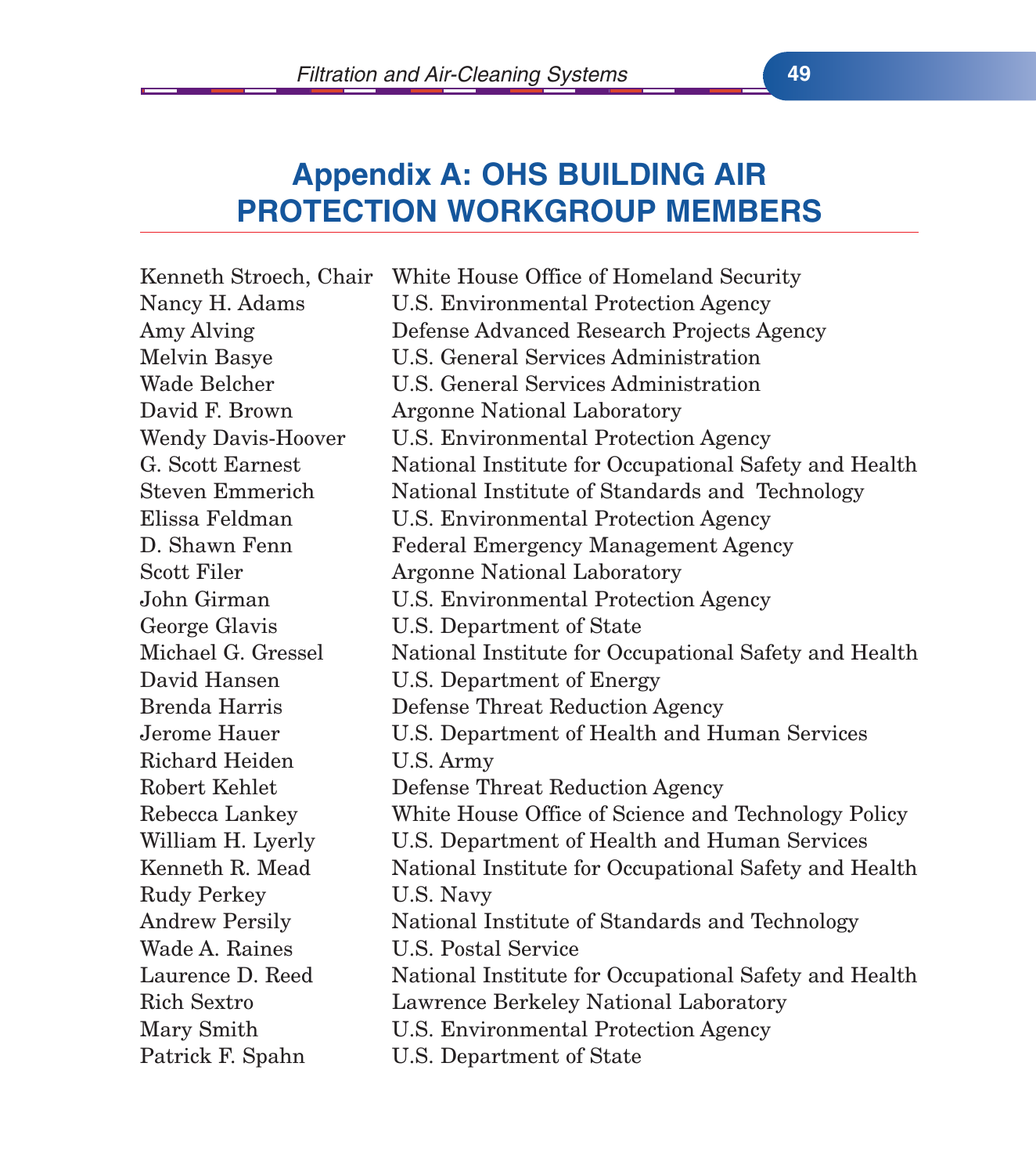# Appendix A: OHS BUILDING AIR PROTECTION WORKGROUP MEMBERS

| | |
|---|---|
| Kenneth Stroech, Chair | White House Office of Homeland Security |
| Nancy H. Adams | U.S. Environmental Protection Agency |
| Amy Alving | Defense Advanced Research Projects Agency |
| Melvin Basye | U.S. General Services Administration |
| Wade Belcher | U.S. General Services Administration |
| David F. Brown | Argonne National Laboratory |
| Wendy Davis-Hoover | U.S. Environmental Protection Agency |
| G. Scott Earnest | National Institute for Occupational Safety and Health |
| Steven Emmerich | National Institute of Standards and Technology |
| Elissa Feldman | U.S. Environmental Protection Agency |
| D. Shawn Fenn | Federal Emergency Management Agency |
| Scott Filer | Argonne National Laboratory |
| John Girman | U.S. Environmental Protection Agency |
| George Glavis | U.S. Department of State |
| Michael G. Gressel | National Institute for Occupational Safety and Health |
| David Hansen | U.S. Department of Energy |
| Brenda Harris | Defense Threat Reduction Agency |
| Jerome Hauer | U.S. Department of Health and Human Services |
| Richard Heiden | U.S. Army |
| Robert Kehlet | Defense Threat Reduction Agency |
| Rebecca Lankey | White House Office of Science and Technology Policy |
| William H. Lyerly | U.S. Department of Health and Human Services |
| Kenneth R. Mead | National Institute for Occupational Safety and Health |
| Rudy Perkey | U.S. Navy |
| Andrew Persily | National Institute of Standards and Technology |
| Wade A. Raines | U.S. Postal Service |
| Laurence D. Reed | National Institute for Occupational Safety and Health |
| Rich Sextro | Lawrence Berkeley National Laboratory |
| Mary Smith | U.S. Environmental Protection Agency |
| Patrick F. Spahn | U.S. Department of State |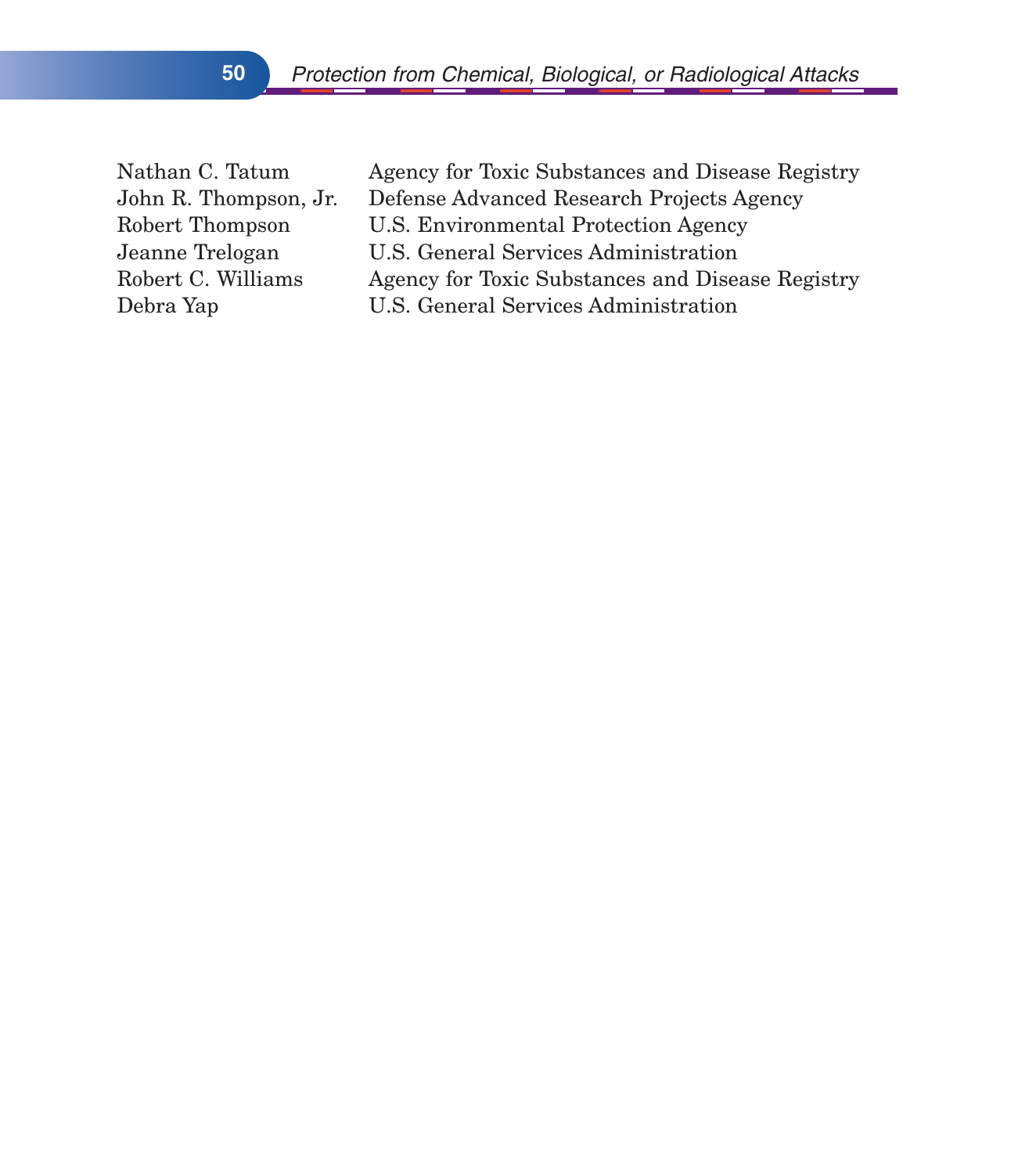| | |
|---|---|
| Nathan C. Tatum | Agency for Toxic Substances and Disease Registry |
| John R. Thompson, Jr. | Defense Advanced Research Projects Agency |
| Robert Thompson | U.S. Environmental Protection Agency |
| Jeanne Trelogan | U.S. General Services Administration |
| Robert C. Williams | Agency for Toxic Substances and Disease Registry |
| Debra Yap | U.S. General Services Administration |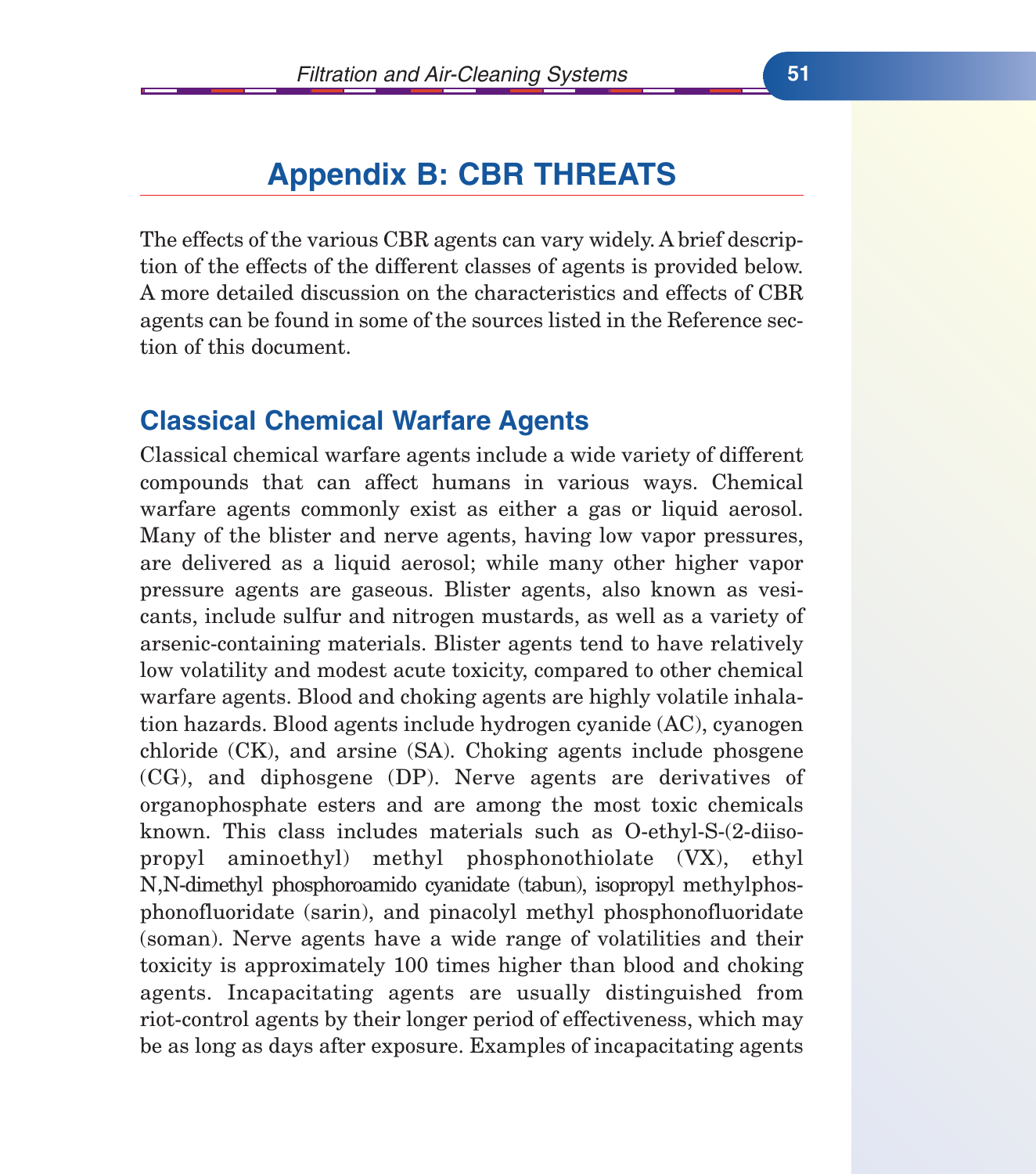# Appendix B: CBR THREATS

The effects of the various CBR agents can vary widely. A brief description of the effects of the different classes of agents is provided below. A more detailed discussion on the characteristics and effects of CBR agents can be found in some of the sources listed in the Reference section of this document.

## Classical Chemical Warfare Agents

Classical chemical warfare agents include a wide variety of different compounds that can affect humans in various ways. Chemical warfare agents commonly exist as either a gas or liquid aerosol. Many of the blister and nerve agents, having low vapor pressures, are delivered as a liquid aerosol; while many other higher vapor pressure agents are gaseous. Blister agents, also known as vesicants, include sulfur and nitrogen mustards, as well as a variety of arsenic-containing materials. Blister agents tend to have relatively low volatility and modest acute toxicity, compared to other chemical warfare agents. Blood and choking agents are highly volatile inhalation hazards. Blood agents include hydrogen cyanide (AC), cyanogen chloride (CK), and arsine (SA). Choking agents include phosgene (CG), and diphosgene (DP). Nerve agents are derivatives of organophosphate esters and are among the most toxic chemicals known. This class includes materials such as O-ethyl-S-(2-diisopropyl aminoethyl) methyl phosphonothiolate (VX), ethyl N,N-dimethyl phosphoroamido cyanidate (tabun), isopropyl methylphosphonofluoridate (sarin), and pinacolyl methyl phosphonofluoridate (soman). Nerve agents have a wide range of volatilities and their toxicity is approximately 100 times higher than blood and choking agents. Incapacitating agents are usually distinguished from riot-control agents by their longer period of effectiveness, which may be as long as days after exposure. Examples of incapacitating agents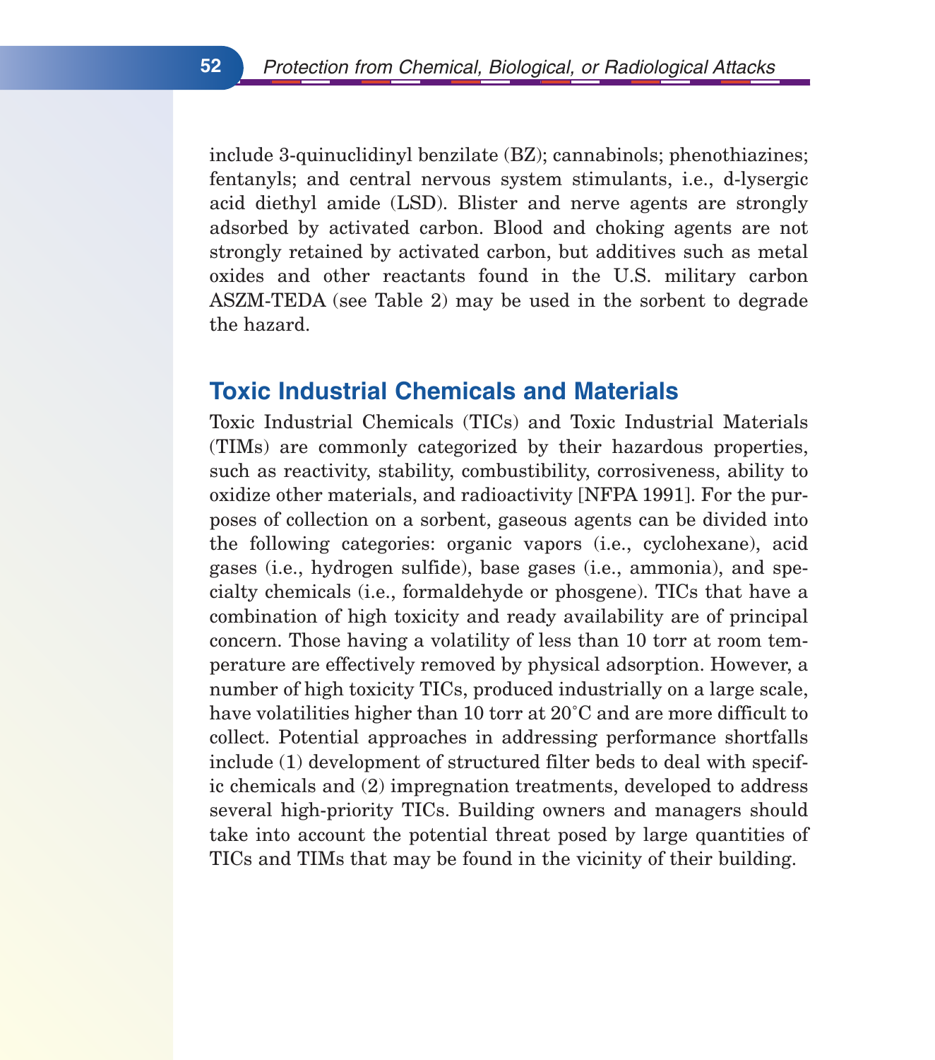include 3-quinuclidinyl benzilate (BZ); cannabinols; phenothiazines; fentanyls; and central nervous system stimulants, i.e., d-lysergic acid diethyl amide (LSD). Blister and nerve agents are strongly adsorbed by activated carbon. Blood and choking agents are not strongly retained by activated carbon, but additives such as metal oxides and other reactants found in the U.S. military carbon ASZM-TEDA (see Table 2) may be used in the sorbent to degrade the hazard.

## Toxic Industrial Chemicals and Materials

Toxic Industrial Chemicals (TICs) and Toxic Industrial Materials (TIMs) are commonly categorized by their hazardous properties, such as reactivity, stability, combustibility, corrosiveness, ability to oxidize other materials, and radioactivity [NFPA 1991]. For the purposes of collection on a sorbent, gaseous agents can be divided into the following categories: organic vapors (i.e., cyclohexane), acid gases (i.e., hydrogen sulfide), base gases (i.e., ammonia), and specialty chemicals (i.e., formaldehyde or phosgene). TICs that have a combination of high toxicity and ready availability are of principal concern. Those having a volatility of less than 10 torr at room temperature are effectively removed by physical adsorption. However, a number of high toxicity TICs, produced industrially on a large scale, have volatilities higher than 10 torr at 20°C and are more difficult to collect. Potential approaches in addressing performance shortfalls include (1) development of structured filter beds to deal with specific chemicals and (2) impregnation treatments, developed to address several high-priority TICs. Building owners and managers should take into account the potential threat posed by large quantities of TICs and TIMs that may be found in the vicinity of their building.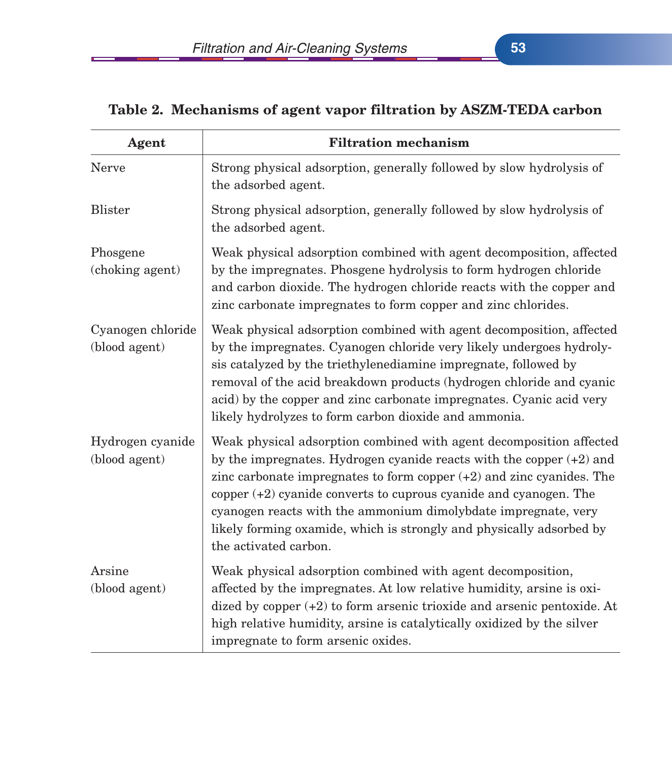**Table 2. Mechanisms of agent vapor filtration by ASZM-TEDA carbon**

| Agent | Filtration mechanism |
|---|---|
| Nerve | Strong physical adsorption, generally followed by slow hydrolysis of the adsorbed agent. |
| Blister | Strong physical adsorption, generally followed by slow hydrolysis of the adsorbed agent. |
| Phosgene (choking agent) | Weak physical adsorption combined with agent decomposition, affected by the impregnates. Phosgene hydrolysis to form hydrogen chloride and carbon dioxide. The hydrogen chloride reacts with the copper and zinc carbonate impregnates to form copper and zinc chlorides. |
| Cyanogen chloride (blood agent) | Weak physical adsorption combined with agent decomposition, affected by the impregnates. Cyanogen chloride very likely undergoes hydrolysis catalyzed by the triethylenediamine impregnate, followed by removal of the acid breakdown products (hydrogen chloride and cyanic acid) by the copper and zinc carbonate impregnates. Cyanic acid very likely hydrolyzes to form carbon dioxide and ammonia. |
| Hydrogen cyanide (blood agent) | Weak physical adsorption combined with agent decomposition affected by the impregnates. Hydrogen cyanide reacts with the copper (+2) and zinc carbonate impregnates to form copper (+2) and zinc cyanides. The copper (+2) cyanide converts to cuprous cyanide and cyanogen. The cyanogen reacts with the ammonium dimolybdate impregnate, very likely forming oxamide, which is strongly and physically adsorbed by the activated carbon. |
| Arsine (blood agent) | Weak physical adsorption combined with agent decomposition, affected by the impregnates. At low relative humidity, arsine is oxidized by copper (+2) to form arsenic trioxide and arsenic pentoxide. At high relative humidity, arsine is catalytically oxidized by the silver impregnate to form arsenic oxides. |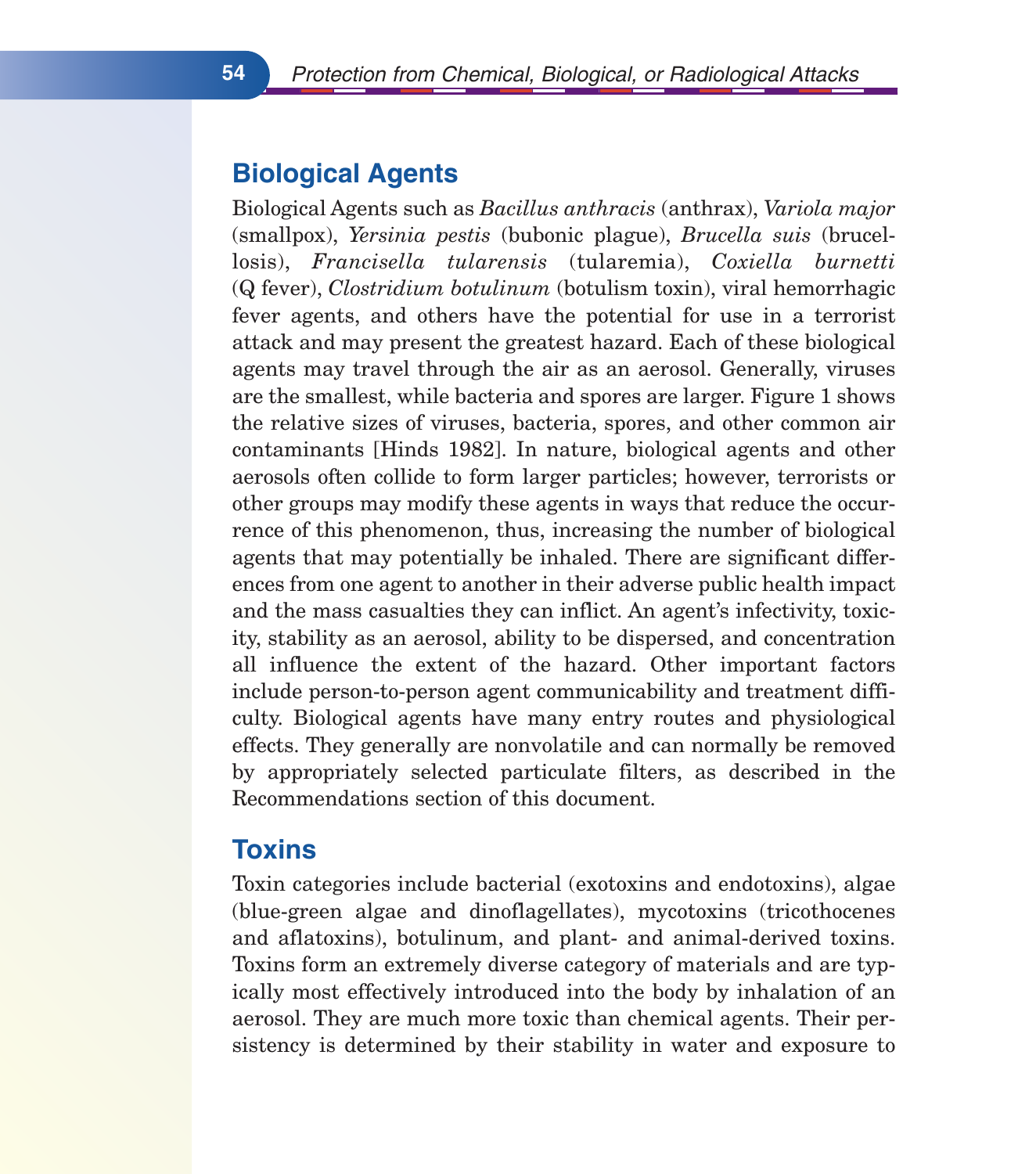## Biological Agents

Biological Agents such as *Bacillus anthracis* (anthrax), *Variola major* (smallpox), *Yersinia pestis* (bubonic plague), *Brucella suis* (brucellosis), *Francisella tularensis* (tularemia), *Coxiella burnetti* (Q fever), *Clostridium botulinum* (botulism toxin), viral hemorrhagic fever agents, and others have the potential for use in a terrorist attack and may present the greatest hazard. Each of these biological agents may travel through the air as an aerosol. Generally, viruses are the smallest, while bacteria and spores are larger. Figure 1 shows the relative sizes of viruses, bacteria, spores, and other common air contaminants [Hinds 1982]. In nature, biological agents and other aerosols often collide to form larger particles; however, terrorists or other groups may modify these agents in ways that reduce the occurrence of this phenomenon, thus, increasing the number of biological agents that may potentially be inhaled. There are significant differences from one agent to another in their adverse public health impact and the mass casualties they can inflict. An agent's infectivity, toxicity, stability as an aerosol, ability to be dispersed, and concentration all influence the extent of the hazard. Other important factors include person-to-person agent communicability and treatment difficulty. Biological agents have many entry routes and physiological effects. They generally are nonvolatile and can normally be removed by appropriately selected particulate filters, as described in the Recommendations section of this document.

## Toxins

Toxin categories include bacterial (exotoxins and endotoxins), algae (blue-green algae and dinoflagellates), mycotoxins (tricothocenes and aflatoxins), botulinum, and plant- and animal-derived toxins. Toxins form an extremely diverse category of materials and are typically most effectively introduced into the body by inhalation of an aerosol. They are much more toxic than chemical agents. Their persistency is determined by their stability in water and exposure to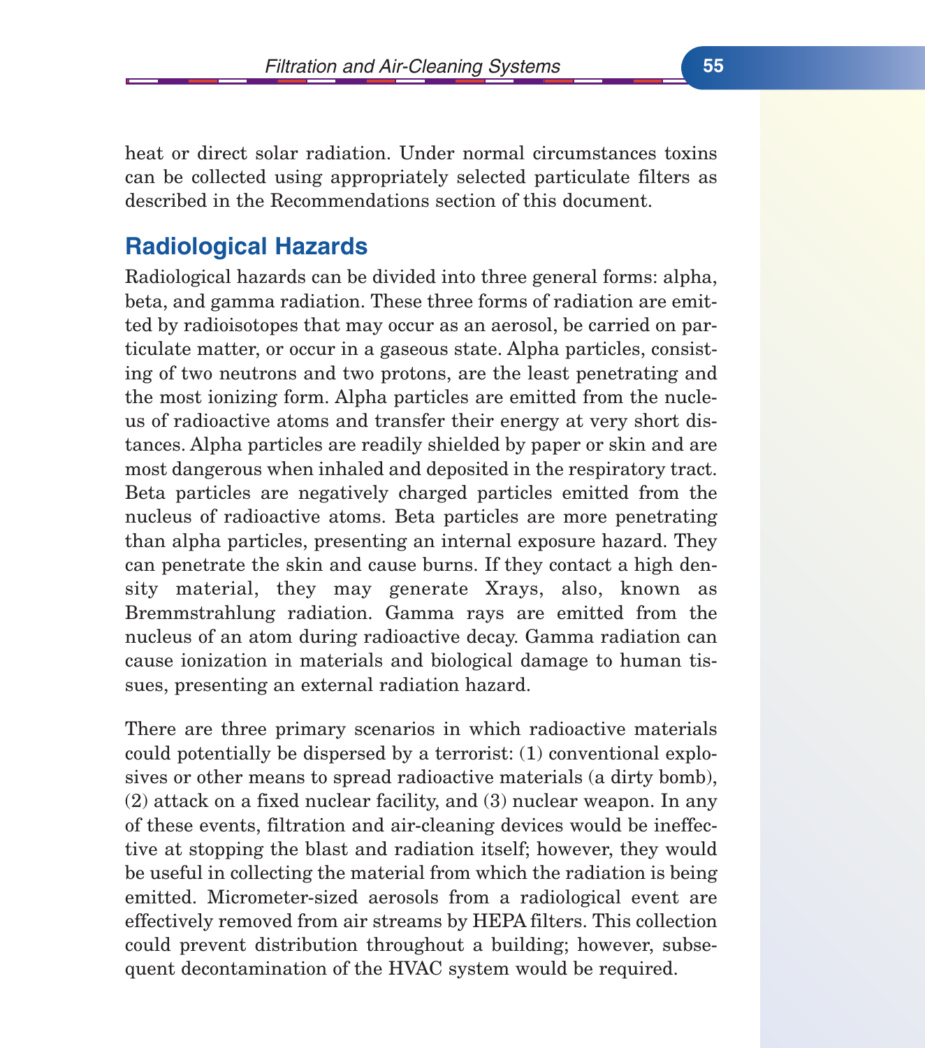heat or direct solar radiation. Under normal circumstances toxins can be collected using appropriately selected particulate filters as described in the Recommendations section of this document.

## Radiological Hazards

Radiological hazards can be divided into three general forms: alpha, beta, and gamma radiation. These three forms of radiation are emitted by radioisotopes that may occur as an aerosol, be carried on particulate matter, or occur in a gaseous state. Alpha particles, consisting of two neutrons and two protons, are the least penetrating and the most ionizing form. Alpha particles are emitted from the nucleus of radioactive atoms and transfer their energy at very short distances. Alpha particles are readily shielded by paper or skin and are most dangerous when inhaled and deposited in the respiratory tract. Beta particles are negatively charged particles emitted from the nucleus of radioactive atoms. Beta particles are more penetrating than alpha particles, presenting an internal exposure hazard. They can penetrate the skin and cause burns. If they contact a high density material, they may generate Xrays, also, known as Bremmstrahlung radiation. Gamma rays are emitted from the nucleus of an atom during radioactive decay. Gamma radiation can cause ionization in materials and biological damage to human tissues, presenting an external radiation hazard.

There are three primary scenarios in which radioactive materials could potentially be dispersed by a terrorist: (1) conventional explosives or other means to spread radioactive materials (a dirty bomb), (2) attack on a fixed nuclear facility, and (3) nuclear weapon. In any of these events, filtration and air-cleaning devices would be ineffective at stopping the blast and radiation itself; however, they would be useful in collecting the material from which the radiation is being emitted. Micrometer-sized aerosols from a radiological event are effectively removed from air streams by HEPA filters. This collection could prevent distribution throughout a building; however, subsequent decontamination of the HVAC system would be required.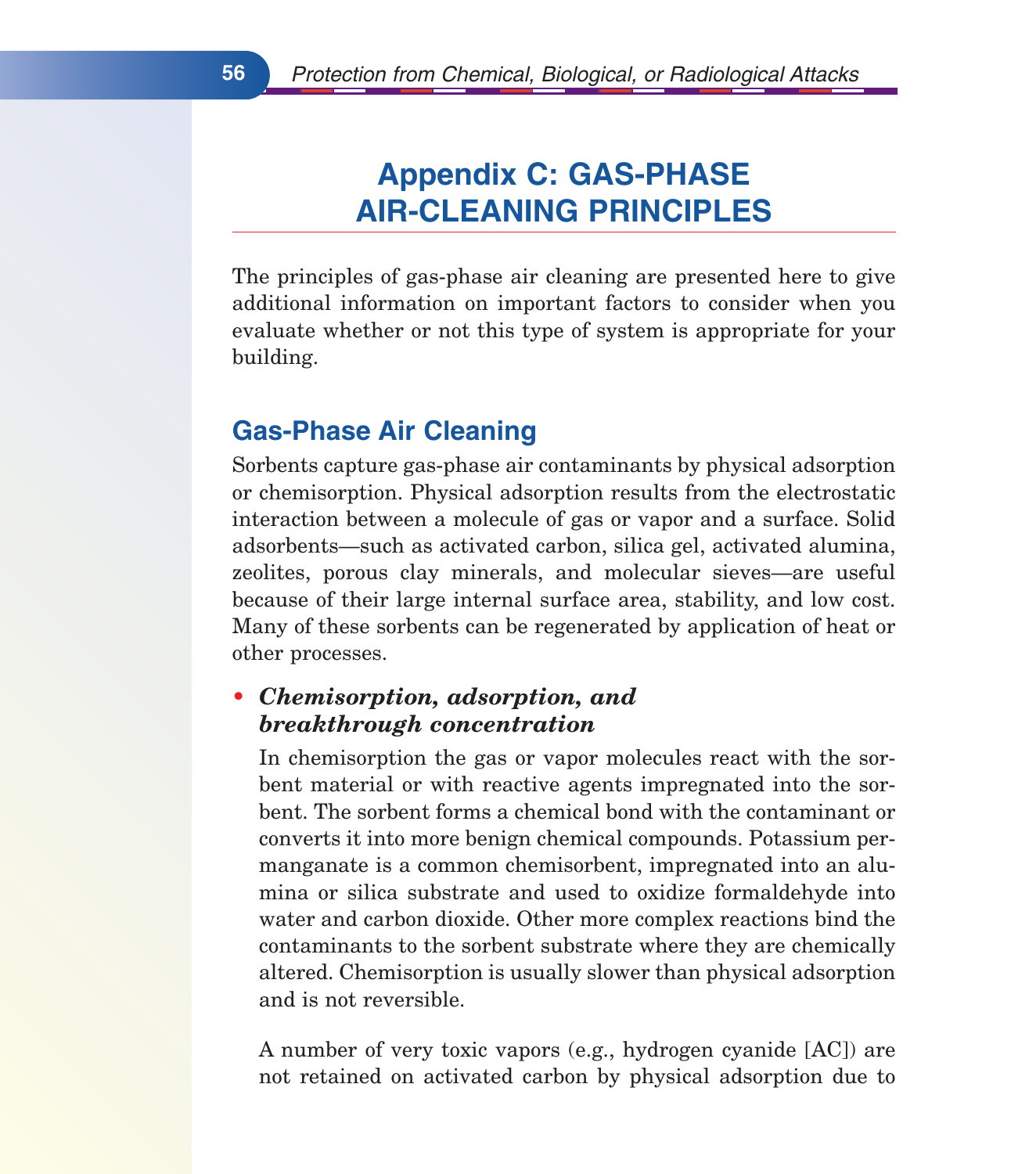# Appendix C: GAS-PHASE AIR-CLEANING PRINCIPLES

The principles of gas-phase air cleaning are presented here to give additional information on important factors to consider when you evaluate whether or not this type of system is appropriate for your building.

## Gas-Phase Air Cleaning

Sorbents capture gas-phase air contaminants by physical adsorption or chemisorption. Physical adsorption results from the electrostatic interaction between a molecule of gas or vapor and a surface. Solid adsorbents—such as activated carbon, silica gel, activated alumina, zeolites, porous clay minerals, and molecular sieves—are useful because of their large internal surface area, stability, and low cost. Many of these sorbents can be regenerated by application of heat or other processes.

- ***Chemisorption, adsorption, and breakthrough concentration***

  In chemisorption the gas or vapor molecules react with the sorbent material or with reactive agents impregnated into the sorbent. The sorbent forms a chemical bond with the contaminant or converts it into more benign chemical compounds. Potassium permanganate is a common chemisorbent, impregnated into an alumina or silica substrate and used to oxidize formaldehyde into water and carbon dioxide. Other more complex reactions bind the contaminants to the sorbent substrate where they are chemically altered. Chemisorption is usually slower than physical adsorption and is not reversible.

  A number of very toxic vapors (e.g., hydrogen cyanide [AC]) are not retained on activated carbon by physical adsorption due to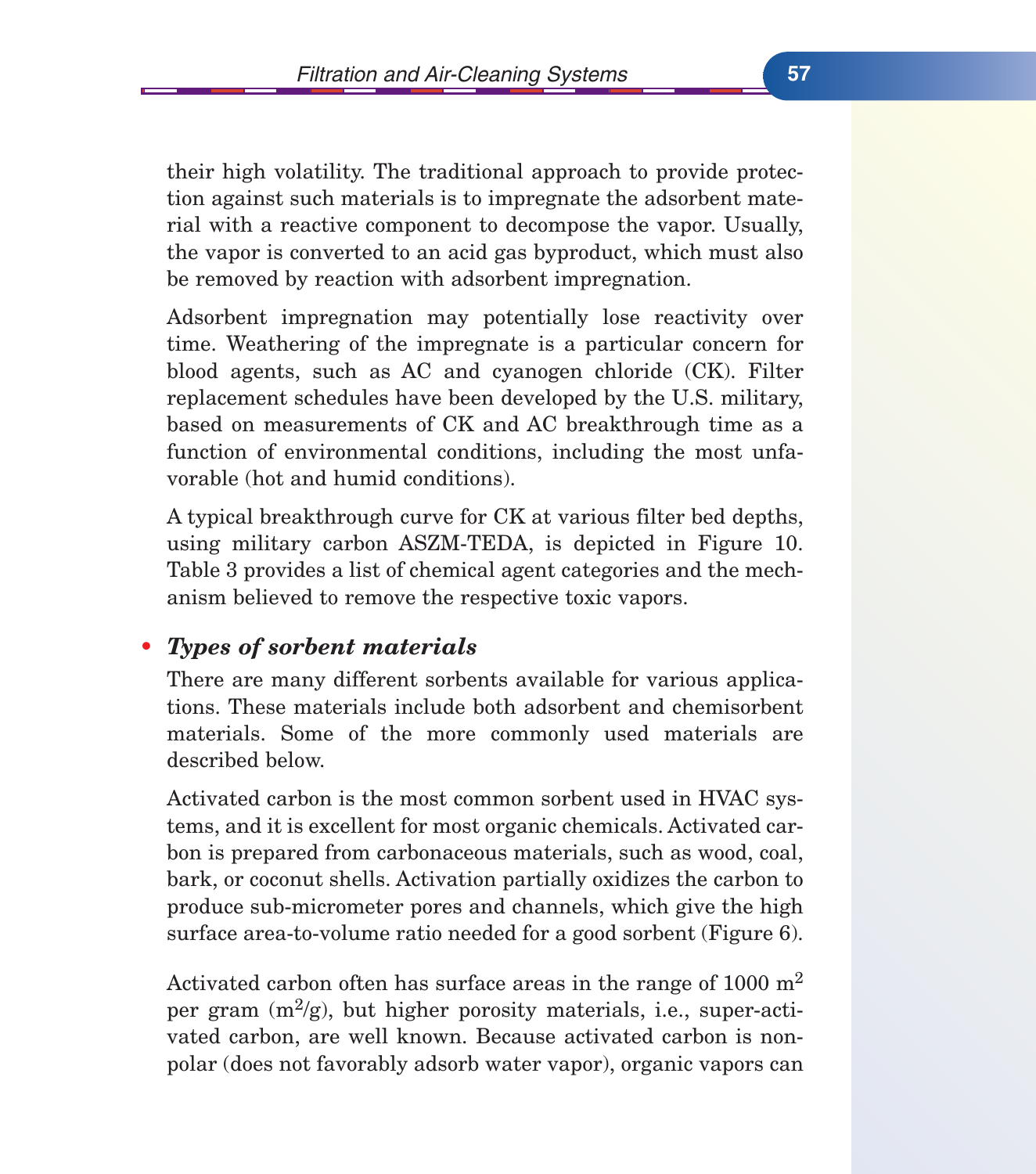their high volatility. The traditional approach to provide protection against such materials is to impregnate the adsorbent material with a reactive component to decompose the vapor. Usually, the vapor is converted to an acid gas byproduct, which must also be removed by reaction with adsorbent impregnation.

Adsorbent impregnation may potentially lose reactivity over time. Weathering of the impregnate is a particular concern for blood agents, such as AC and cyanogen chloride (CK). Filter replacement schedules have been developed by the U.S. military, based on measurements of CK and AC breakthrough time as a function of environmental conditions, including the most unfavorable (hot and humid conditions).

A typical breakthrough curve for CK at various filter bed depths, using military carbon ASZM-TEDA, is depicted in Figure 10. Table 3 provides a list of chemical agent categories and the mechanism believed to remove the respective toxic vapors.

- ***Types of sorbent materials***

There are many different sorbents available for various applications. These materials include both adsorbent and chemisorbent materials. Some of the more commonly used materials are described below.

Activated carbon is the most common sorbent used in HVAC systems, and it is excellent for most organic chemicals. Activated carbon is prepared from carbonaceous materials, such as wood, coal, bark, or coconut shells. Activation partially oxidizes the carbon to produce sub-micrometer pores and channels, which give the high surface area-to-volume ratio needed for a good sorbent (Figure 6).

Activated carbon often has surface areas in the range of 1000 $m^2$ per gram ($m^2/g$), but higher porosity materials, i.e., super-activated carbon, are well known. Because activated carbon is nonpolar (does not favorably adsorb water vapor), organic vapors can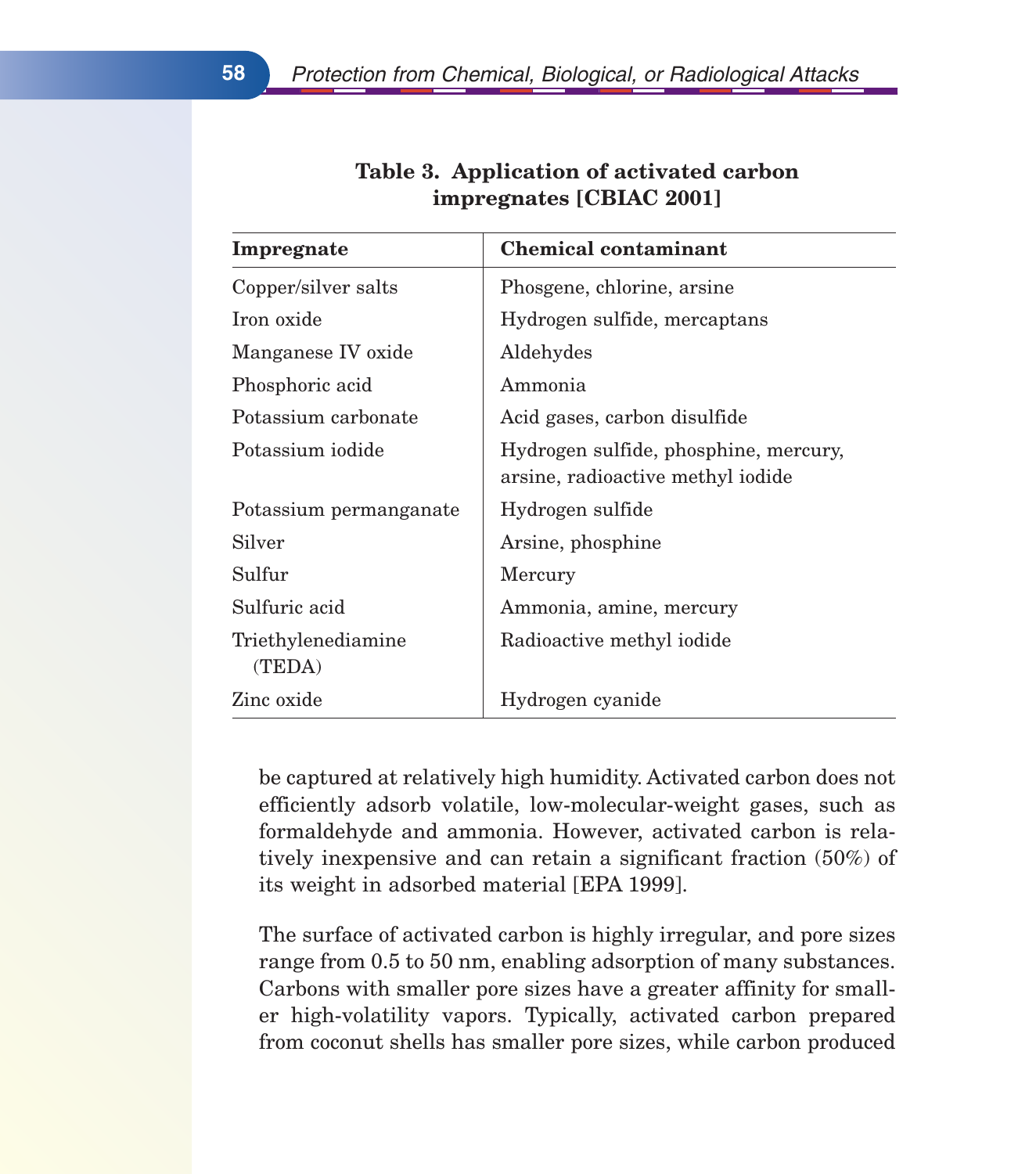**Table 3. Application of activated carbon impregnates [CBIAC 2001]**

| Impregnate | Chemical contaminant |
|---|---|
| Copper/silver salts | Phosgene, chlorine, arsine |
| Iron oxide | Hydrogen sulfide, mercaptans |
| Manganese IV oxide | Aldehydes |
| Phosphoric acid | Ammonia |
| Potassium carbonate | Acid gases, carbon disulfide |
| Potassium iodide | Hydrogen sulfide, phosphine, mercury, arsine, radioactive methyl iodide |
| Potassium permanganate | Hydrogen sulfide |
| Silver | Arsine, phosphine |
| Sulfur | Mercury |
| Sulfuric acid | Ammonia, amine, mercury |
| Triethylenediamine (TEDA) | Radioactive methyl iodide |
| Zinc oxide | Hydrogen cyanide |

be captured at relatively high humidity. Activated carbon does not efficiently adsorb volatile, low-molecular-weight gases, such as formaldehyde and ammonia. However, activated carbon is relatively inexpensive and can retain a significant fraction (50%) of its weight in adsorbed material [EPA 1999].

The surface of activated carbon is highly irregular, and pore sizes range from 0.5 to 50 nm, enabling adsorption of many substances. Carbons with smaller pore sizes have a greater affinity for smaller high-volatility vapors. Typically, activated carbon prepared from coconut shells has smaller pore sizes, while carbon produced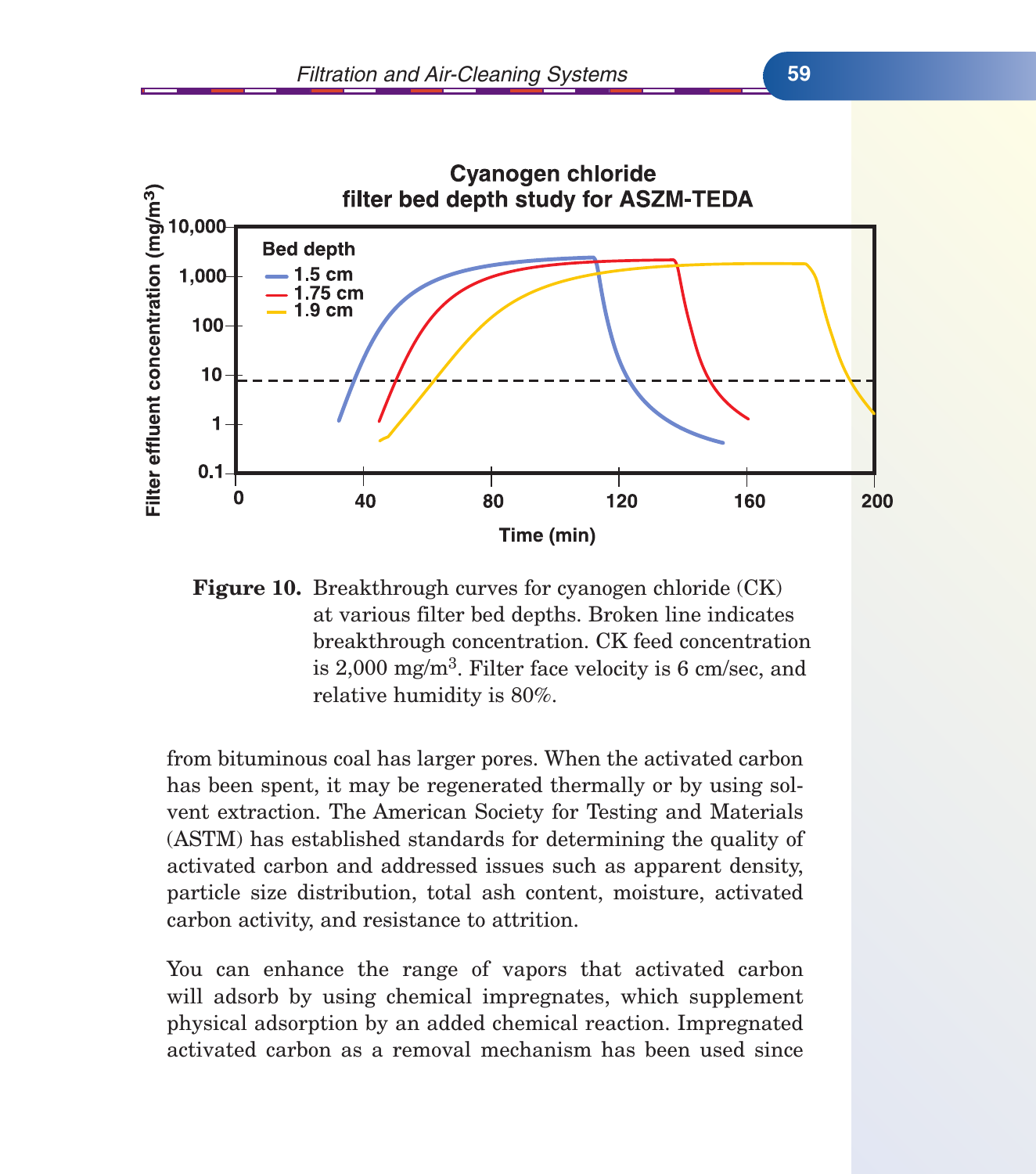**Figure 10.** Breakthrough curves for cyanogen chloride (CK) at various filter bed depths. Broken line indicates breakthrough concentration. CK feed concentration is 2,000 mg/m$^3$. Filter face velocity is 6 cm/sec, and relative humidity is 80%.

from bituminous coal has larger pores. When the activated carbon has been spent, it may be regenerated thermally or by using solvent extraction. The American Society for Testing and Materials (ASTM) has established standards for determining the quality of activated carbon and addressed issues such as apparent density, particle size distribution, total ash content, moisture, activated carbon activity, and resistance to attrition.

You can enhance the range of vapors that activated carbon will adsorb by using chemical impregnates, which supplement physical adsorption by an added chemical reaction. Impregnated activated carbon as a removal mechanism has been used since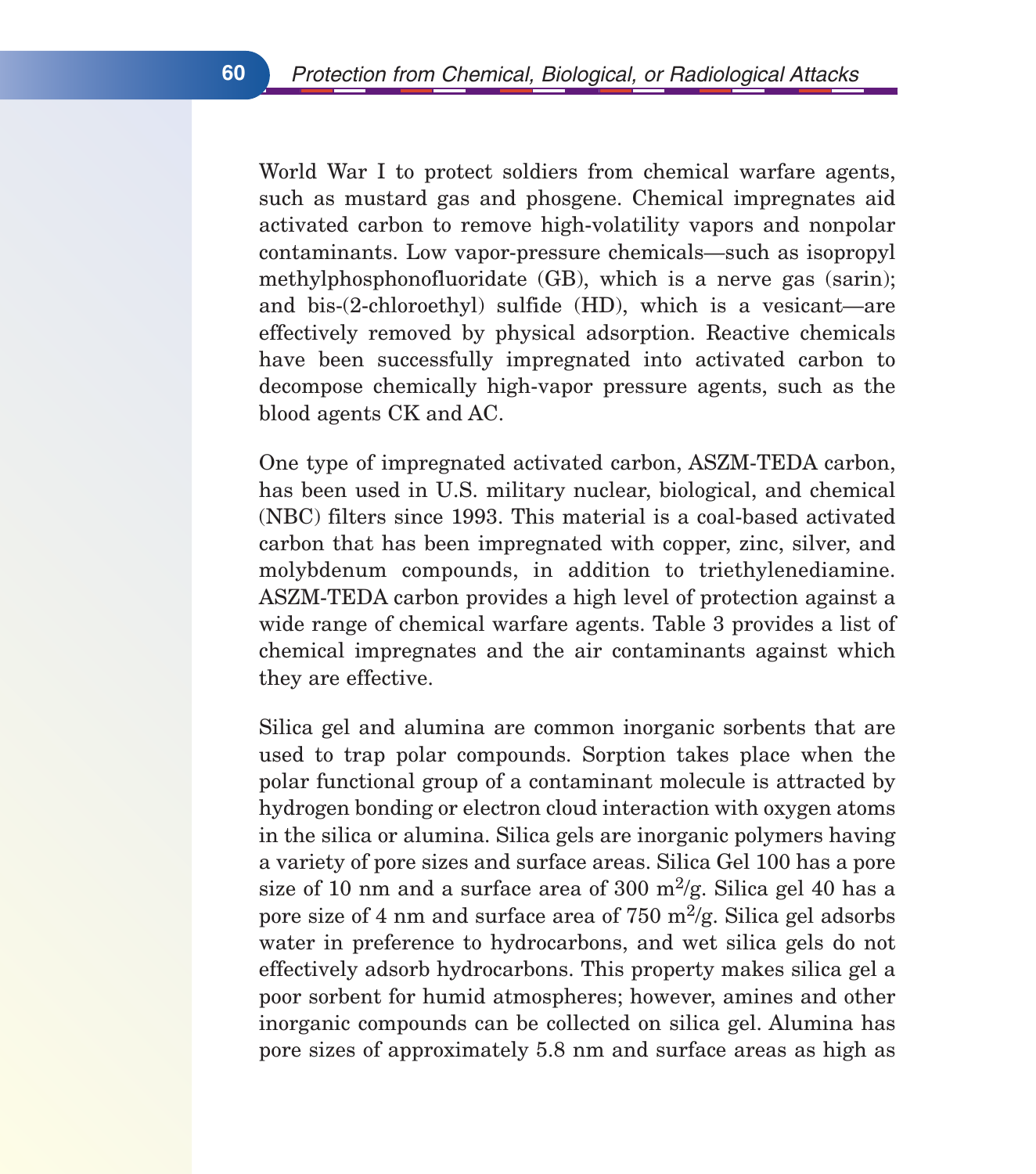World War I to protect soldiers from chemical warfare agents, such as mustard gas and phosgene. Chemical impregnates aid activated carbon to remove high-volatility vapors and nonpolar contaminants. Low vapor-pressure chemicals—such as isopropyl methylphosphonofluoridate (GB), which is a nerve gas (sarin); and bis-(2-chloroethyl) sulfide (HD), which is a vesicant—are effectively removed by physical adsorption. Reactive chemicals have been successfully impregnated into activated carbon to decompose chemically high-vapor pressure agents, such as the blood agents CK and AC.

One type of impregnated activated carbon, ASZM-TEDA carbon, has been used in U.S. military nuclear, biological, and chemical (NBC) filters since 1993. This material is a coal-based activated carbon that has been impregnated with copper, zinc, silver, and molybdenum compounds, in addition to triethylenediamine. ASZM-TEDA carbon provides a high level of protection against a wide range of chemical warfare agents. Table 3 provides a list of chemical impregnates and the air contaminants against which they are effective.

Silica gel and alumina are common inorganic sorbents that are used to trap polar compounds. Sorption takes place when the polar functional group of a contaminant molecule is attracted by hydrogen bonding or electron cloud interaction with oxygen atoms in the silica or alumina. Silica gels are inorganic polymers having a variety of pore sizes and surface areas. Silica Gel 100 has a pore size of 10 nm and a surface area of 300 $m^2/g$. Silica gel 40 has a pore size of 4 nm and surface area of 750 $m^2/g$. Silica gel adsorbs water in preference to hydrocarbons, and wet silica gels do not effectively adsorb hydrocarbons. This property makes silica gel a poor sorbent for humid atmospheres; however, amines and other inorganic compounds can be collected on silica gel. Alumina has pore sizes of approximately 5.8 nm and surface areas as high as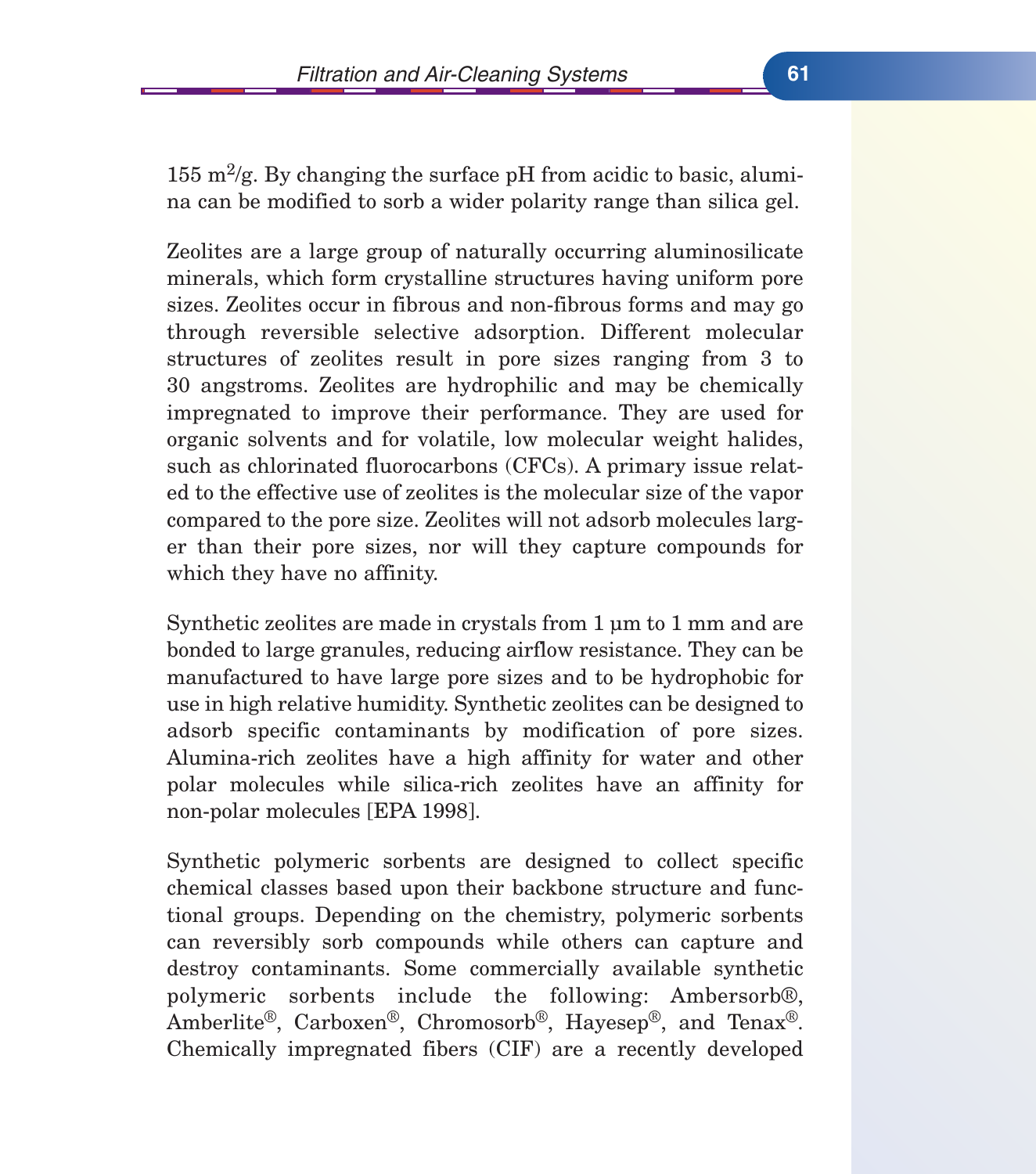155 $m^2$/g. By changing the surface pH from acidic to basic, alumina can be modified to sorb a wider polarity range than silica gel.

Zeolites are a large group of naturally occurring aluminosilicate minerals, which form crystalline structures having uniform pore sizes. Zeolites occur in fibrous and non-fibrous forms and may go through reversible selective adsorption. Different molecular structures of zeolites result in pore sizes ranging from 3 to 30 angstroms. Zeolites are hydrophilic and may be chemically impregnated to improve their performance. They are used for organic solvents and for volatile, low molecular weight halides, such as chlorinated fluorocarbons (CFCs). A primary issue related to the effective use of zeolites is the molecular size of the vapor compared to the pore size. Zeolites will not adsorb molecules larger than their pore sizes, nor will they capture compounds for which they have no affinity.

Synthetic zeolites are made in crystals from 1 µm to 1 mm and are bonded to large granules, reducing airflow resistance. They can be manufactured to have large pore sizes and to be hydrophobic for use in high relative humidity. Synthetic zeolites can be designed to adsorb specific contaminants by modification of pore sizes. Alumina-rich zeolites have a high affinity for water and other polar molecules while silica-rich zeolites have an affinity for non-polar molecules [EPA 1998].

Synthetic polymeric sorbents are designed to collect specific chemical classes based upon their backbone structure and functional groups. Depending on the chemistry, polymeric sorbents can reversibly sorb compounds while others can capture and destroy contaminants. Some commercially available synthetic polymeric sorbents include the following: Ambersorb®, Amberlite®, Carboxen®, Chromosorb®, Hayesep®, and Tenax®. Chemically impregnated fibers (CIF) are a recently developed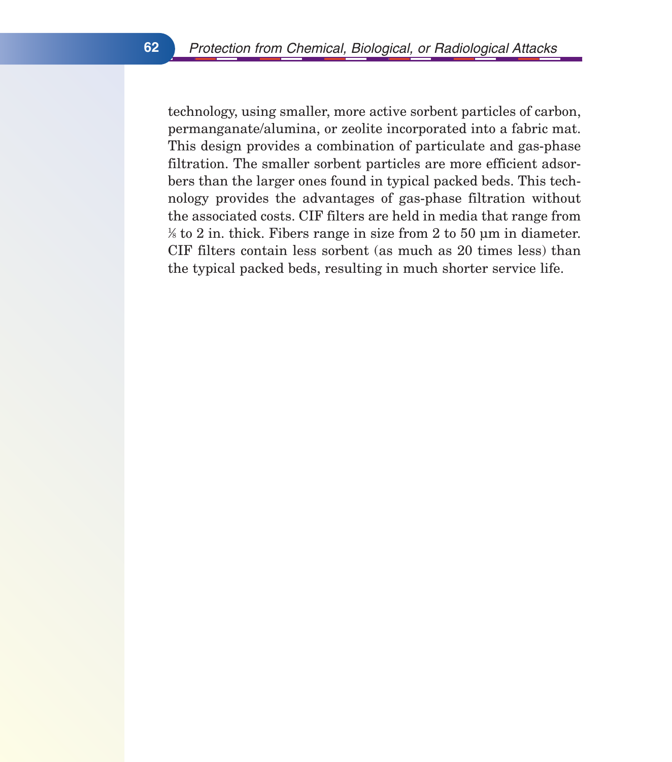technology, using smaller, more active sorbent particles of carbon, permanganate/alumina, or zeolite incorporated into a fabric mat. This design provides a combination of particulate and gas-phase filtration. The smaller sorbent particles are more efficient adsorbers than the larger ones found in typical packed beds. This technology provides the advantages of gas-phase filtration without the associated costs. CIF filters are held in media that range from ⅛ to 2 in. thick. Fibers range in size from 2 to 50 µm in diameter. CIF filters contain less sorbent (as much as 20 times less) than the typical packed beds, resulting in much shorter service life.